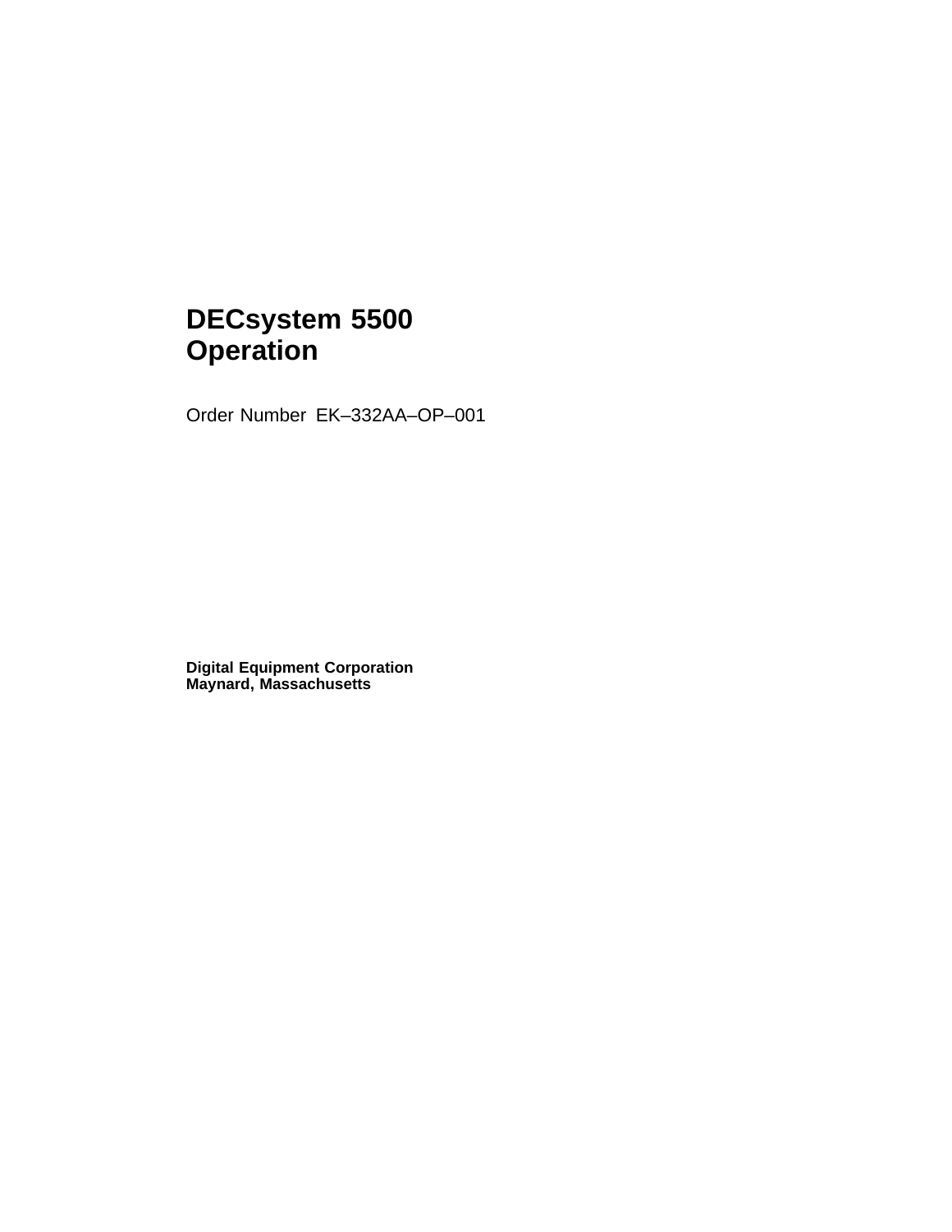# DECsystem 5500 Operation

Order Number EK–332AA–OP–001

**Digital Equipment Corporation**
**Maynard, Massachusetts**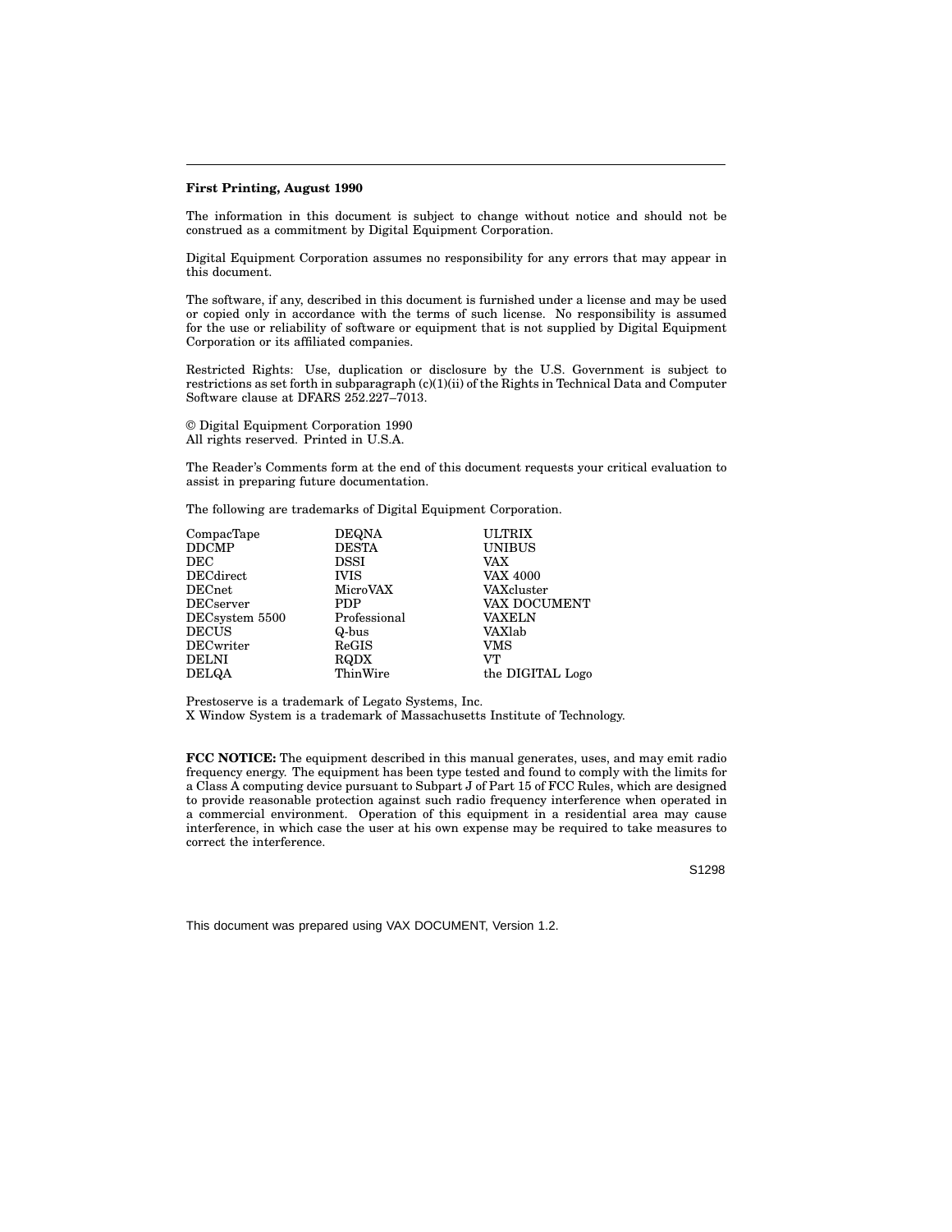**First Printing, August 1990**

The information in this document is subject to change without notice and should not be construed as a commitment by Digital Equipment Corporation.

Digital Equipment Corporation assumes no responsibility for any errors that may appear in this document.

The software, if any, described in this document is furnished under a license and may be used or copied only in accordance with the terms of such license. No responsibility is assumed for the use or reliability of software or equipment that is not supplied by Digital Equipment Corporation or its affiliated companies.

Restricted Rights: Use, duplication or disclosure by the U.S. Government is subject to restrictions as set forth in subparagraph (c)(1)(ii) of the Rights in Technical Data and Computer Software clause at DFARS 252.227–7013.

© Digital Equipment Corporation 1990
All rights reserved. Printed in U.S.A.

The Reader's Comments form at the end of this document requests your critical evaluation to assist in preparing future documentation.

The following are trademarks of Digital Equipment Corporation.

| | | |
|---|---|---|
| CompacTape | DEQNA | ULTRIX |
| DDCMP | DESTA | UNIBUS |
| DEC | DSSI | VAX |
| DECdirect | IVIS | VAX 4000 |
| DECnet | MicroVAX | VAXcluster |
| DECserver | PDP | VAX DOCUMENT |
| DECsystem 5500 | Professional | VAXELN |
| DECUS | Q-bus | VAXlab |
| DECwriter | ReGIS | VMS |
| DELNI | RQDX | VT |
| DELQA | ThinWire | the DIGITAL Logo |

Prestoserve is a trademark of Legato Systems, Inc.
X Window System is a trademark of Massachusetts Institute of Technology.

**FCC NOTICE:** The equipment described in this manual generates, uses, and may emit radio frequency energy. The equipment has been type tested and found to comply with the limits for a Class A computing device pursuant to Subpart J of Part 15 of FCC Rules, which are designed to provide reasonable protection against such radio frequency interference when operated in a commercial environment. Operation of this equipment in a residential area may cause interference, in which case the user at his own expense may be required to take measures to correct the interference.

S1298

This document was prepared using VAX DOCUMENT, Version 1.2.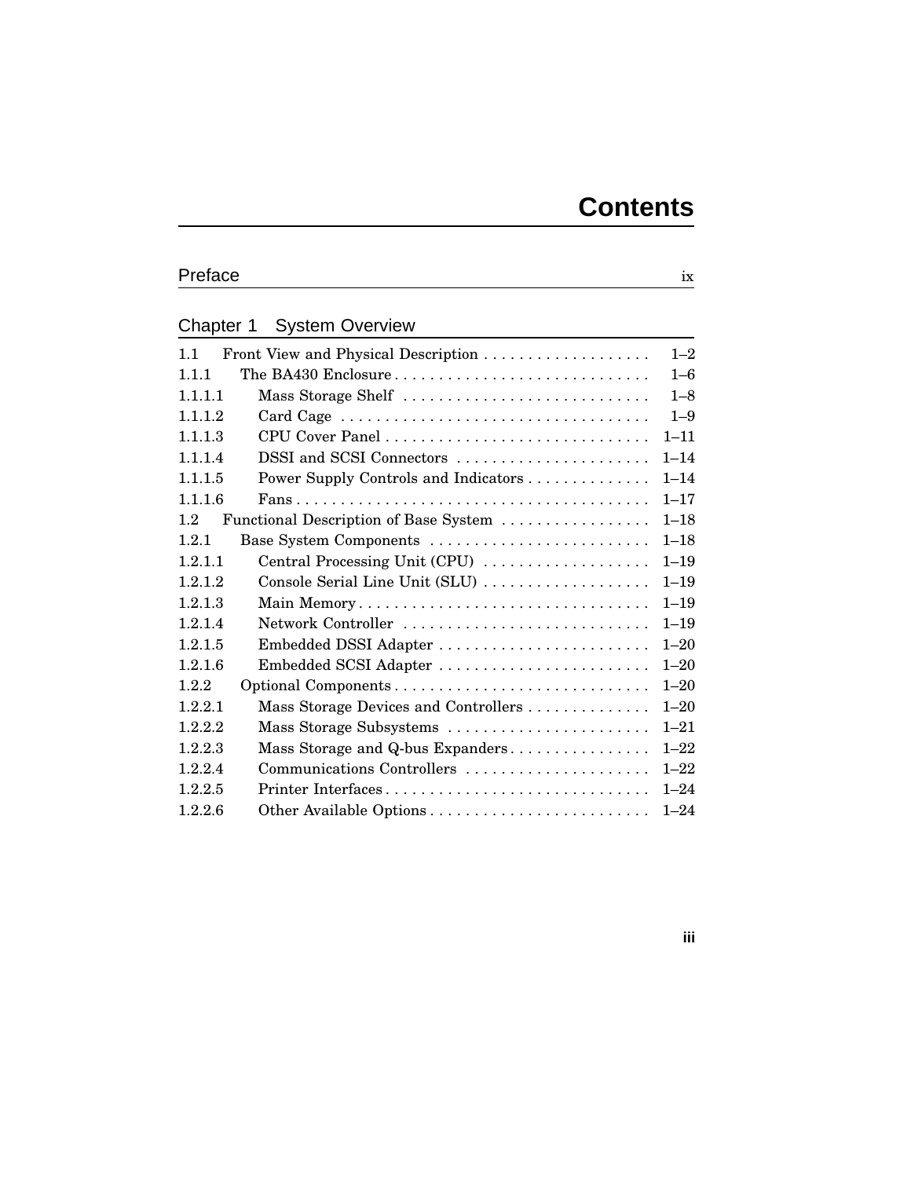# Contents

## Preface ix

## Chapter 1 System Overview

| | | |
|---|---|---|
| 1.1 | Front View and Physical Description | 1–2 |
| 1.1.1 | The BA430 Enclosure | 1–6 |
| 1.1.1.1 | Mass Storage Shelf | 1–8 |
| 1.1.1.2 | Card Cage | 1–9 |
| 1.1.1.3 | CPU Cover Panel | 1–11 |
| 1.1.1.4 | DSSI and SCSI Connectors | 1–14 |
| 1.1.1.5 | Power Supply Controls and Indicators | 1–14 |
| 1.1.1.6 | Fans | 1–17 |
| 1.2 | Functional Description of Base System | 1–18 |
| 1.2.1 | Base System Components | 1–18 |
| 1.2.1.1 | Central Processing Unit (CPU) | 1–19 |
| 1.2.1.2 | Console Serial Line Unit (SLU) | 1–19 |
| 1.2.1.3 | Main Memory | 1–19 |
| 1.2.1.4 | Network Controller | 1–19 |
| 1.2.1.5 | Embedded DSSI Adapter | 1–20 |
| 1.2.1.6 | Embedded SCSI Adapter | 1–20 |
| 1.2.2 | Optional Components | 1–20 |
| 1.2.2.1 | Mass Storage Devices and Controllers | 1–20 |
| 1.2.2.2 | Mass Storage Subsystems | 1–21 |
| 1.2.2.3 | Mass Storage and Q-bus Expanders | 1–22 |
| 1.2.2.4 | Communications Controllers | 1–22 |
| 1.2.2.5 | Printer Interfaces | 1–24 |
| 1.2.2.6 | Other Available Options | 1–24 |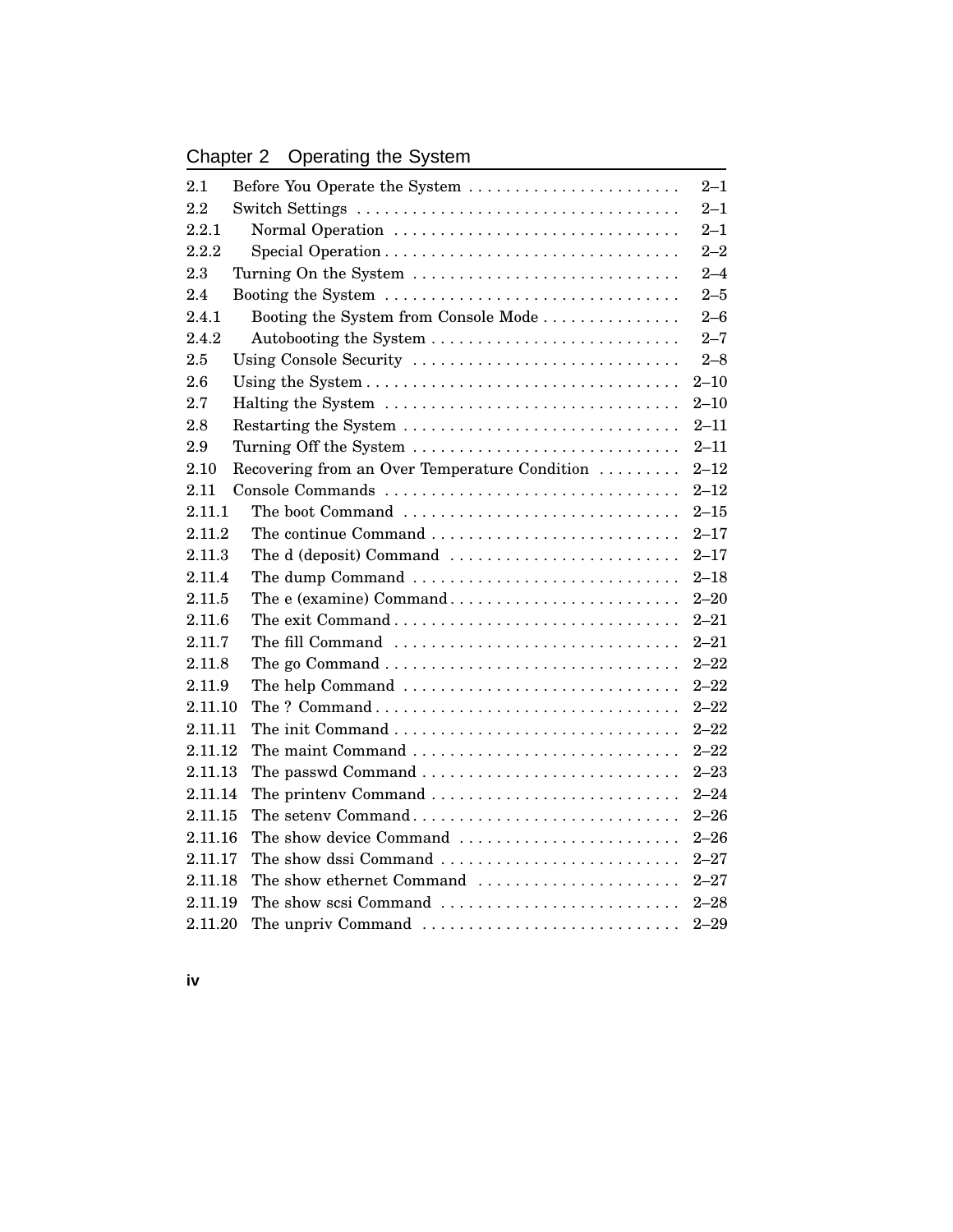## Chapter 2 Operating the System

| | | |
|---|---|---|
| 2.1 | Before You Operate the System | 2–1 |
| 2.2 | Switch Settings | 2–1 |
| 2.2.1 | Normal Operation | 2–1 |
| 2.2.2 | Special Operation | 2–2 |
| 2.3 | Turning On the System | 2–4 |
| 2.4 | Booting the System | 2–5 |
| 2.4.1 | Booting the System from Console Mode | 2–6 |
| 2.4.2 | Autobooting the System | 2–7 |
| 2.5 | Using Console Security | 2–8 |
| 2.6 | Using the System | 2–10 |
| 2.7 | Halting the System | 2–10 |
| 2.8 | Restarting the System | 2–11 |
| 2.9 | Turning Off the System | 2–11 |
| 2.10 | Recovering from an Over Temperature Condition | 2–12 |
| 2.11 | Console Commands | 2–12 |
| 2.11.1 | The boot Command | 2–15 |
| 2.11.2 | The continue Command | 2–17 |
| 2.11.3 | The d (deposit) Command | 2–17 |
| 2.11.4 | The dump Command | 2–18 |
| 2.11.5 | The e (examine) Command | 2–20 |
| 2.11.6 | The exit Command | 2–21 |
| 2.11.7 | The fill Command | 2–21 |
| 2.11.8 | The go Command | 2–22 |
| 2.11.9 | The help Command | 2–22 |
| 2.11.10 | The ? Command | 2–22 |
| 2.11.11 | The init Command | 2–22 |
| 2.11.12 | The maint Command | 2–22 |
| 2.11.13 | The passwd Command | 2–23 |
| 2.11.14 | The printenv Command | 2–24 |
| 2.11.15 | The setenv Command | 2–26 |
| 2.11.16 | The show device Command | 2–26 |
| 2.11.17 | The show dssi Command | 2–27 |
| 2.11.18 | The show ethernet Command | 2–27 |
| 2.11.19 | The show scsi Command | 2–28 |
| 2.11.20 | The unpriv Command | 2–29 |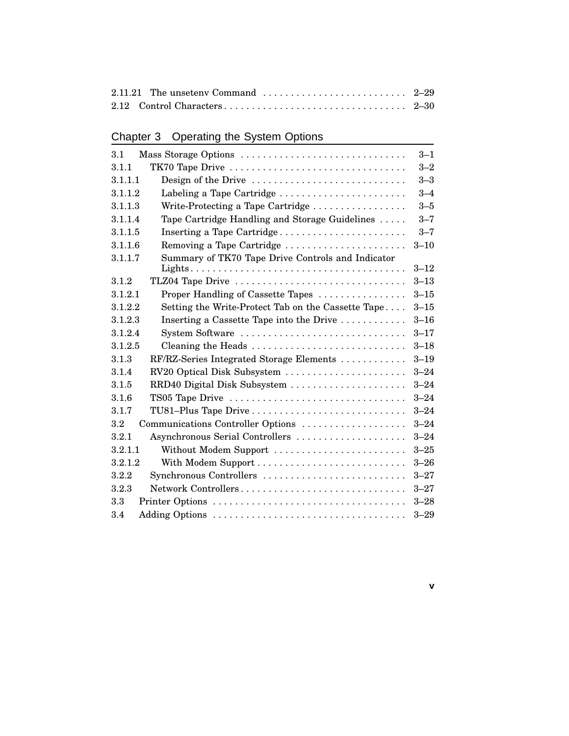| | | |
|---|---|---|
| 2.11.21 | The unsetenv Command | 2–29 |
| 2.12 | Control Characters | 2–30 |

## Chapter 3 Operating the System Options

| | | |
|---|---|---|
| 3.1 | Mass Storage Options | 3–1 |
| 3.1.1 | TK70 Tape Drive | 3–2 |
| 3.1.1.1 | Design of the Drive | 3–3 |
| 3.1.1.2 | Labeling a Tape Cartridge | 3–4 |
| 3.1.1.3 | Write-Protecting a Tape Cartridge | 3–5 |
| 3.1.1.4 | Tape Cartridge Handling and Storage Guidelines | 3–7 |
| 3.1.1.5 | Inserting a Tape Cartridge | 3–7 |
| 3.1.1.6 | Removing a Tape Cartridge | 3–10 |
| 3.1.1.7 | Summary of TK70 Tape Drive Controls and Indicator Lights | 3–12 |
| 3.1.2 | TLZ04 Tape Drive | 3–13 |
| 3.1.2.1 | Proper Handling of Cassette Tapes | 3–15 |
| 3.1.2.2 | Setting the Write-Protect Tab on the Cassette Tape | 3–15 |
| 3.1.2.3 | Inserting a Cassette Tape into the Drive | 3–16 |
| 3.1.2.4 | System Software | 3–17 |
| 3.1.2.5 | Cleaning the Heads | 3–18 |
| 3.1.3 | RF/RZ-Series Integrated Storage Elements | 3–19 |
| 3.1.4 | RV20 Optical Disk Subsystem | 3–24 |
| 3.1.5 | RRD40 Digital Disk Subsystem | 3–24 |
| 3.1.6 | TS05 Tape Drive | 3–24 |
| 3.1.7 | TU81–Plus Tape Drive | 3–24 |
| 3.2 | Communications Controller Options | 3–24 |
| 3.2.1 | Asynchronous Serial Controllers | 3–24 |
| 3.2.1.1 | Without Modem Support | 3–25 |
| 3.2.1.2 | With Modem Support | 3–26 |
| 3.2.2 | Synchronous Controllers | 3–27 |
| 3.2.3 | Network Controllers | 3–27 |
| 3.3 | Printer Options | 3–28 |
| 3.4 | Adding Options | 3–29 |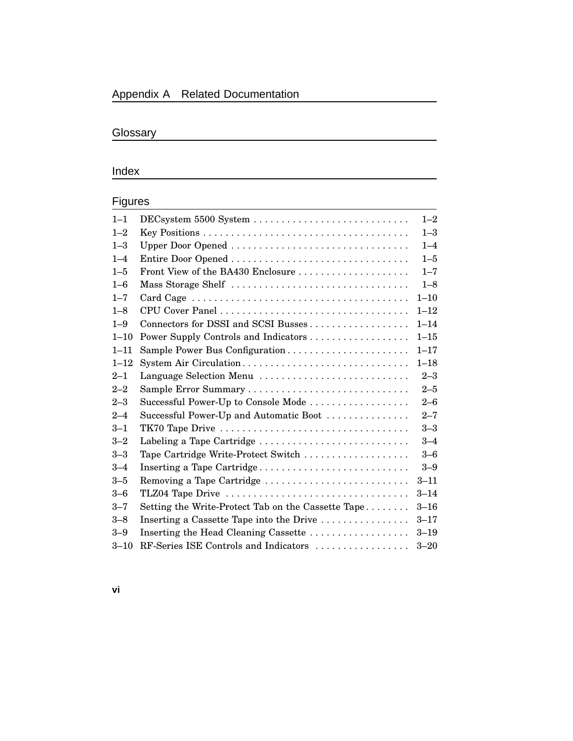## Appendix A Related Documentation

## Glossary

## Index

## Figures

| | | |
|---|---|---|
| 1–1 | DECsystem 5500 System | 1–2 |
| 1–2 | Key Positions | 1–3 |
| 1–3 | Upper Door Opened | 1–4 |
| 1–4 | Entire Door Opened | 1–5 |
| 1–5 | Front View of the BA430 Enclosure | 1–7 |
| 1–6 | Mass Storage Shelf | 1–8 |
| 1–7 | Card Cage | 1–10 |
| 1–8 | CPU Cover Panel | 1–12 |
| 1–9 | Connectors for DSSI and SCSI Busses | 1–14 |
| 1–10 | Power Supply Controls and Indicators | 1–15 |
| 1–11 | Sample Power Bus Configuration | 1–17 |
| 1–12 | System Air Circulation | 1–18 |
| 2–1 | Language Selection Menu | 2–3 |
| 2–2 | Sample Error Summary | 2–5 |
| 2–3 | Successful Power-Up to Console Mode | 2–6 |
| 2–4 | Successful Power-Up and Automatic Boot | 2–7 |
| 3–1 | TK70 Tape Drive | 3–3 |
| 3–2 | Labeling a Tape Cartridge | 3–4 |
| 3–3 | Tape Cartridge Write-Protect Switch | 3–6 |
| 3–4 | Inserting a Tape Cartridge | 3–9 |
| 3–5 | Removing a Tape Cartridge | 3–11 |
| 3–6 | TLZ04 Tape Drive | 3–14 |
| 3–7 | Setting the Write-Protect Tab on the Cassette Tape | 3–16 |
| 3–8 | Inserting a Cassette Tape into the Drive | 3–17 |
| 3–9 | Inserting the Head Cleaning Cassette | 3–19 |
| 3–10 | RF-Series ISE Controls and Indicators | 3–20 |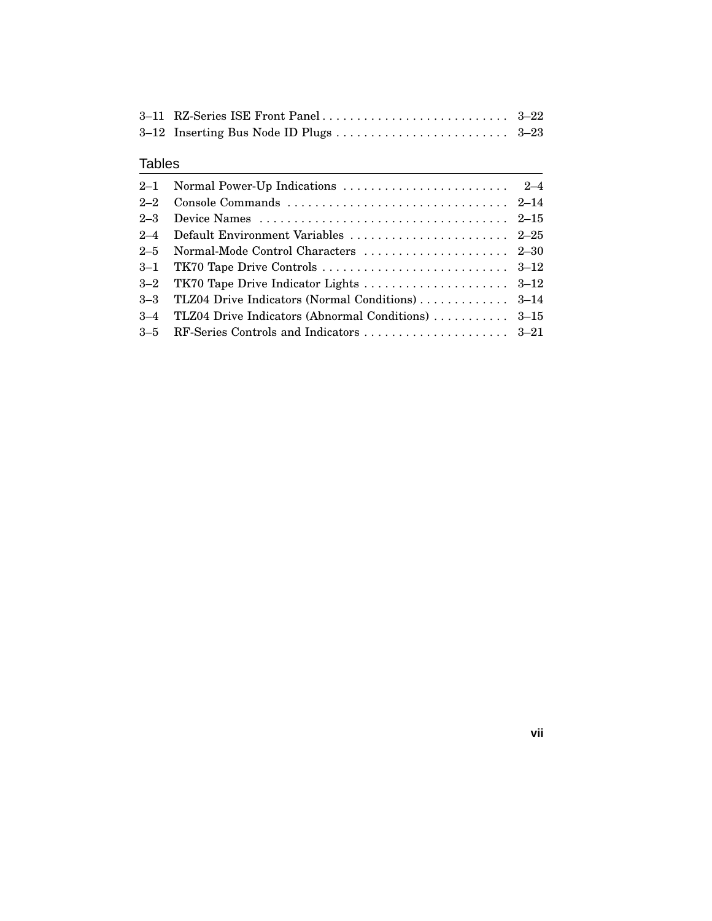3–11 RZ-Series ISE Front Panel . . . . . . . . . . . . . . . . . . . . . . . . . . . 3–22
3–12 Inserting Bus Node ID Plugs . . . . . . . . . . . . . . . . . . . . . . . . . 3–23

## Tables

2–1 Normal Power-Up Indications . . . . . . . . . . . . . . . . . . . . . . . . . 2–4
2–2 Console Commands . . . . . . . . . . . . . . . . . . . . . . . . . . . . . . . . 2–14
2–3 Device Names . . . . . . . . . . . . . . . . . . . . . . . . . . . . . . . . . . . . 2–15
2–4 Default Environment Variables . . . . . . . . . . . . . . . . . . . . . . . 2–25
2–5 Normal-Mode Control Characters . . . . . . . . . . . . . . . . . . . . . 2–30
3–1 TK70 Tape Drive Controls . . . . . . . . . . . . . . . . . . . . . . . . . . . 3–12
3–2 TK70 Tape Drive Indicator Lights . . . . . . . . . . . . . . . . . . . . . 3–12
3–3 TLZ04 Drive Indicators (Normal Conditions) . . . . . . . . . . . . . 3–14
3–4 TLZ04 Drive Indicators (Abnormal Conditions) . . . . . . . . . . . 3–15
3–5 RF-Series Controls and Indicators . . . . . . . . . . . . . . . . . . . . . 3–21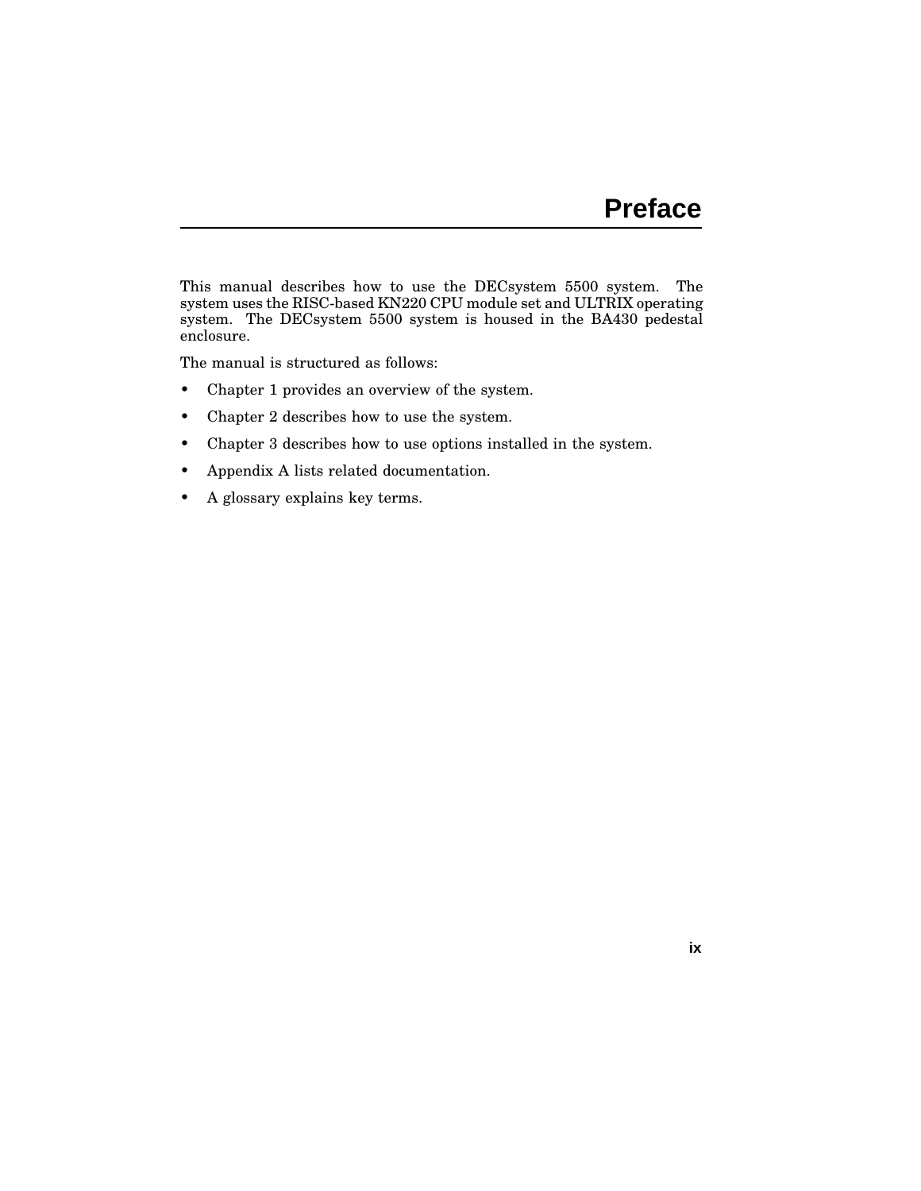# Preface

This manual describes how to use the DECsystem 5500 system. The system uses the RISC-based KN220 CPU module set and ULTRIX operating system. The DECsystem 5500 system is housed in the BA430 pedestal enclosure.

The manual is structured as follows:

- Chapter 1 provides an overview of the system.
- Chapter 2 describes how to use the system.
- Chapter 3 describes how to use options installed in the system.
- Appendix A lists related documentation.
- A glossary explains key terms.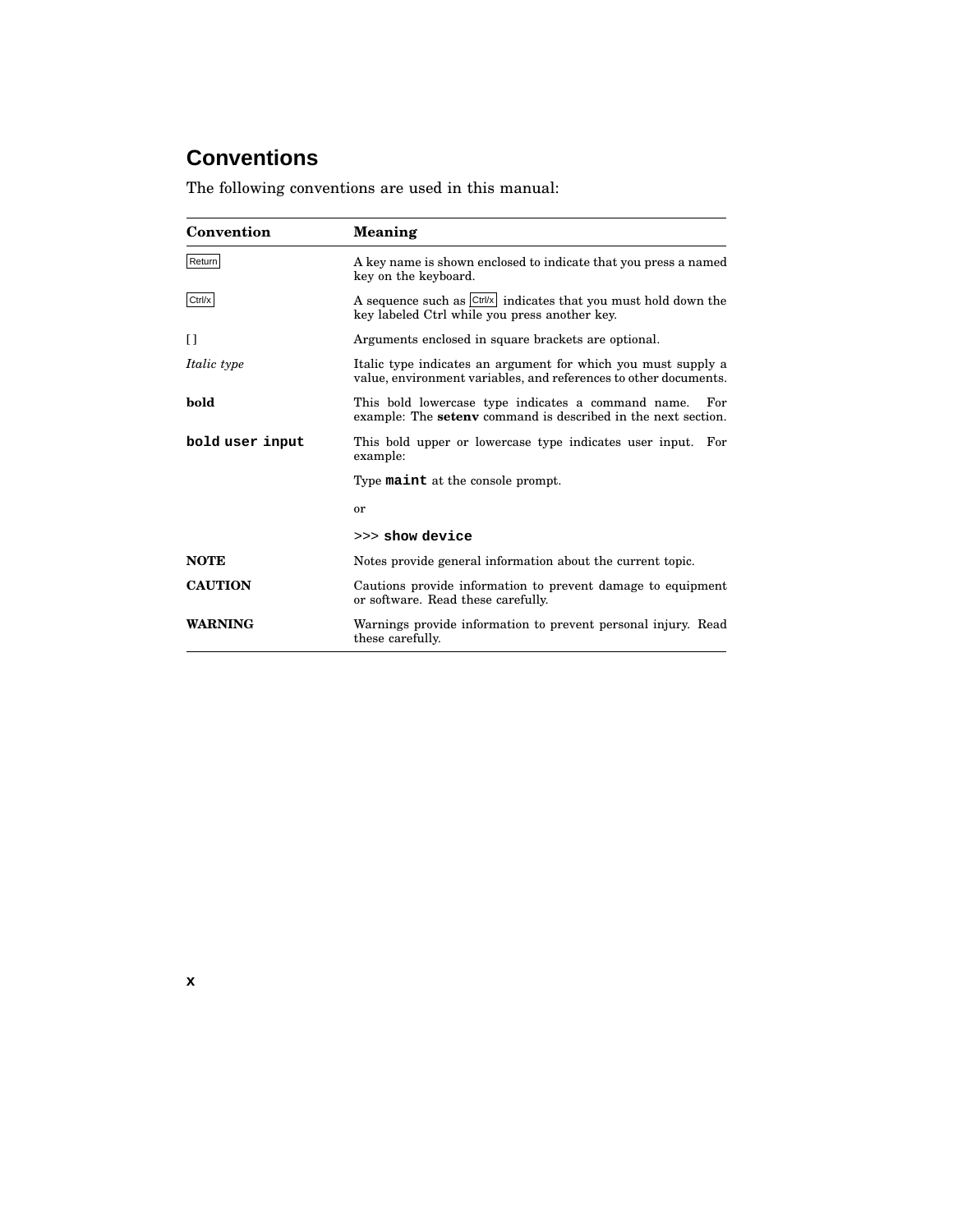## Conventions

The following conventions are used in this manual:

| Convention | Meaning |
|---|---|
| Return | A key name is shown enclosed to indicate that you press a named key on the keyboard. |
| Ctrl/x | A sequence such as Ctrl/x indicates that you must hold down the key labeled Ctrl while you press another key. |
| [ ] | Arguments enclosed in square brackets are optional. |
| *Italic type* | Italic type indicates an argument for which you must supply a value, environment variables, and references to other documents. |
| **bold** | This bold lowercase type indicates a command name. For example: The **setenv** command is described in the next section. |
| **bold user input** | This bold upper or lowercase type indicates user input. For example:<br><br>Type **maint** at the console prompt.<br><br>or<br><br>>>> **show device** |
| **NOTE** | Notes provide general information about the current topic. |
| **CAUTION** | Cautions provide information to prevent damage to equipment or software. Read these carefully. |
| **WARNING** | Warnings provide information to prevent personal injury. Read these carefully. |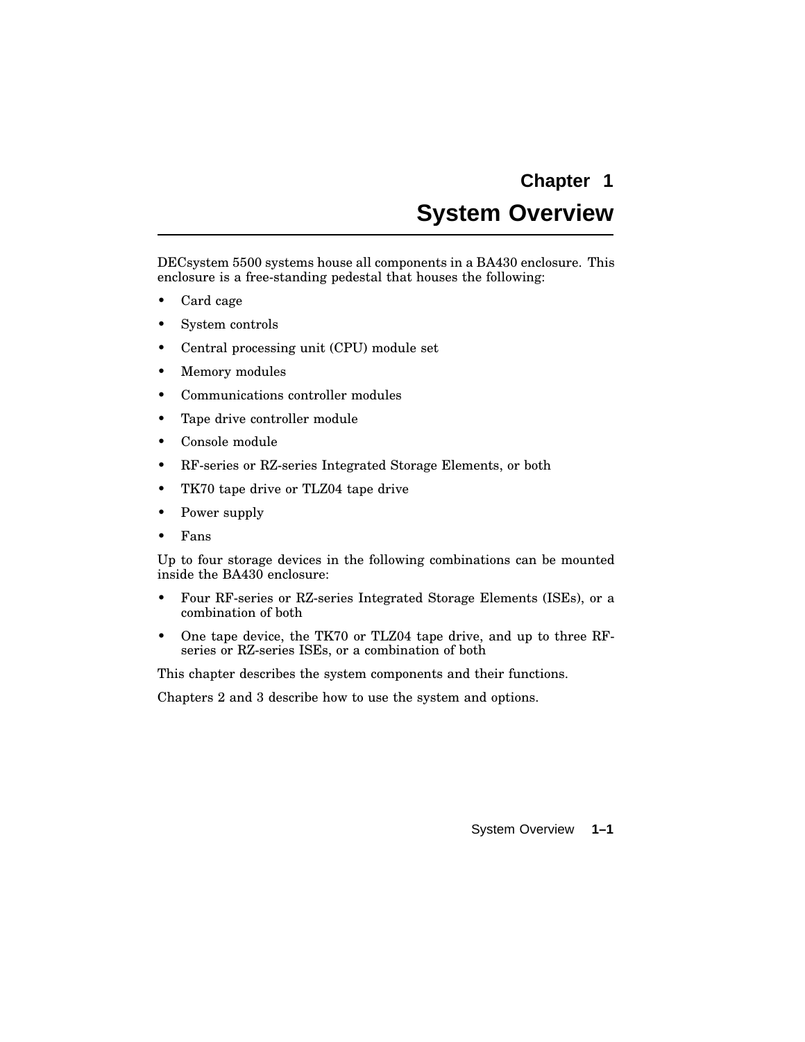# Chapter 1
# System Overview

DECsystem 5500 systems house all components in a BA430 enclosure. This enclosure is a free-standing pedestal that houses the following:

- Card cage
- System controls
- Central processing unit (CPU) module set
- Memory modules
- Communications controller modules
- Tape drive controller module
- Console module
- RF-series or RZ-series Integrated Storage Elements, or both
- TK70 tape drive or TLZ04 tape drive
- Power supply
- Fans

Up to four storage devices in the following combinations can be mounted inside the BA430 enclosure:

- Four RF-series or RZ-series Integrated Storage Elements (ISEs), or a combination of both
- One tape device, the TK70 or TLZ04 tape drive, and up to three RF-series or RZ-series ISEs, or a combination of both

This chapter describes the system components and their functions.

Chapters 2 and 3 describe how to use the system and options.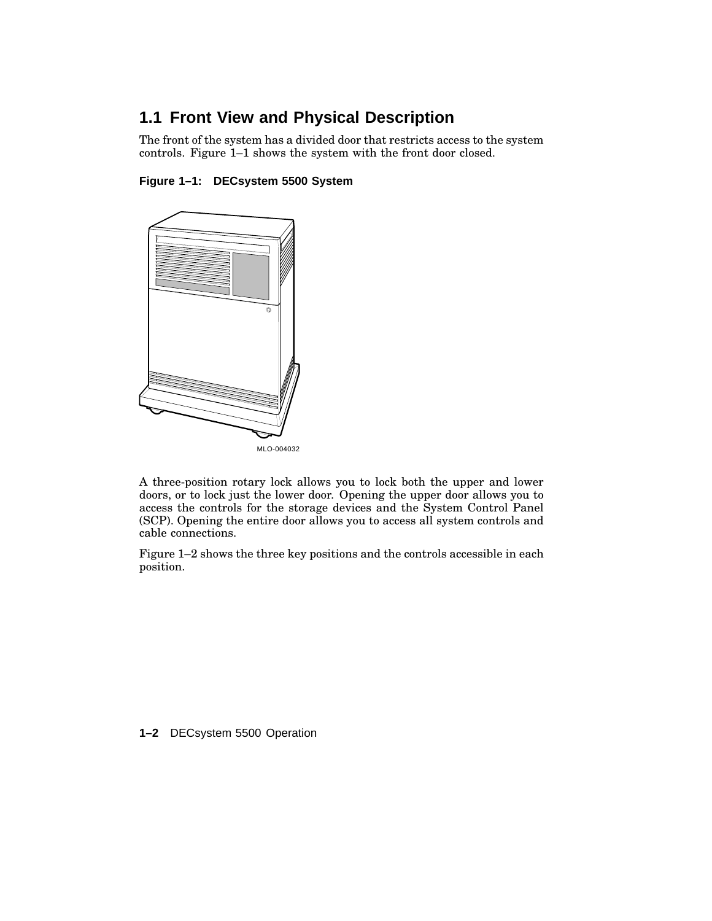## 1.1 Front View and Physical Description

The front of the system has a divided door that restricts access to the system controls. Figure 1–1 shows the system with the front door closed.

**Figure 1–1: DECsystem 5500 System**

MLO-004032

A three-position rotary lock allows you to lock both the upper and lower doors, or to lock just the lower door. Opening the upper door allows you to access the controls for the storage devices and the System Control Panel (SCP). Opening the entire door allows you to access all system controls and cable connections.

Figure 1–2 shows the three key positions and the controls accessible in each position.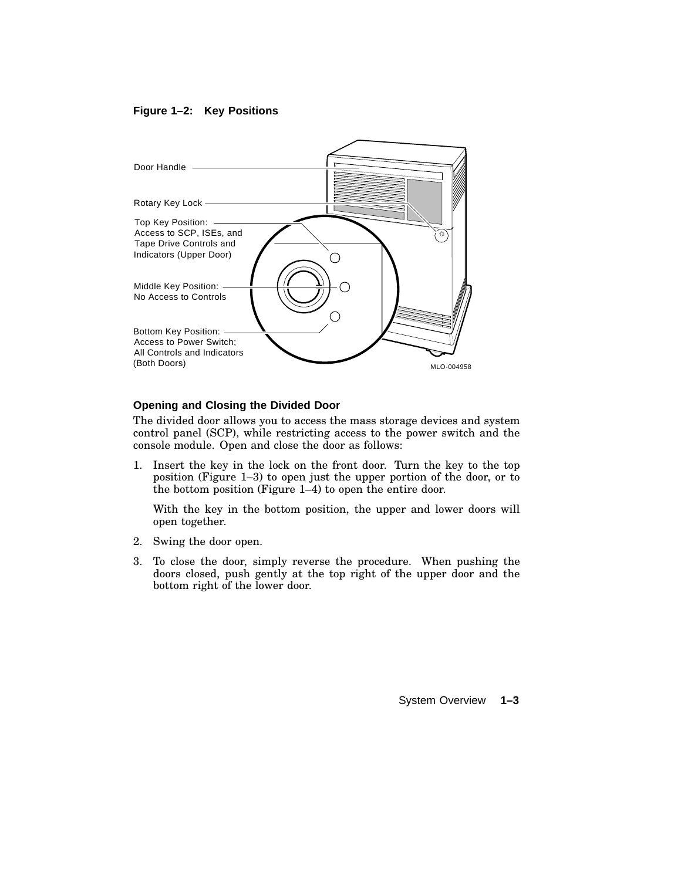**Figure 1–2: Key Positions**

Door Handle

Rotary Key Lock

Top Key Position: Access to SCP, ISEs, and Tape Drive Controls and Indicators (Upper Door)

Middle Key Position: No Access to Controls

Bottom Key Position: Access to Power Switch; All Controls and Indicators (Both Doors)

MLO-004958

### Opening and Closing the Divided Door

The divided door allows you to access the mass storage devices and system control panel (SCP), while restricting access to the power switch and the console module. Open and close the door as follows:

1. Insert the key in the lock on the front door. Turn the key to the top position (Figure 1–3) to open just the upper portion of the door, or to the bottom position (Figure 1–4) to open the entire door.

   With the key in the bottom position, the upper and lower doors will open together.

2. Swing the door open.

3. To close the door, simply reverse the procedure. When pushing the doors closed, push gently at the top right of the upper door and the bottom right of the lower door.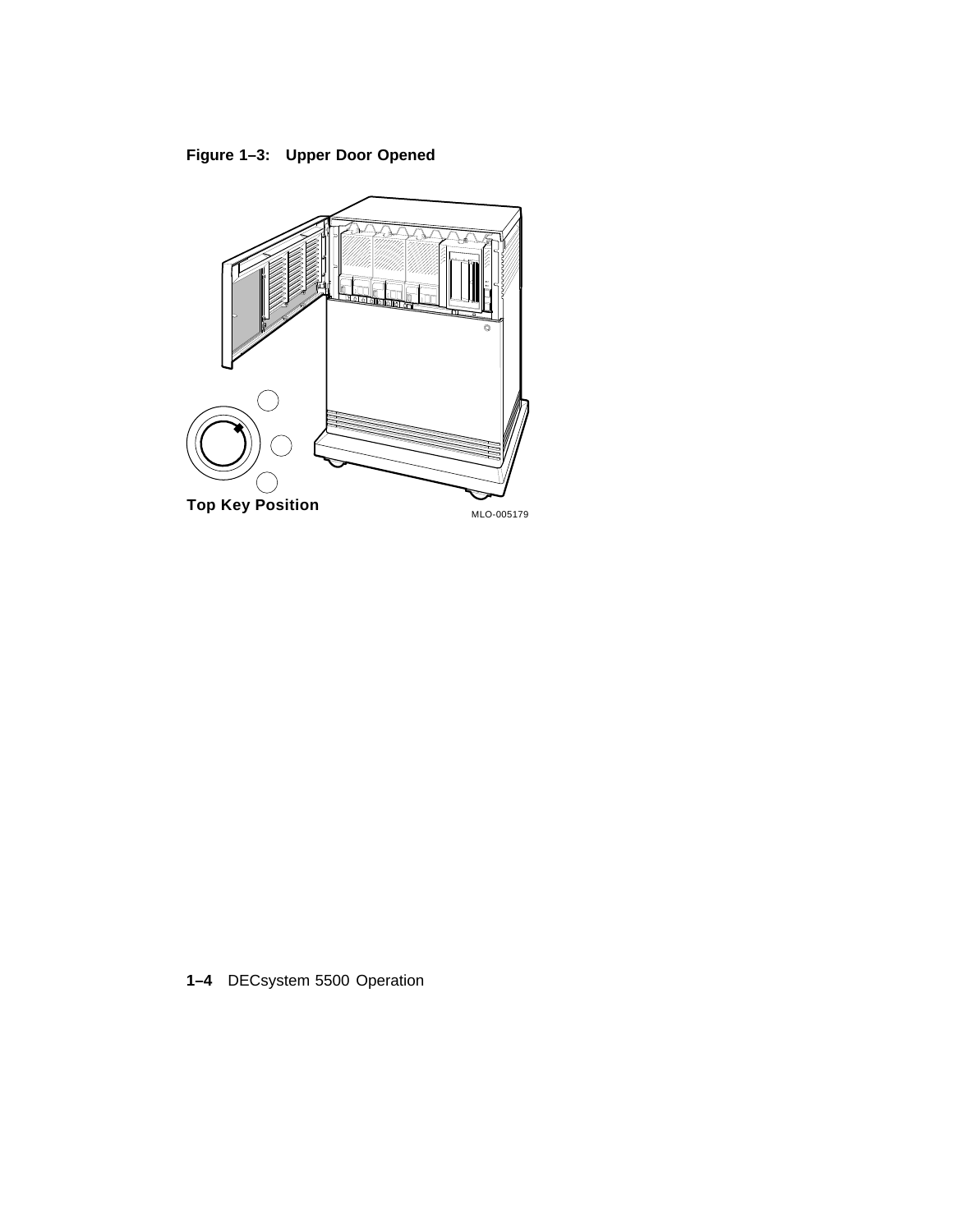**Figure 1–3: Upper Door Opened**

Top Key Position

MLO-005179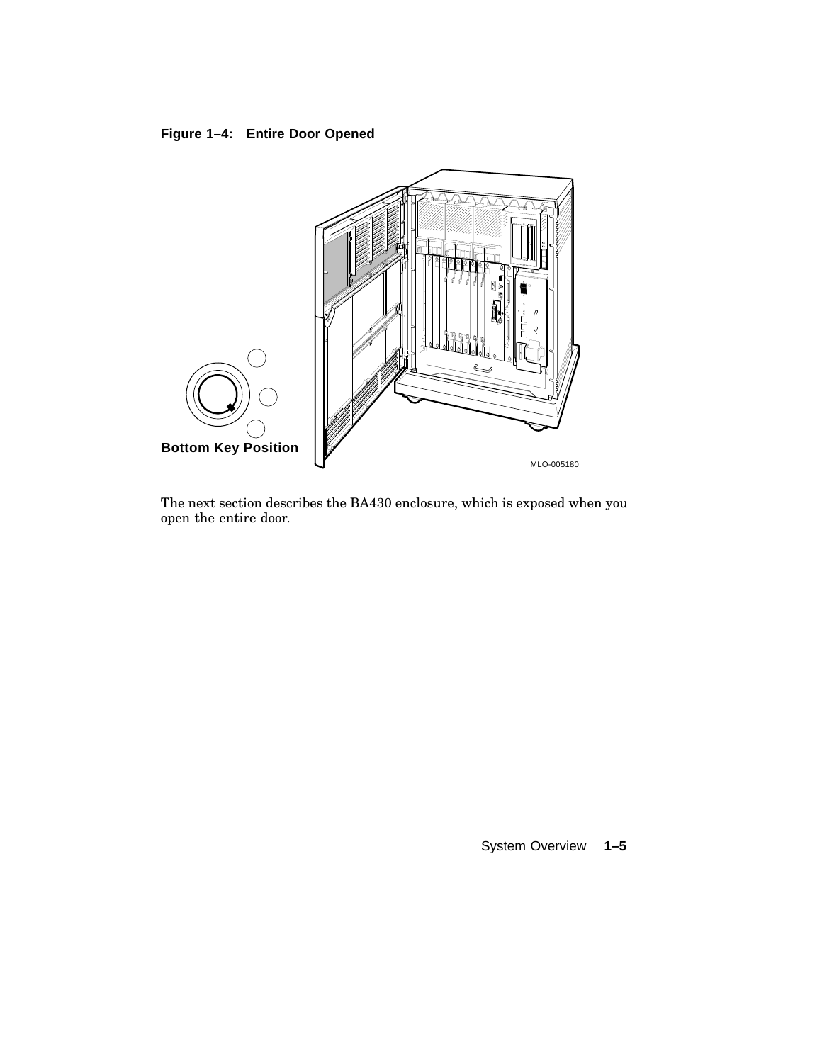**Figure 1–4: Entire Door Opened**

Bottom Key Position

MLO-005180

The next section describes the BA430 enclosure, which is exposed when you open the entire door.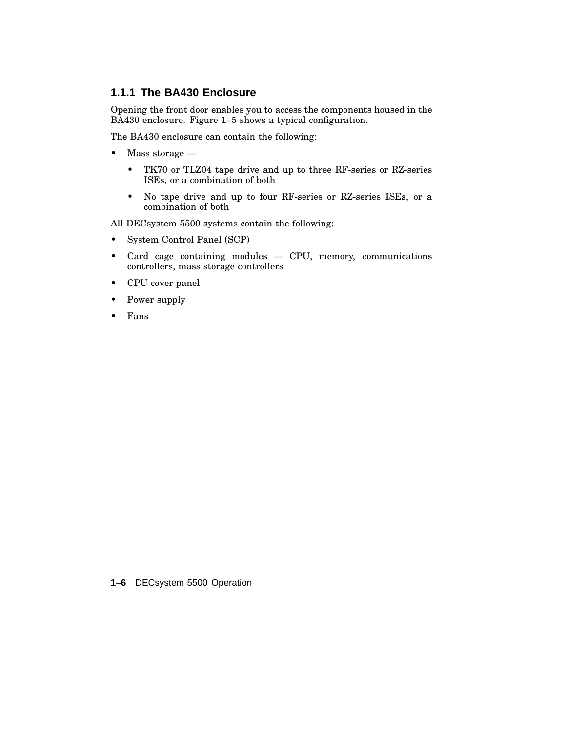### 1.1.1 The BA430 Enclosure

Opening the front door enables you to access the components housed in the BA430 enclosure. Figure 1–5 shows a typical configuration.

The BA430 enclosure can contain the following:

- Mass storage —
  - TK70 or TLZ04 tape drive and up to three RF-series or RZ-series ISEs, or a combination of both
  - No tape drive and up to four RF-series or RZ-series ISEs, or a combination of both

All DECsystem 5500 systems contain the following:

- System Control Panel (SCP)
- Card cage containing modules — CPU, memory, communications controllers, mass storage controllers
- CPU cover panel
- Power supply
- Fans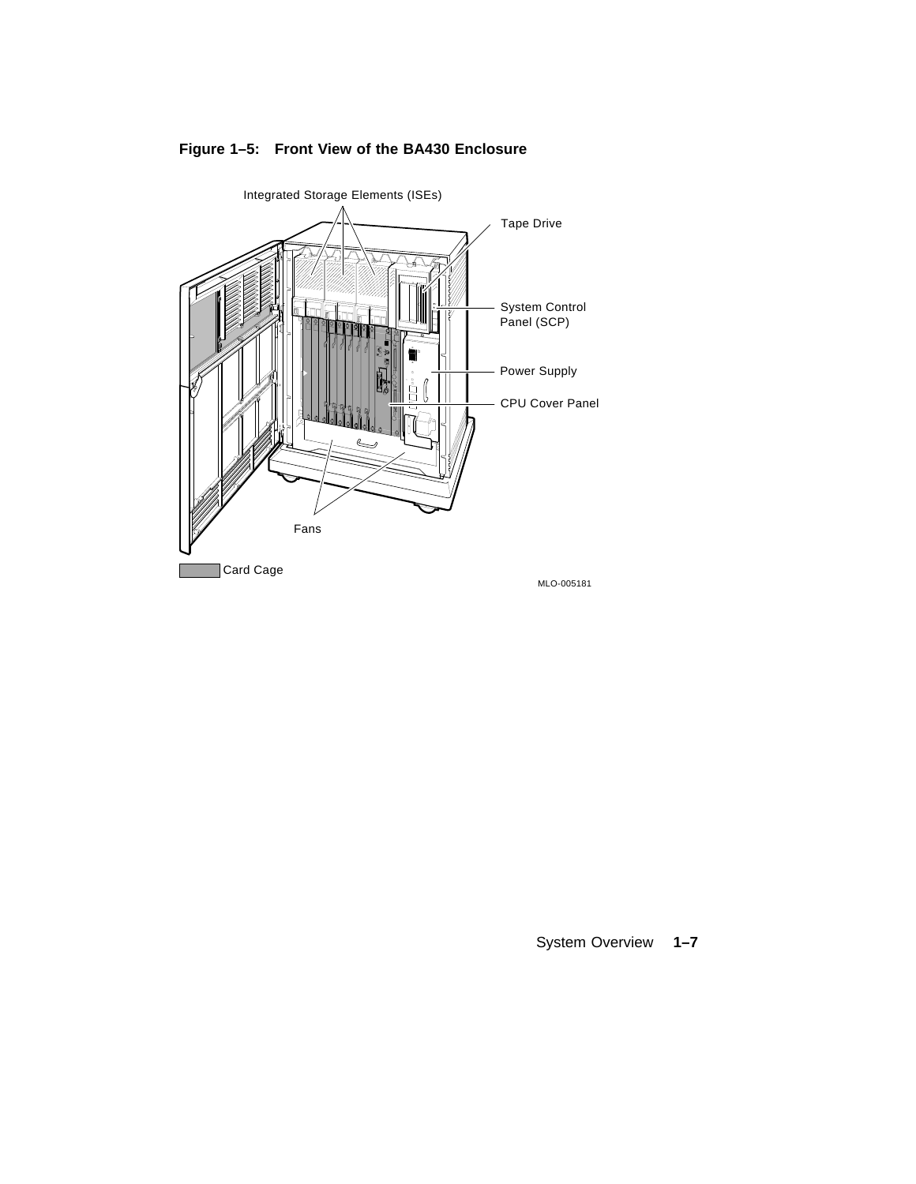**Figure 1–5: Front View of the BA430 Enclosure**

Integrated Storage Elements (ISEs)

Tape Drive

System Control Panel (SCP)

Power Supply

CPU Cover Panel

Fans

Card Cage

MLO-005181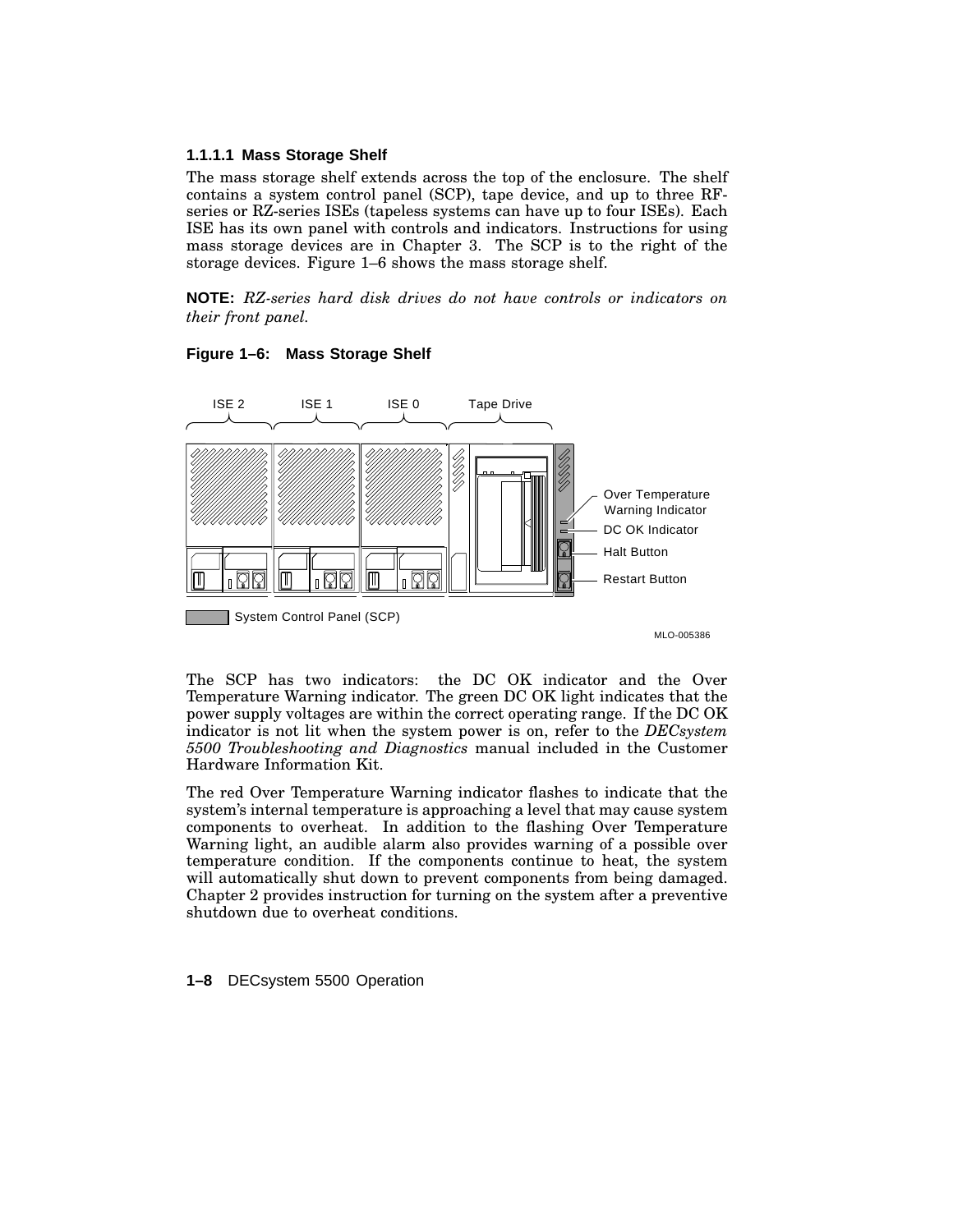### 1.1.1.1 Mass Storage Shelf

The mass storage shelf extends across the top of the enclosure. The shelf contains a system control panel (SCP), tape device, and up to three RF-series or RZ-series ISEs (tapeless systems can have up to four ISEs). Each ISE has its own panel with controls and indicators. Instructions for using mass storage devices are in Chapter 3. The SCP is to the right of the storage devices. Figure 1–6 shows the mass storage shelf.

**NOTE:** *RZ-series hard disk drives do not have controls or indicators on their front panel.*

**Figure 1–6: Mass Storage Shelf**

ISE 2 | ISE 1 | ISE 0 | Tape Drive

Over Temperature Warning Indicator
DC OK Indicator
Halt Button
Restart Button

System Control Panel (SCP)

MLO-005386

The SCP has two indicators: the DC OK indicator and the Over Temperature Warning indicator. The green DC OK light indicates that the power supply voltages are within the correct operating range. If the DC OK indicator is not lit when the system power is on, refer to the *DECsystem 5500 Troubleshooting and Diagnostics* manual included in the Customer Hardware Information Kit.

The red Over Temperature Warning indicator flashes to indicate that the system's internal temperature is approaching a level that may cause system components to overheat. In addition to the flashing Over Temperature Warning light, an audible alarm also provides warning of a possible over temperature condition. If the components continue to heat, the system will automatically shut down to prevent components from being damaged. Chapter 2 provides instruction for turning on the system after a preventive shutdown due to overheat conditions.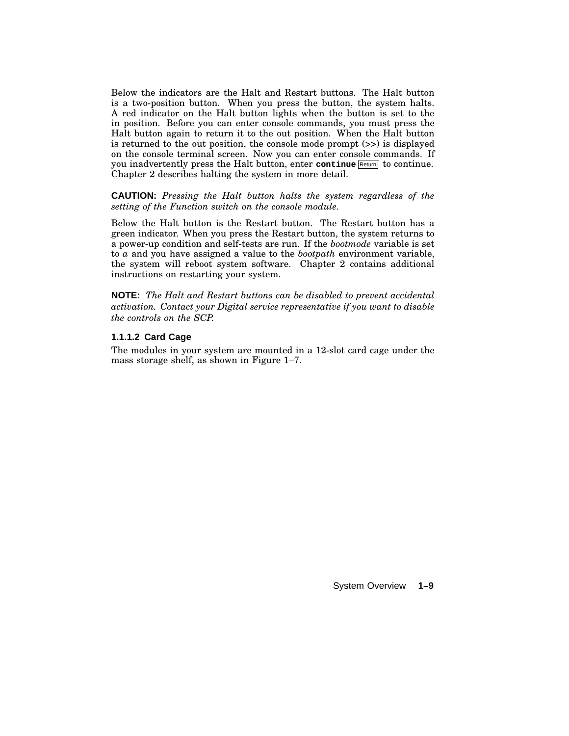Below the indicators are the Halt and Restart buttons. The Halt button is a two-position button. When you press the button, the system halts. A red indicator on the Halt button lights when the button is set to the in position. Before you can enter console commands, you must press the Halt button again to return it to the out position. When the Halt button is returned to the out position, the console mode prompt (>>) is displayed on the console terminal screen. Now you can enter console commands. If you inadvertently press the Halt button, enter **`continue`** Return to continue. Chapter 2 describes halting the system in more detail.

**CAUTION:** *Pressing the Halt button halts the system regardless of the setting of the Function switch on the console module.*

Below the Halt button is the Restart button. The Restart button has a green indicator. When you press the Restart button, the system returns to a power-up condition and self-tests are run. If the *bootmode* variable is set to *a* and you have assigned a value to the *bootpath* environment variable, the system will reboot system software. Chapter 2 contains additional instructions on restarting your system.

**NOTE:** *The Halt and Restart buttons can be disabled to prevent accidental activation. Contact your Digital service representative if you want to disable the controls on the SCP.*

#### 1.1.1.2 Card Cage

The modules in your system are mounted in a 12-slot card cage under the mass storage shelf, as shown in Figure 1–7.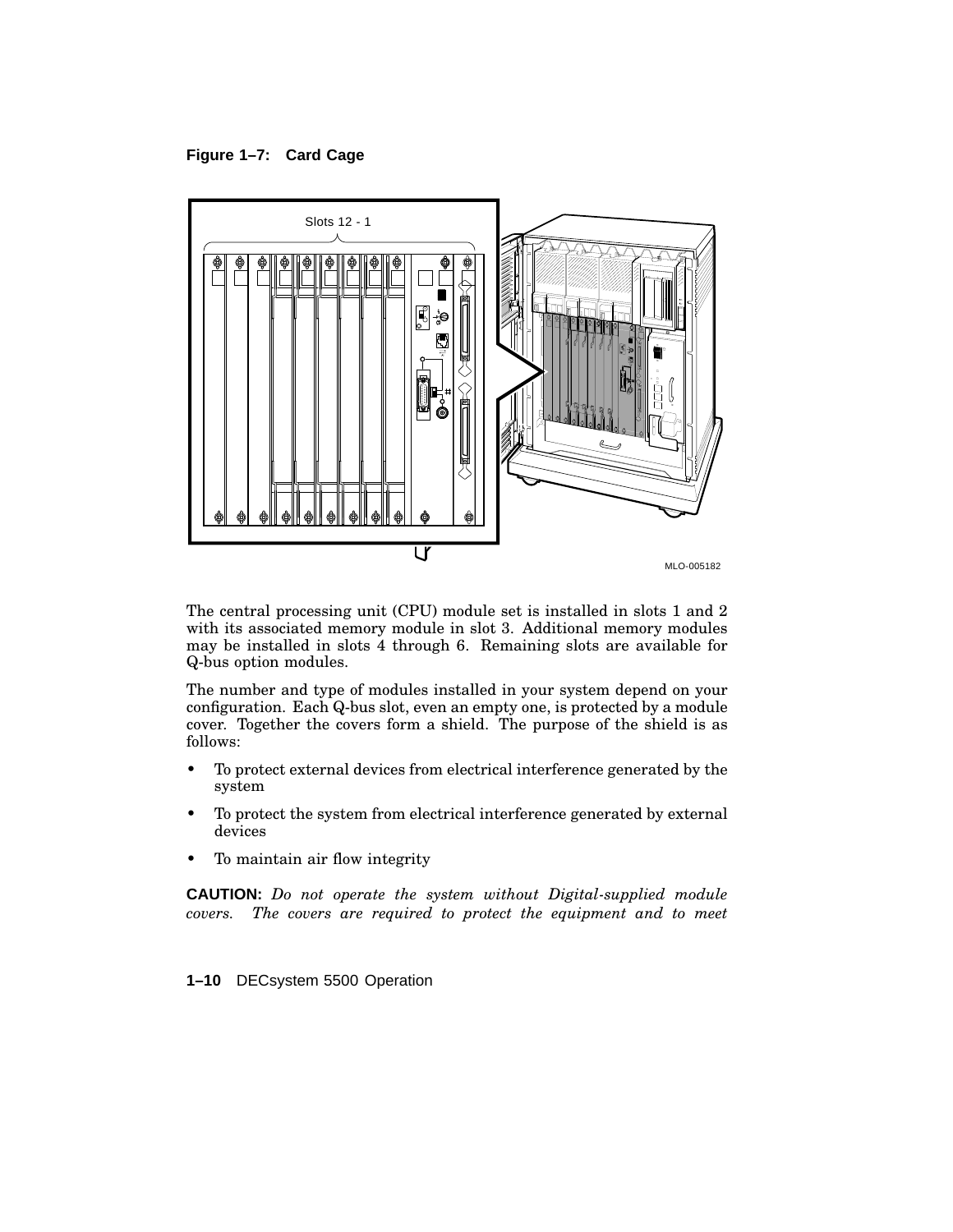**Figure 1–7: Card Cage**

The central processing unit (CPU) module set is installed in slots 1 and 2 with its associated memory module in slot 3. Additional memory modules may be installed in slots 4 through 6. Remaining slots are available for Q-bus option modules.

The number and type of modules installed in your system depend on your configuration. Each Q-bus slot, even an empty one, is protected by a module cover. Together the covers form a shield. The purpose of the shield is as follows:

- To protect external devices from electrical interference generated by the system
- To protect the system from electrical interference generated by external devices
- To maintain air flow integrity

**CAUTION:** *Do not operate the system without Digital-supplied module covers. The covers are required to protect the equipment and to meet*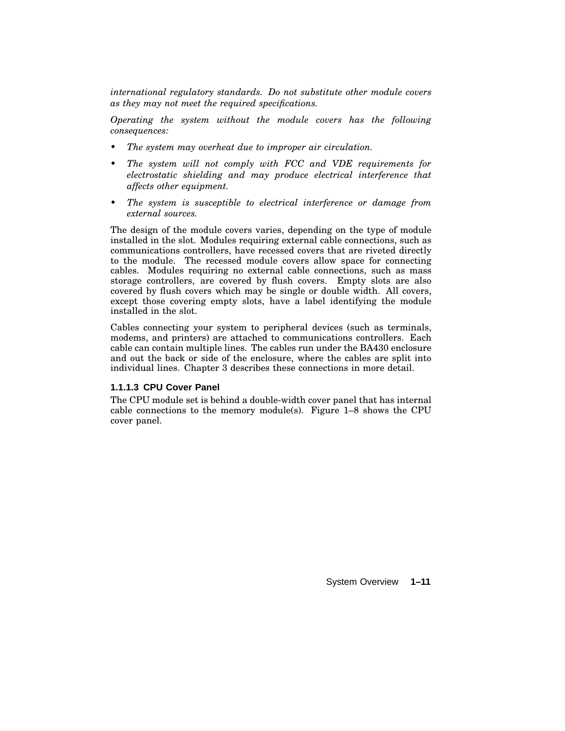*international regulatory standards. Do not substitute other module covers as they may not meet the required specifications.*

*Operating the system without the module covers has the following consequences:*

- *The system may overheat due to improper air circulation.*
- *The system will not comply with FCC and VDE requirements for electrostatic shielding and may produce electrical interference that affects other equipment.*
- *The system is susceptible to electrical interference or damage from external sources.*

The design of the module covers varies, depending on the type of module installed in the slot. Modules requiring external cable connections, such as communications controllers, have recessed covers that are riveted directly to the module. The recessed module covers allow space for connecting cables. Modules requiring no external cable connections, such as mass storage controllers, are covered by flush covers. Empty slots are also covered by flush covers which may be single or double width. All covers, except those covering empty slots, have a label identifying the module installed in the slot.

Cables connecting your system to peripheral devices (such as terminals, modems, and printers) are attached to communications controllers. Each cable can contain multiple lines. The cables run under the BA430 enclosure and out the back or side of the enclosure, where the cables are split into individual lines. Chapter 3 describes these connections in more detail.

#### 1.1.1.3 CPU Cover Panel

The CPU module set is behind a double-width cover panel that has internal cable connections to the memory module(s). Figure 1–8 shows the CPU cover panel.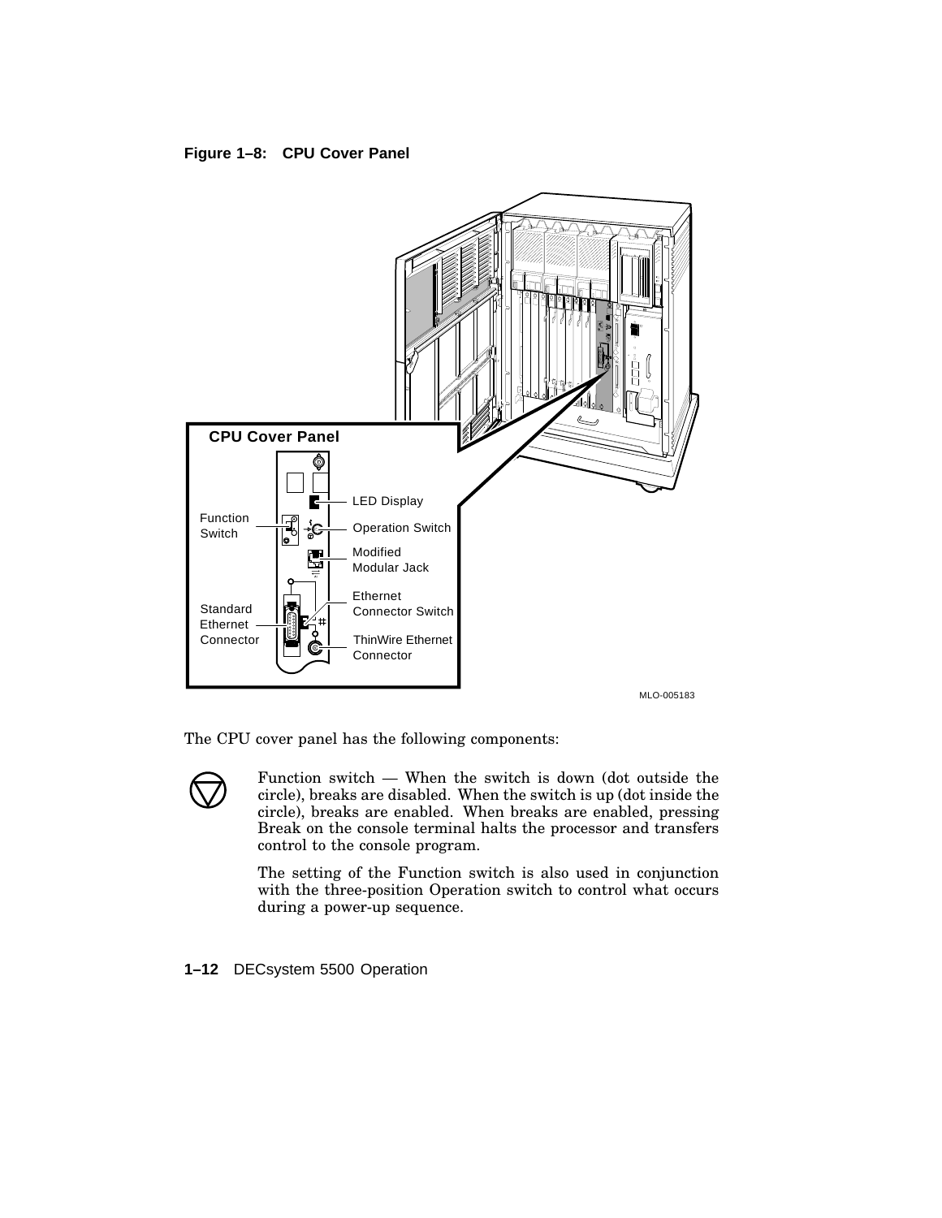**Figure 1–8: CPU Cover Panel**

The CPU cover panel has the following components:

Function switch — When the switch is down (dot outside the circle), breaks are disabled. When the switch is up (dot inside the circle), breaks are enabled. When breaks are enabled, pressing Break on the console terminal halts the processor and transfers control to the console program.

The setting of the Function switch is also used in conjunction with the three-position Operation switch to control what occurs during a power-up sequence.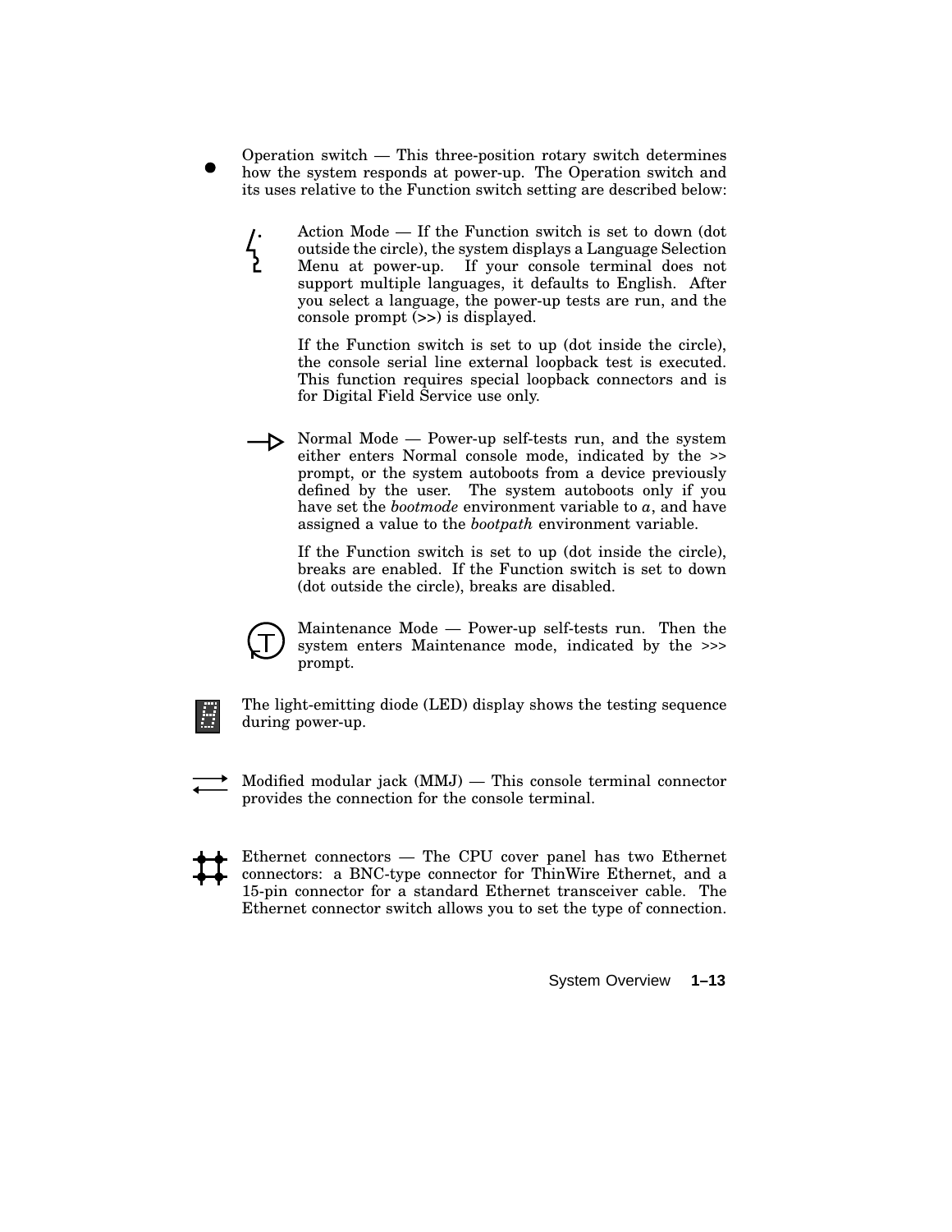Operation switch — This three-position rotary switch determines how the system responds at power-up. The Operation switch and its uses relative to the Function switch setting are described below:

Action Mode — If the Function switch is set to down (dot outside the circle), the system displays a Language Selection Menu at power-up. If your console terminal does not support multiple languages, it defaults to English. After you select a language, the power-up tests are run, and the console prompt (>>) is displayed.

If the Function switch is set to up (dot inside the circle), the console serial line external loopback test is executed. This function requires special loopback connectors and is for Digital Field Service use only.

Normal Mode — Power-up self-tests run, and the system either enters Normal console mode, indicated by the >> prompt, or the system autoboots from a device previously defined by the user. The system autoboots only if you have set the *bootmode* environment variable to *a*, and have assigned a value to the *bootpath* environment variable.

If the Function switch is set to up (dot inside the circle), breaks are enabled. If the Function switch is set to down (dot outside the circle), breaks are disabled.

Maintenance Mode — Power-up self-tests run. Then the system enters Maintenance mode, indicated by the >>> prompt.

The light-emitting diode (LED) display shows the testing sequence during power-up.

Modified modular jack (MMJ) — This console terminal connector provides the connection for the console terminal.

Ethernet connectors — The CPU cover panel has two Ethernet connectors: a BNC-type connector for ThinWire Ethernet, and a 15-pin connector for a standard Ethernet transceiver cable. The Ethernet connector switch allows you to set the type of connection.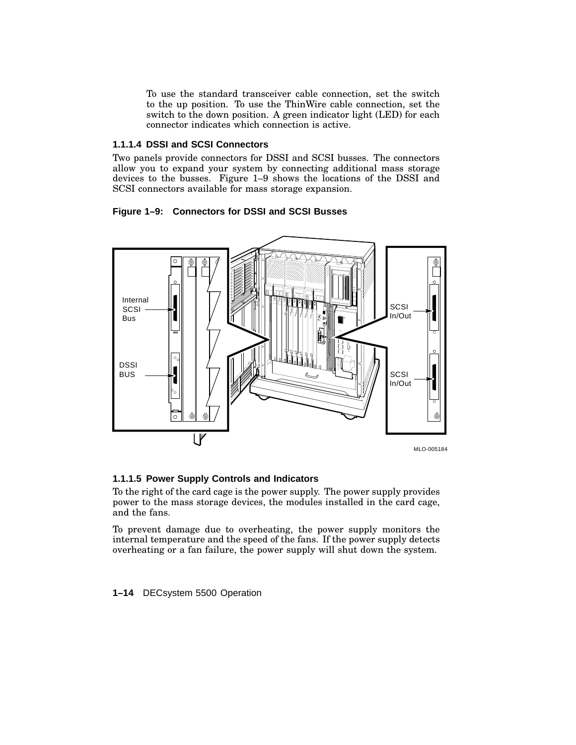To use the standard transceiver cable connection, set the switch to the up position. To use the ThinWire cable connection, set the switch to the down position. A green indicator light (LED) for each connector indicates which connection is active.

#### 1.1.1.4 DSSI and SCSI Connectors

Two panels provide connectors for DSSI and SCSI busses. The connectors allow you to expand your system by connecting additional mass storage devices to the busses. Figure 1–9 shows the locations of the DSSI and SCSI connectors available for mass storage expansion.

**Figure 1–9: Connectors for DSSI and SCSI Busses**

Internal SCSI Bus

DSSI BUS

SCSI In/Out

SCSI In/Out

MLO-005184

#### 1.1.1.5 Power Supply Controls and Indicators

To the right of the card cage is the power supply. The power supply provides power to the mass storage devices, the modules installed in the card cage, and the fans.

To prevent damage due to overheating, the power supply monitors the internal temperature and the speed of the fans. If the power supply detects overheating or a fan failure, the power supply will shut down the system.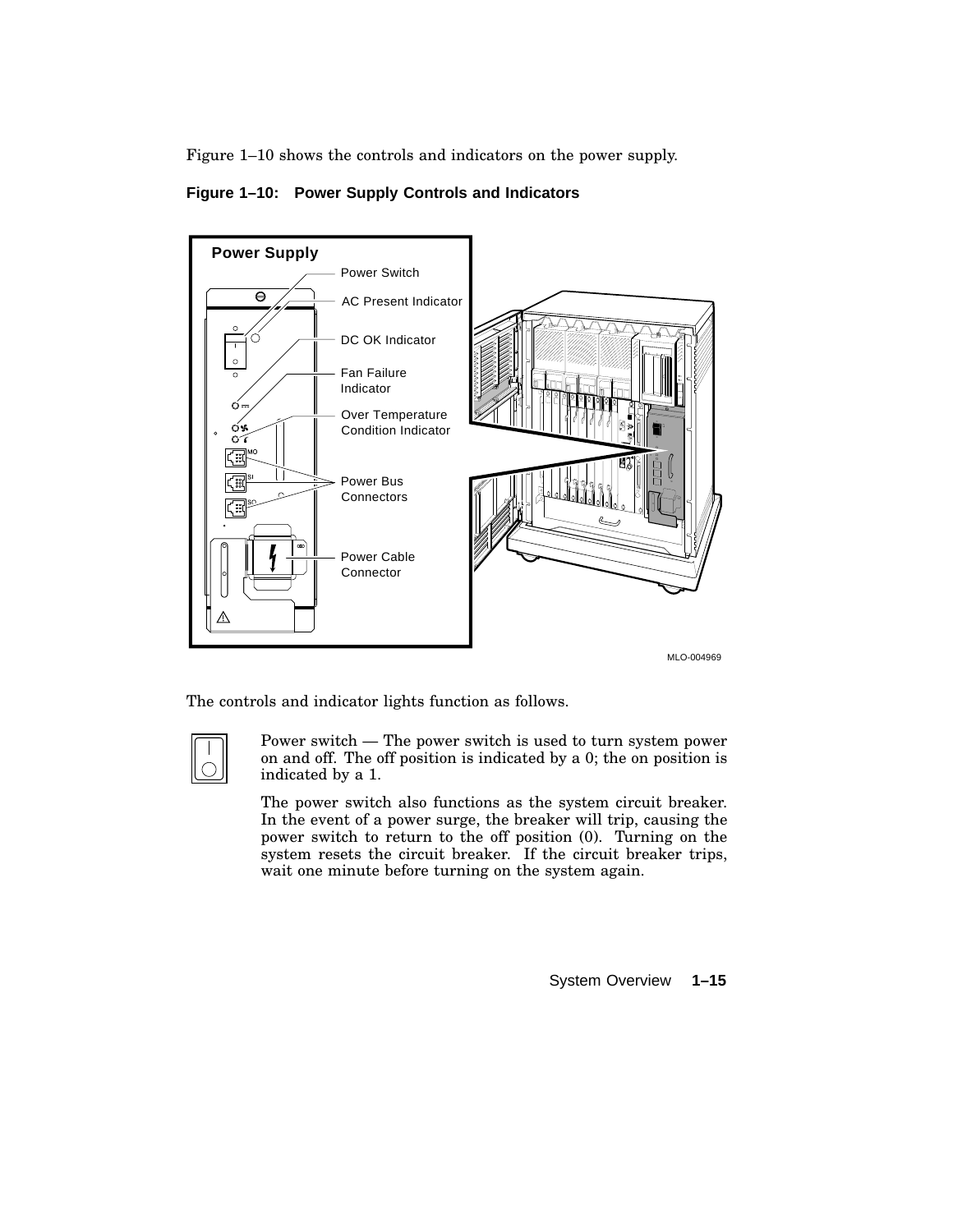Figure 1–10 shows the controls and indicators on the power supply.

**Figure 1–10: Power Supply Controls and Indicators**

The controls and indicator lights function as follows.

Power switch — The power switch is used to turn system power on and off. The off position is indicated by a 0; the on position is indicated by a 1.

The power switch also functions as the system circuit breaker. In the event of a power surge, the breaker will trip, causing the power switch to return to the off position (0). Turning on the system resets the circuit breaker. If the circuit breaker trips, wait one minute before turning on the system again.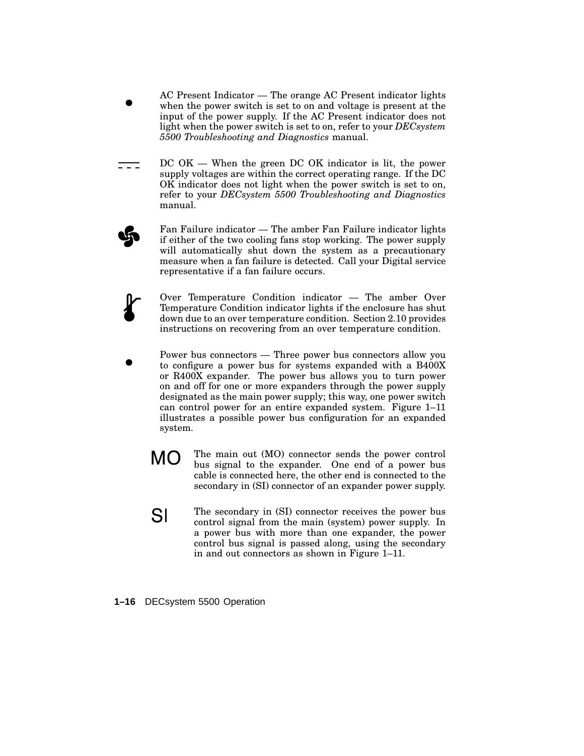AC Present Indicator — The orange AC Present indicator lights when the power switch is set to on and voltage is present at the input of the power supply. If the AC Present indicator does not light when the power switch is set to on, refer to your *DECsystem 5500 Troubleshooting and Diagnostics* manual.

DC OK — When the green DC OK indicator is lit, the power supply voltages are within the correct operating range. If the DC OK indicator does not light when the power switch is set to on, refer to your *DECsystem 5500 Troubleshooting and Diagnostics* manual.

Fan Failure indicator — The amber Fan Failure indicator lights if either of the two cooling fans stop working. The power supply will automatically shut down the system as a precautionary measure when a fan failure is detected. Call your Digital service representative if a fan failure occurs.

Over Temperature Condition indicator — The amber Over Temperature Condition indicator lights if the enclosure has shut down due to an over temperature condition. Section 2.10 provides instructions on recovering from an over temperature condition.

Power bus connectors — Three power bus connectors allow you to configure a power bus for systems expanded with a B400X or R400X expander. The power bus allows you to turn power on and off for one or more expanders through the power supply designated as the main power supply; this way, one power switch can control power for an entire expanded system. Figure 1–11 illustrates a possible power bus configuration for an expanded system.

MO — The main out (MO) connector sends the power control bus signal to the expander. One end of a power bus cable is connected here, the other end is connected to the secondary in (SI) connector of an expander power supply.

SI — The secondary in (SI) connector receives the power bus control signal from the main (system) power supply. In a power bus with more than one expander, the power control bus signal is passed along, using the secondary in and out connectors as shown in Figure 1–11.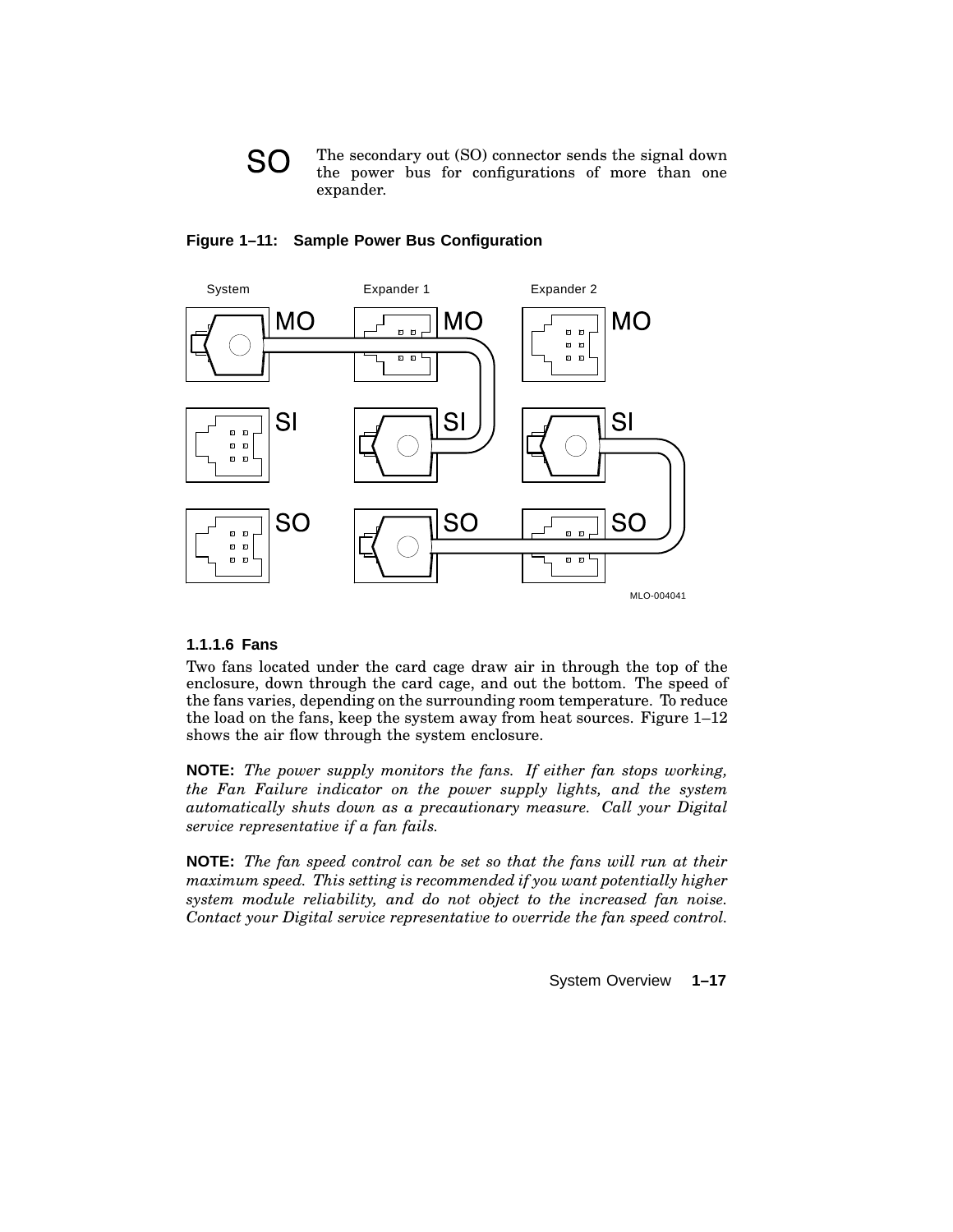SO The secondary out (SO) connector sends the signal down the power bus for configurations of more than one expander.

**Figure 1–11: Sample Power Bus Configuration**

System | Expander 1 | Expander 2

MO | SI | SO

MLO-004041

### 1.1.1.6 Fans

Two fans located under the card cage draw air in through the top of the enclosure, down through the card cage, and out the bottom. The speed of the fans varies, depending on the surrounding room temperature. To reduce the load on the fans, keep the system away from heat sources. Figure 1–12 shows the air flow through the system enclosure.

**NOTE:** *The power supply monitors the fans. If either fan stops working, the Fan Failure indicator on the power supply lights, and the system automatically shuts down as a precautionary measure. Call your Digital service representative if a fan fails.*

**NOTE:** *The fan speed control can be set so that the fans will run at their maximum speed. This setting is recommended if you want potentially higher system module reliability, and do not object to the increased fan noise. Contact your Digital service representative to override the fan speed control.*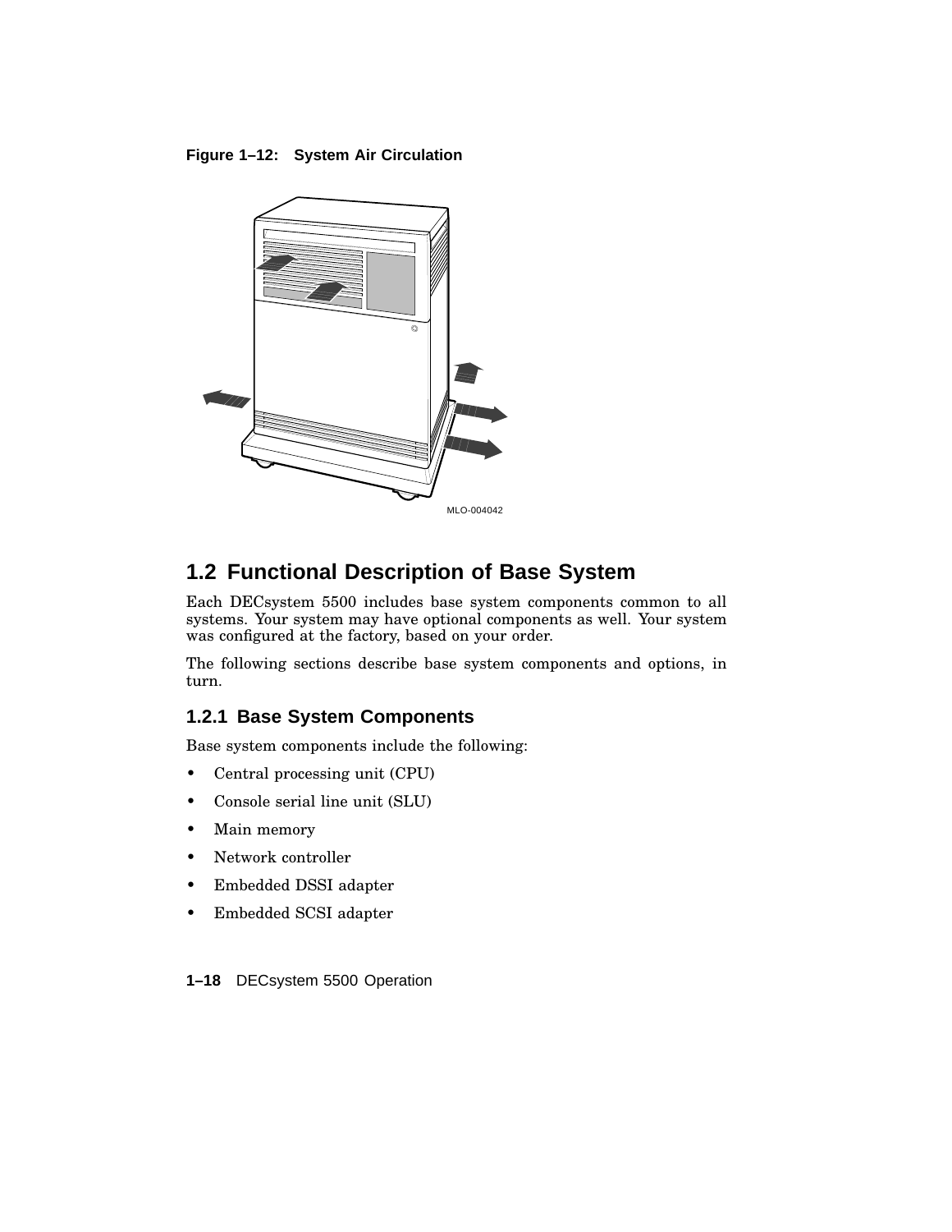**Figure 1–12: System Air Circulation**

MLO-004042

## 1.2 Functional Description of Base System

Each DECsystem 5500 includes base system components common to all systems. Your system may have optional components as well. Your system was configured at the factory, based on your order.

The following sections describe base system components and options, in turn.

### 1.2.1 Base System Components

Base system components include the following:

- Central processing unit (CPU)
- Console serial line unit (SLU)
- Main memory
- Network controller
- Embedded DSSI adapter
- Embedded SCSI adapter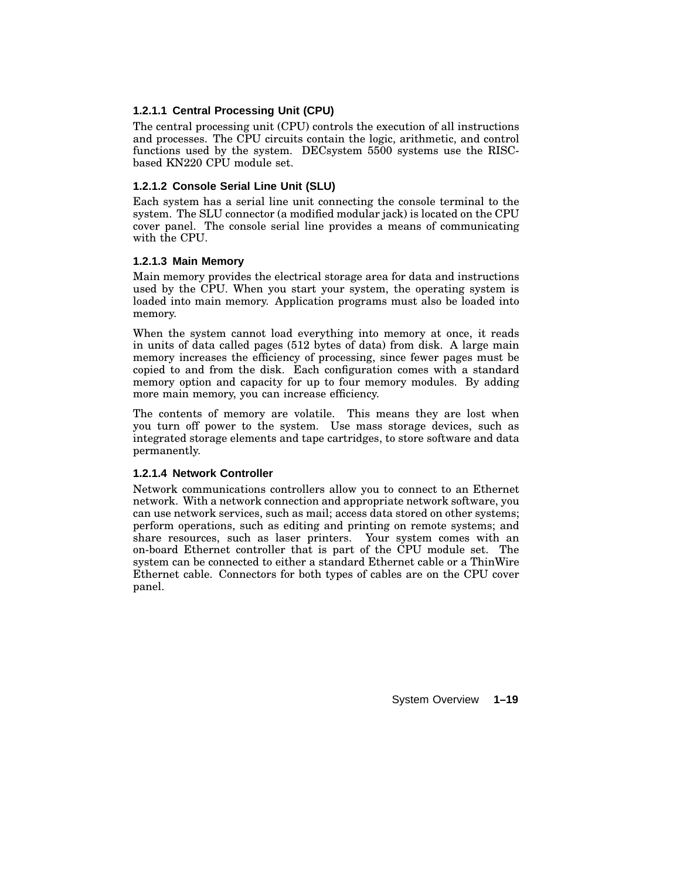#### 1.2.1.1 Central Processing Unit (CPU)

The central processing unit (CPU) controls the execution of all instructions and processes. The CPU circuits contain the logic, arithmetic, and control functions used by the system. DECsystem 5500 systems use the RISC-based KN220 CPU module set.

#### 1.2.1.2 Console Serial Line Unit (SLU)

Each system has a serial line unit connecting the console terminal to the system. The SLU connector (a modified modular jack) is located on the CPU cover panel. The console serial line provides a means of communicating with the CPU.

#### 1.2.1.3 Main Memory

Main memory provides the electrical storage area for data and instructions used by the CPU. When you start your system, the operating system is loaded into main memory. Application programs must also be loaded into memory.

When the system cannot load everything into memory at once, it reads in units of data called pages (512 bytes of data) from disk. A large main memory increases the efficiency of processing, since fewer pages must be copied to and from the disk. Each configuration comes with a standard memory option and capacity for up to four memory modules. By adding more main memory, you can increase efficiency.

The contents of memory are volatile. This means they are lost when you turn off power to the system. Use mass storage devices, such as integrated storage elements and tape cartridges, to store software and data permanently.

#### 1.2.1.4 Network Controller

Network communications controllers allow you to connect to an Ethernet network. With a network connection and appropriate network software, you can use network services, such as mail; access data stored on other systems; perform operations, such as editing and printing on remote systems; and share resources, such as laser printers. Your system comes with an on-board Ethernet controller that is part of the CPU module set. The system can be connected to either a standard Ethernet cable or a ThinWire Ethernet cable. Connectors for both types of cables are on the CPU cover panel.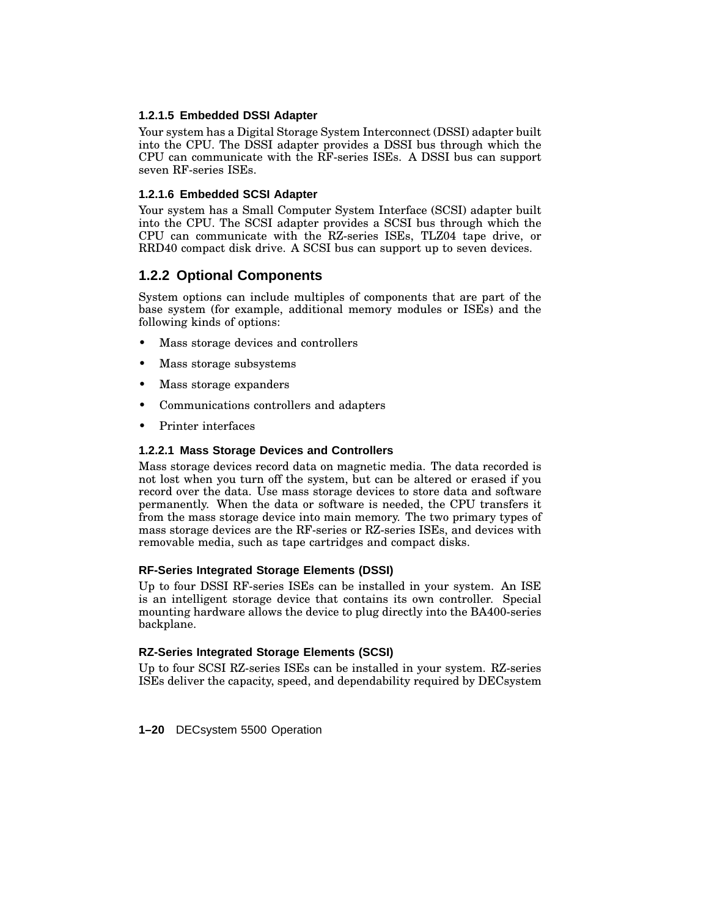#### 1.2.1.5 Embedded DSSI Adapter

Your system has a Digital Storage System Interconnect (DSSI) adapter built into the CPU. The DSSI adapter provides a DSSI bus through which the CPU can communicate with the RF-series ISEs. A DSSI bus can support seven RF-series ISEs.

#### 1.2.1.6 Embedded SCSI Adapter

Your system has a Small Computer System Interface (SCSI) adapter built into the CPU. The SCSI adapter provides a SCSI bus through which the CPU can communicate with the RZ-series ISEs, TLZ04 tape drive, or RRD40 compact disk drive. A SCSI bus can support up to seven devices.

### 1.2.2 Optional Components

System options can include multiples of components that are part of the base system (for example, additional memory modules or ISEs) and the following kinds of options:

- Mass storage devices and controllers
- Mass storage subsystems
- Mass storage expanders
- Communications controllers and adapters
- Printer interfaces

#### 1.2.2.1 Mass Storage Devices and Controllers

Mass storage devices record data on magnetic media. The data recorded is not lost when you turn off the system, but can be altered or erased if you record over the data. Use mass storage devices to store data and software permanently. When the data or software is needed, the CPU transfers it from the mass storage device into main memory. The two primary types of mass storage devices are the RF-series or RZ-series ISEs, and devices with removable media, such as tape cartridges and compact disks.

##### RF-Series Integrated Storage Elements (DSSI)

Up to four DSSI RF-series ISEs can be installed in your system. An ISE is an intelligent storage device that contains its own controller. Special mounting hardware allows the device to plug directly into the BA400-series backplane.

##### RZ-Series Integrated Storage Elements (SCSI)

Up to four SCSI RZ-series ISEs can be installed in your system. RZ-series ISEs deliver the capacity, speed, and dependability required by DECsystem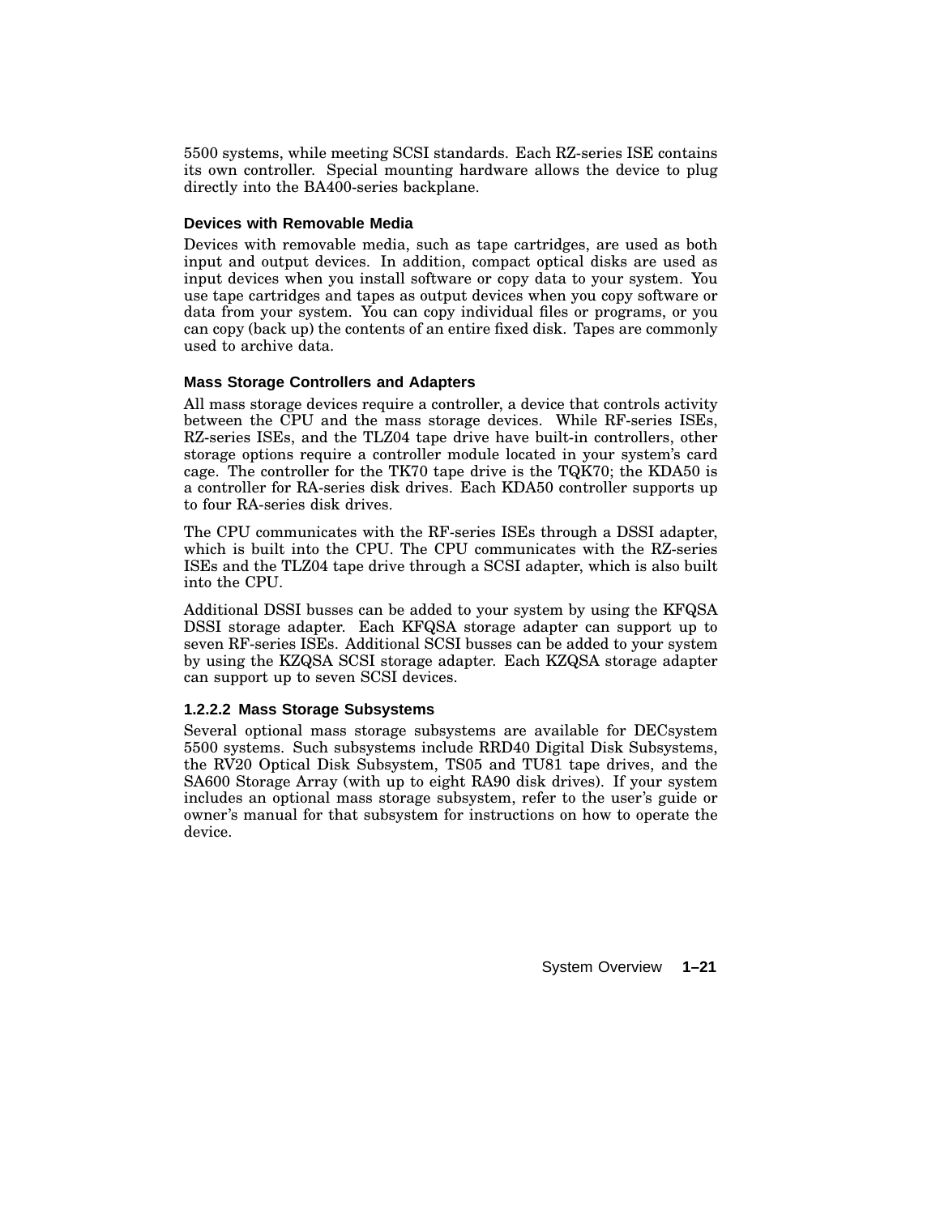5500 systems, while meeting SCSI standards. Each RZ-series ISE contains its own controller. Special mounting hardware allows the device to plug directly into the BA400-series backplane.

#### Devices with Removable Media

Devices with removable media, such as tape cartridges, are used as both input and output devices. In addition, compact optical disks are used as input devices when you install software or copy data to your system. You use tape cartridges and tapes as output devices when you copy software or data from your system. You can copy individual files or programs, or you can copy (back up) the contents of an entire fixed disk. Tapes are commonly used to archive data.

#### Mass Storage Controllers and Adapters

All mass storage devices require a controller, a device that controls activity between the CPU and the mass storage devices. While RF-series ISEs, RZ-series ISEs, and the TLZ04 tape drive have built-in controllers, other storage options require a controller module located in your system's card cage. The controller for the TK70 tape drive is the TQK70; the KDA50 is a controller for RA-series disk drives. Each KDA50 controller supports up to four RA-series disk drives.

The CPU communicates with the RF-series ISEs through a DSSI adapter, which is built into the CPU. The CPU communicates with the RZ-series ISEs and the TLZ04 tape drive through a SCSI adapter, which is also built into the CPU.

Additional DSSI busses can be added to your system by using the KFQSA DSSI storage adapter. Each KFQSA storage adapter can support up to seven RF-series ISEs. Additional SCSI busses can be added to your system by using the KZQSA SCSI storage adapter. Each KZQSA storage adapter can support up to seven SCSI devices.

### 1.2.2.2 Mass Storage Subsystems

Several optional mass storage subsystems are available for DECsystem 5500 systems. Such subsystems include RRD40 Digital Disk Subsystems, the RV20 Optical Disk Subsystem, TS05 and TU81 tape drives, and the SA600 Storage Array (with up to eight RA90 disk drives). If your system includes an optional mass storage subsystem, refer to the user's guide or owner's manual for that subsystem for instructions on how to operate the device.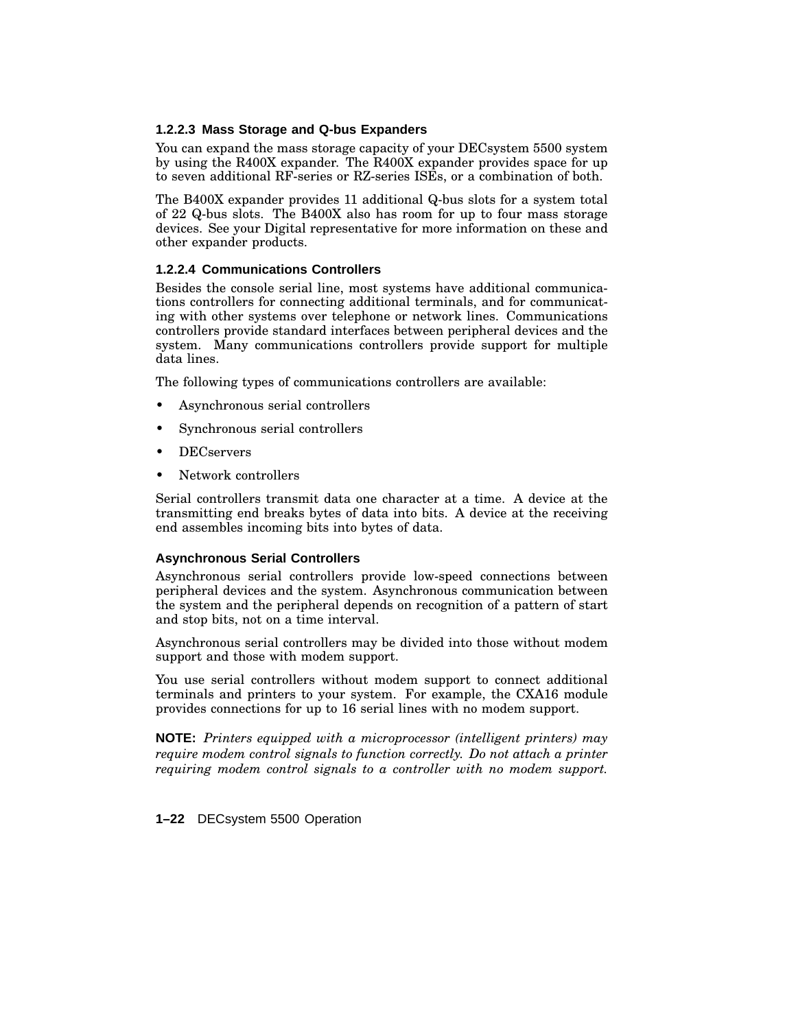#### 1.2.2.3 Mass Storage and Q-bus Expanders

You can expand the mass storage capacity of your DECsystem 5500 system by using the R400X expander. The R400X expander provides space for up to seven additional RF-series or RZ-series ISEs, or a combination of both.

The B400X expander provides 11 additional Q-bus slots for a system total of 22 Q-bus slots. The B400X also has room for up to four mass storage devices. See your Digital representative for more information on these and other expander products.

#### 1.2.2.4 Communications Controllers

Besides the console serial line, most systems have additional communications controllers for connecting additional terminals, and for communicating with other systems over telephone or network lines. Communications controllers provide standard interfaces between peripheral devices and the system. Many communications controllers provide support for multiple data lines.

The following types of communications controllers are available:

- Asynchronous serial controllers
- Synchronous serial controllers
- DECservers
- Network controllers

Serial controllers transmit data one character at a time. A device at the transmitting end breaks bytes of data into bits. A device at the receiving end assembles incoming bits into bytes of data.

##### Asynchronous Serial Controllers

Asynchronous serial controllers provide low-speed connections between peripheral devices and the system. Asynchronous communication between the system and the peripheral depends on recognition of a pattern of start and stop bits, not on a time interval.

Asynchronous serial controllers may be divided into those without modem support and those with modem support.

You use serial controllers without modem support to connect additional terminals and printers to your system. For example, the CXA16 module provides connections for up to 16 serial lines with no modem support.

**NOTE:** *Printers equipped with a microprocessor (intelligent printers) may require modem control signals to function correctly. Do not attach a printer requiring modem control signals to a controller with no modem support.*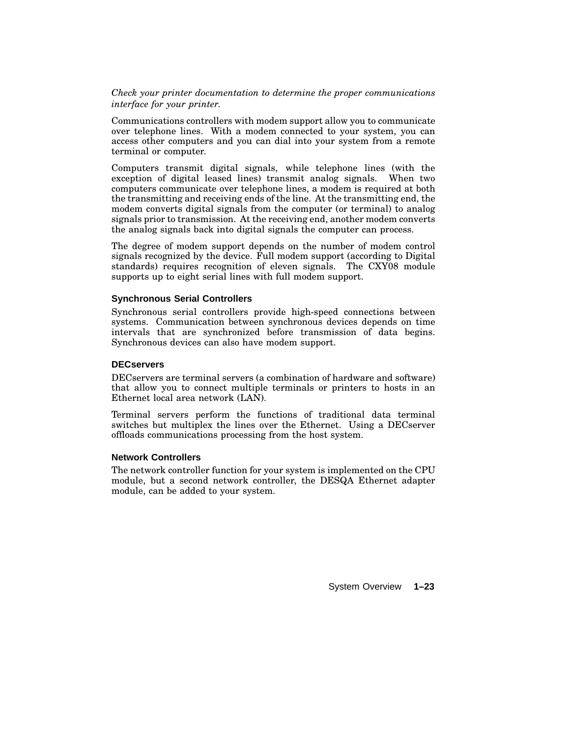*Check your printer documentation to determine the proper communications interface for your printer.*

Communications controllers with modem support allow you to communicate over telephone lines. With a modem connected to your system, you can access other computers and you can dial into your system from a remote terminal or computer.

Computers transmit digital signals, while telephone lines (with the exception of digital leased lines) transmit analog signals. When two computers communicate over telephone lines, a modem is required at both the transmitting and receiving ends of the line. At the transmitting end, the modem converts digital signals from the computer (or terminal) to analog signals prior to transmission. At the receiving end, another modem converts the analog signals back into digital signals the computer can process.

The degree of modem support depends on the number of modem control signals recognized by the device. Full modem support (according to Digital standards) requires recognition of eleven signals. The CXY08 module supports up to eight serial lines with full modem support.

### Synchronous Serial Controllers

Synchronous serial controllers provide high-speed connections between systems. Communication between synchronous devices depends on time intervals that are synchronized before transmission of data begins. Synchronous devices can also have modem support.

### DECservers

DECservers are terminal servers (a combination of hardware and software) that allow you to connect multiple terminals or printers to hosts in an Ethernet local area network (LAN).

Terminal servers perform the functions of traditional data terminal switches but multiplex the lines over the Ethernet. Using a DECserver offloads communications processing from the host system.

### Network Controllers

The network controller function for your system is implemented on the CPU module, but a second network controller, the DESQA Ethernet adapter module, can be added to your system.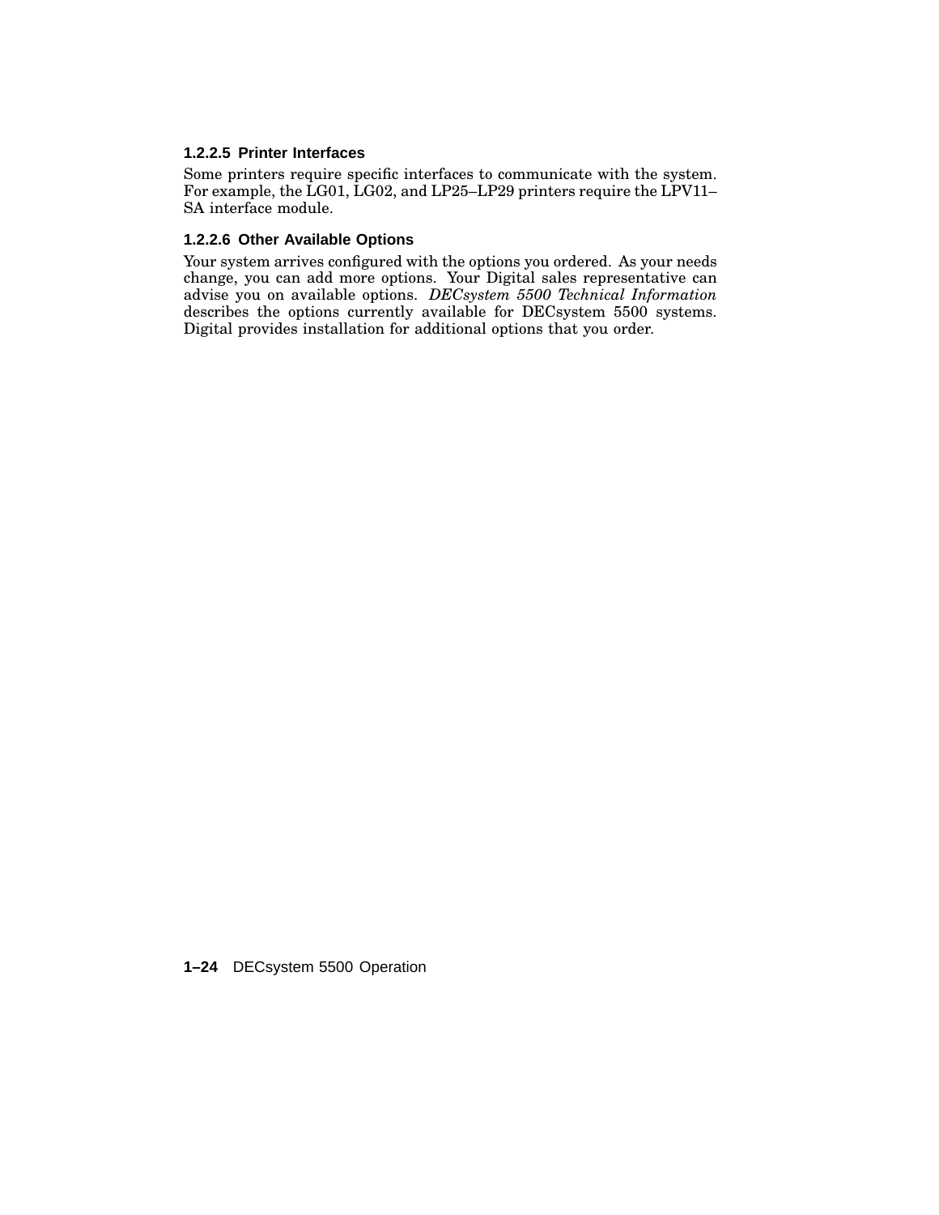#### 1.2.2.5 Printer Interfaces

Some printers require specific interfaces to communicate with the system. For example, the LG01, LG02, and LP25–LP29 printers require the LPV11–SA interface module.

#### 1.2.2.6 Other Available Options

Your system arrives configured with the options you ordered. As your needs change, you can add more options. Your Digital sales representative can advise you on available options. *DECsystem 5500 Technical Information* describes the options currently available for DECsystem 5500 systems. Digital provides installation for additional options that you order.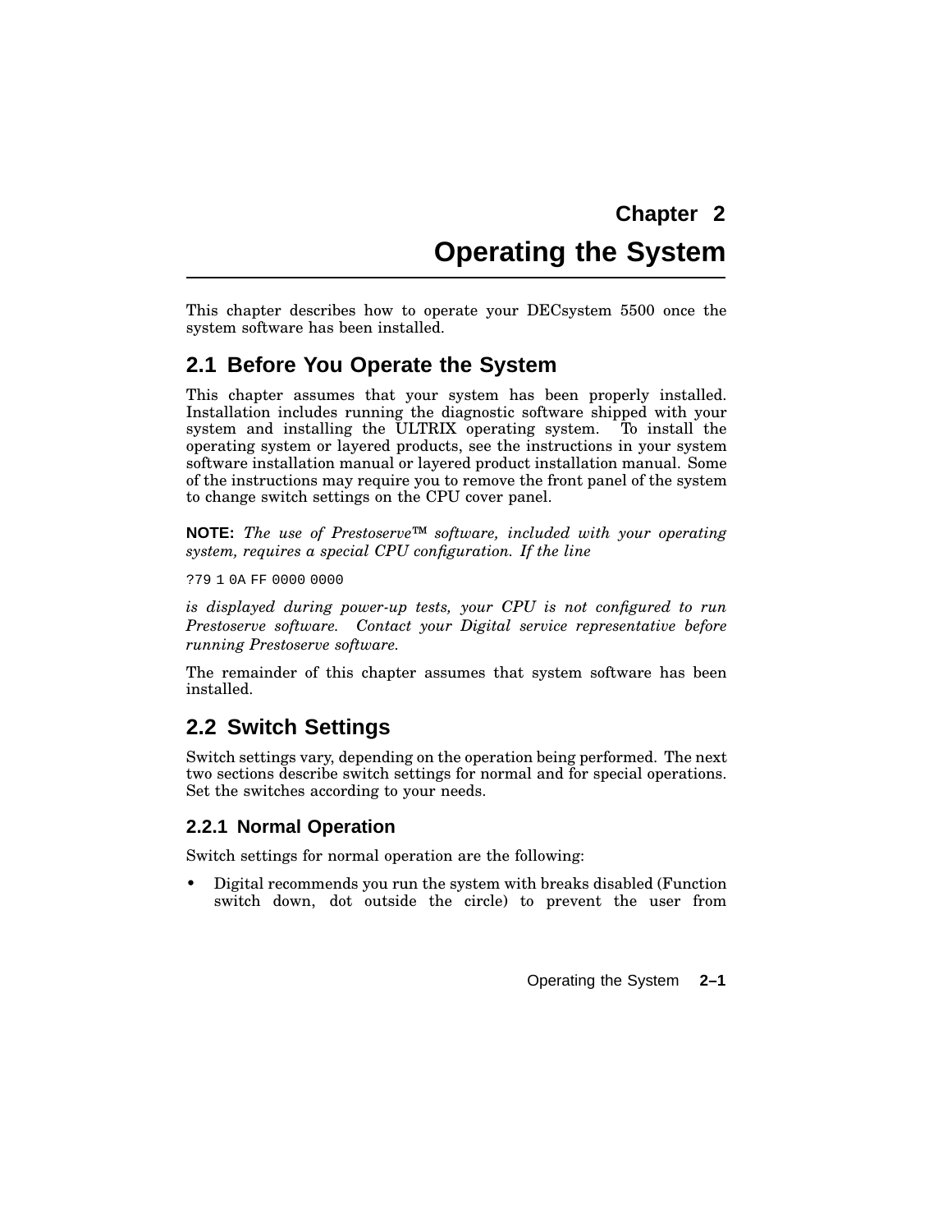# Chapter 2

# Operating the System

This chapter describes how to operate your DECsystem 5500 once the system software has been installed.

## 2.1 Before You Operate the System

This chapter assumes that your system has been properly installed. Installation includes running the diagnostic software shipped with your system and installing the ULTRIX operating system. To install the operating system or layered products, see the instructions in your system software installation manual or layered product installation manual. Some of the instructions may require you to remove the front panel of the system to change switch settings on the CPU cover panel.

**NOTE:** *The use of Prestoserve™ software, included with your operating system, requires a special CPU configuration. If the line*

```
?79 1 0A FF 0000 0000
```

*is displayed during power-up tests, your CPU is not configured to run Prestoserve software. Contact your Digital service representative before running Prestoserve software.*

The remainder of this chapter assumes that system software has been installed.

## 2.2 Switch Settings

Switch settings vary, depending on the operation being performed. The next two sections describe switch settings for normal and for special operations. Set the switches according to your needs.

### 2.2.1 Normal Operation

Switch settings for normal operation are the following:

- Digital recommends you run the system with breaks disabled (Function switch down, dot outside the circle) to prevent the user from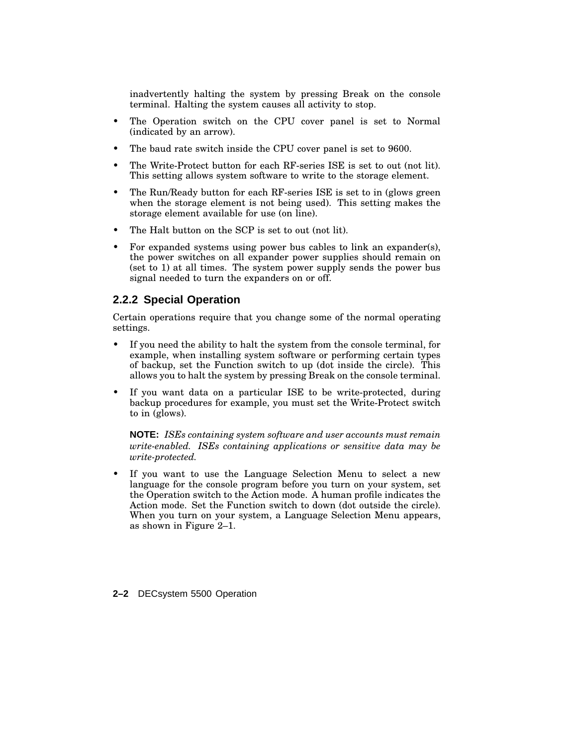inadvertently halting the system by pressing Break on the console terminal. Halting the system causes all activity to stop.

- The Operation switch on the CPU cover panel is set to Normal (indicated by an arrow).
- The baud rate switch inside the CPU cover panel is set to 9600.
- The Write-Protect button for each RF-series ISE is set to out (not lit). This setting allows system software to write to the storage element.
- The Run/Ready button for each RF-series ISE is set to in (glows green when the storage element is not being used). This setting makes the storage element available for use (on line).
- The Halt button on the SCP is set to out (not lit).
- For expanded systems using power bus cables to link an expander(s), the power switches on all expander power supplies should remain on (set to 1) at all times. The system power supply sends the power bus signal needed to turn the expanders on or off.

### 2.2.2 Special Operation

Certain operations require that you change some of the normal operating settings.

- If you need the ability to halt the system from the console terminal, for example, when installing system software or performing certain types of backup, set the Function switch to up (dot inside the circle). This allows you to halt the system by pressing Break on the console terminal.
- If you want data on a particular ISE to be write-protected, during backup procedures for example, you must set the Write-Protect switch to in (glows).

  **NOTE:** *ISEs containing system software and user accounts must remain write-enabled. ISEs containing applications or sensitive data may be write-protected.*

- If you want to use the Language Selection Menu to select a new language for the console program before you turn on your system, set the Operation switch to the Action mode. A human profile indicates the Action mode. Set the Function switch to down (dot outside the circle). When you turn on your system, a Language Selection Menu appears, as shown in Figure 2–1.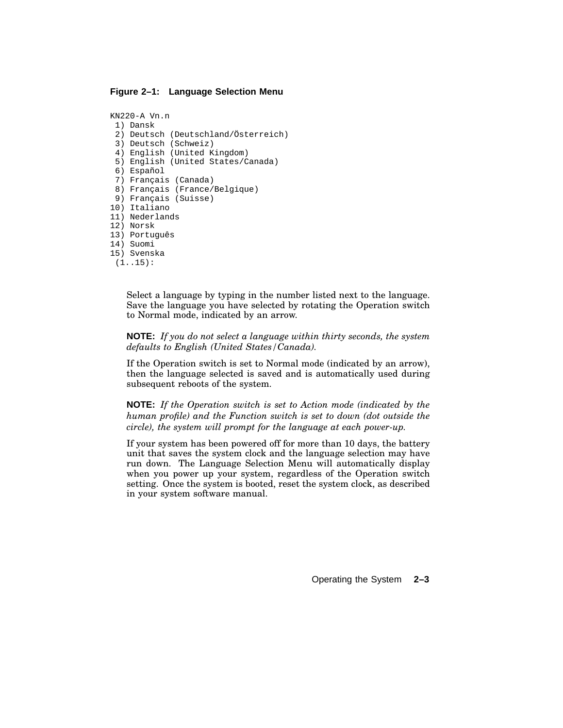**Figure 2–1: Language Selection Menu**

```
KN220-A Vn.n
 1) Dansk
 2) Deutsch (Deutschland/Österreich)
 3) Deutsch (Schweiz)
 4) English (United Kingdom)
 5) English (United States/Canada)
 6) Español
 7) Français (Canada)
 8) Français (France/Belgique)
 9) Français (Suisse)
10) Italiano
11) Nederlands
12) Norsk
13) Português
14) Suomi
15) Svenska
 (1..15):
```

Select a language by typing in the number listed next to the language. Save the language you have selected by rotating the Operation switch to Normal mode, indicated by an arrow.

**NOTE:** *If you do not select a language within thirty seconds, the system defaults to English (United States/Canada).*

If the Operation switch is set to Normal mode (indicated by an arrow), then the language selected is saved and is automatically used during subsequent reboots of the system.

**NOTE:** *If the Operation switch is set to Action mode (indicated by the human profile) and the Function switch is set to down (dot outside the circle), the system will prompt for the language at each power-up.*

If your system has been powered off for more than 10 days, the battery unit that saves the system clock and the language selection may have run down. The Language Selection Menu will automatically display when you power up your system, regardless of the Operation switch setting. Once the system is booted, reset the system clock, as described in your system software manual.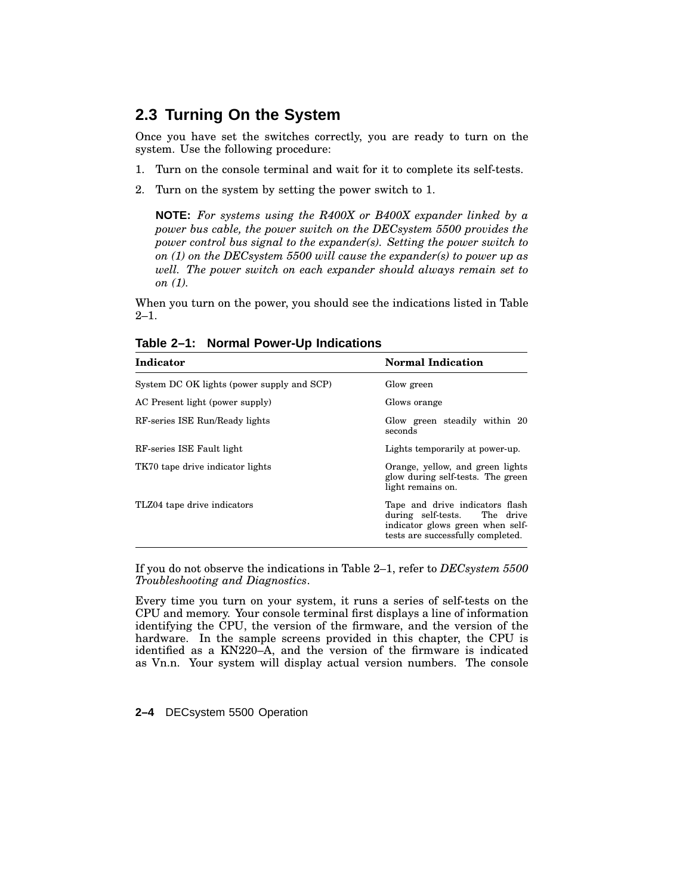## 2.3 Turning On the System

Once you have set the switches correctly, you are ready to turn on the system. Use the following procedure:

1. Turn on the console terminal and wait for it to complete its self-tests.
2. Turn on the system by setting the power switch to 1.

   **NOTE:** *For systems using the R400X or B400X expander linked by a power bus cable, the power switch on the DECsystem 5500 provides the power control bus signal to the expander(s). Setting the power switch to on (1) on the DECsystem 5500 will cause the expander(s) to power up as well. The power switch on each expander should always remain set to on (1).*

When you turn on the power, you should see the indications listed in Table 2–1.

**Table 2–1: Normal Power-Up Indications**

| Indicator | Normal Indication |
|---|---|
| System DC OK lights (power supply and SCP) | Glow green |
| AC Present light (power supply) | Glows orange |
| RF-series ISE Run/Ready lights | Glow green steadily within 20 seconds |
| RF-series ISE Fault light | Lights temporarily at power-up. |
| TK70 tape drive indicator lights | Orange, yellow, and green lights glow during self-tests. The green light remains on. |
| TLZ04 tape drive indicators | Tape and drive indicators flash during self-tests. The drive indicator glows green when self-tests are successfully completed. |

If you do not observe the indications in Table 2–1, refer to *DECsystem 5500 Troubleshooting and Diagnostics*.

Every time you turn on your system, it runs a series of self-tests on the CPU and memory. Your console terminal first displays a line of information identifying the CPU, the version of the firmware, and the version of the hardware. In the sample screens provided in this chapter, the CPU is identified as a KN220–A, and the version of the firmware is indicated as Vn.n. Your system will display actual version numbers. The console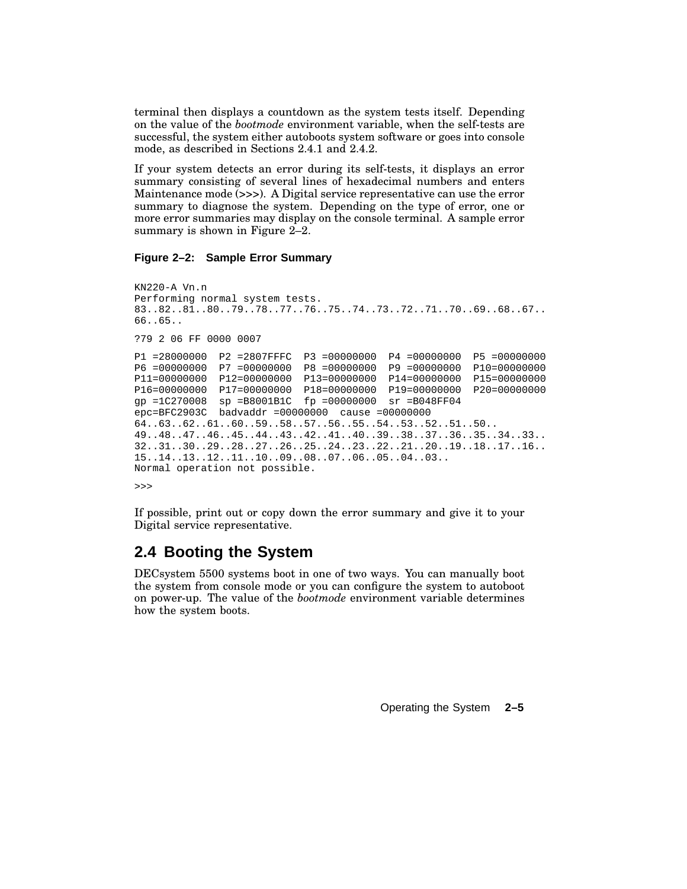terminal then displays a countdown as the system tests itself. Depending on the value of the *bootmode* environment variable, when the self-tests are successful, the system either autoboots system software or goes into console mode, as described in Sections 2.4.1 and 2.4.2.

If your system detects an error during its self-tests, it displays an error summary consisting of several lines of hexadecimal numbers and enters Maintenance mode (>>>). A Digital service representative can use the error summary to diagnose the system. Depending on the type of error, one or more error summaries may display on the console terminal. A sample error summary is shown in Figure 2–2.

**Figure 2–2: Sample Error Summary**

```
KN220-A Vn.n
Performing normal system tests.
83..82..81..80..79..78..77..76..75..74..73..72..71..70..69..68..67..
66..65..

?79 2 06 FF 0000 0007

P1 =28000000  P2 =2807FFFC  P3 =00000000  P4 =00000000  P5 =00000000
P6 =00000000  P7 =00000000  P8 =00000000  P9 =00000000  P10=00000000
P11=00000000  P12=00000000  P13=00000000  P14=00000000  P15=00000000
P16=00000000  P17=00000000  P18=00000000  P19=00000000  P20=00000000
gp =1C270008  sp =B8001B1C  fp =00000000  sr =B048FF04
epc=BFC2903C  badvaddr =00000000  cause =00000000
64..63..62..61..60..59..58..57..56..55..54..53..52..51..50..
49..48..47..46..45..44..43..42..41..40..39..38..37..36..35..34..33..
32..31..30..29..28..27..26..25..24..23..22..21..20..19..18..17..16..
15..14..13..12..11..10..09..08..07..06..05..04..03..
Normal operation not possible.

>>>
```

If possible, print out or copy down the error summary and give it to your Digital service representative.

## 2.4 Booting the System

DECsystem 5500 systems boot in one of two ways. You can manually boot the system from console mode or you can configure the system to autoboot on power-up. The value of the *bootmode* environment variable determines how the system boots.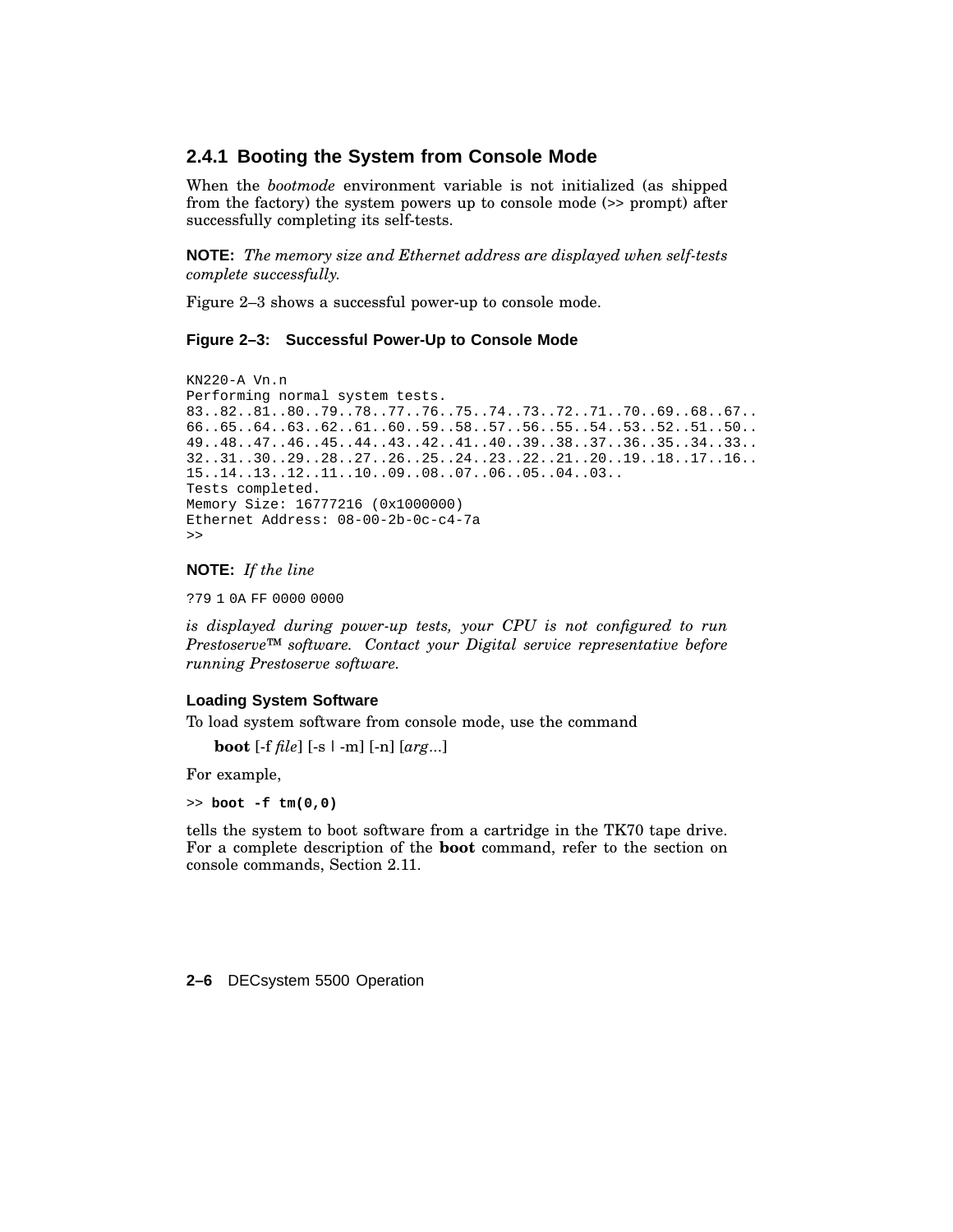### 2.4.1 Booting the System from Console Mode

When the *bootmode* environment variable is not initialized (as shipped from the factory) the system powers up to console mode (>> prompt) after successfully completing its self-tests.

**NOTE:** *The memory size and Ethernet address are displayed when self-tests complete successfully.*

Figure 2–3 shows a successful power-up to console mode.

#### Figure 2–3: Successful Power-Up to Console Mode

```
KN220-A Vn.n
Performing normal system tests.
83..82..81..80..79..78..77..76..75..74..73..72..71..70..69..68..67..
66..65..64..63..62..61..60..59..58..57..56..55..54..53..52..51..50..
49..48..47..46..45..44..43..42..41..40..39..38..37..36..35..34..33..
32..31..30..29..28..27..26..25..24..23..22..21..20..19..18..17..16..
15..14..13..12..11..10..09..08..07..06..05..04..03..
Tests completed.
Memory Size: 16777216 (0x1000000)
Ethernet Address: 08-00-2b-0c-c4-7a
>>
```

**NOTE:** *If the line*

```
?79 1 0A FF 0000 0000
```

*is displayed during power-up tests, your CPU is not configured to run Prestoserve™ software. Contact your Digital service representative before running Prestoserve software.*

#### Loading System Software

To load system software from console mode, use the command

**boot** [-f *file*] [-s | -m] [-n] [*arg*...]

For example,

```
>> boot -f tm(0,0)
```

tells the system to boot software from a cartridge in the TK70 tape drive. For a complete description of the **boot** command, refer to the section on console commands, Section 2.11.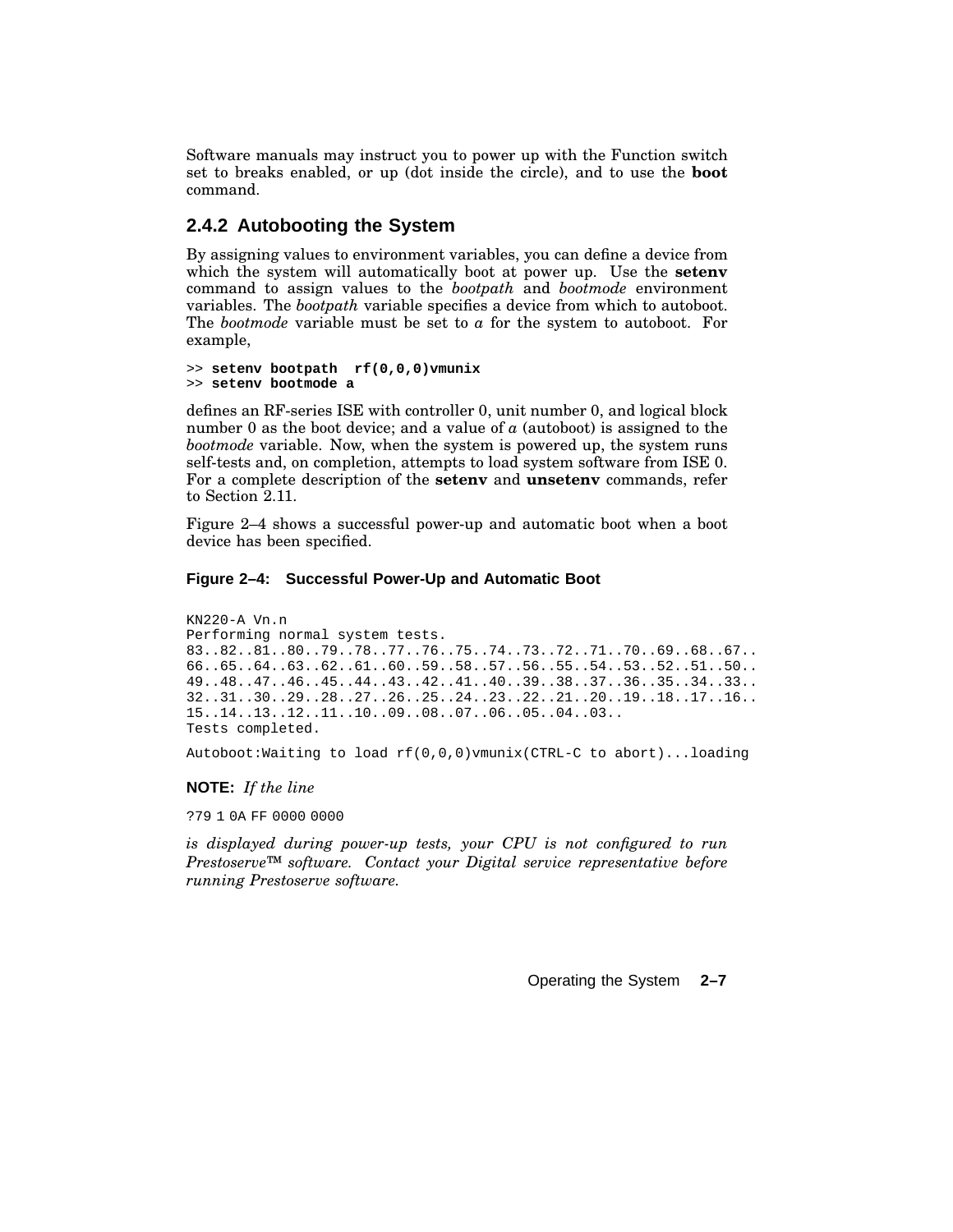Software manuals may instruct you to power up with the Function switch set to breaks enabled, or up (dot inside the circle), and to use the **boot** command.

### 2.4.2 Autobooting the System

By assigning values to environment variables, you can define a device from which the system will automatically boot at power up. Use the **setenv** command to assign values to the *bootpath* and *bootmode* environment variables. The *bootpath* variable specifies a device from which to autoboot. The *bootmode* variable must be set to *a* for the system to autoboot. For example,

```
>> setenv bootpath  rf(0,0,0)vmunix
>> setenv bootmode a
```

defines an RF-series ISE with controller 0, unit number 0, and logical block number 0 as the boot device; and a value of *a* (autoboot) is assigned to the *bootmode* variable. Now, when the system is powered up, the system runs self-tests and, on completion, attempts to load system software from ISE 0. For a complete description of the **setenv** and **unsetenv** commands, refer to Section 2.11.

Figure 2–4 shows a successful power-up and automatic boot when a boot device has been specified.

**Figure 2–4: Successful Power-Up and Automatic Boot**

```
KN220-A Vn.n
Performing normal system tests.
83..82..81..80..79..78..77..76..75..74..73..72..71..70..69..68..67..
66..65..64..63..62..61..60..59..58..57..56..55..54..53..52..51..50..
49..48..47..46..45..44..43..42..41..40..39..38..37..36..35..34..33..
32..31..30..29..28..27..26..25..24..23..22..21..20..19..18..17..16..
15..14..13..12..11..10..09..08..07..06..05..04..03..
Tests completed.

Autoboot:Waiting to load rf(0,0,0)vmunix(CTRL-C to abort)...loading
```

**NOTE:** *If the line*

```
?79 1 0A FF 0000 0000
```

*is displayed during power-up tests, your CPU is not configured to run Prestoserve™ software. Contact your Digital service representative before running Prestoserve software.*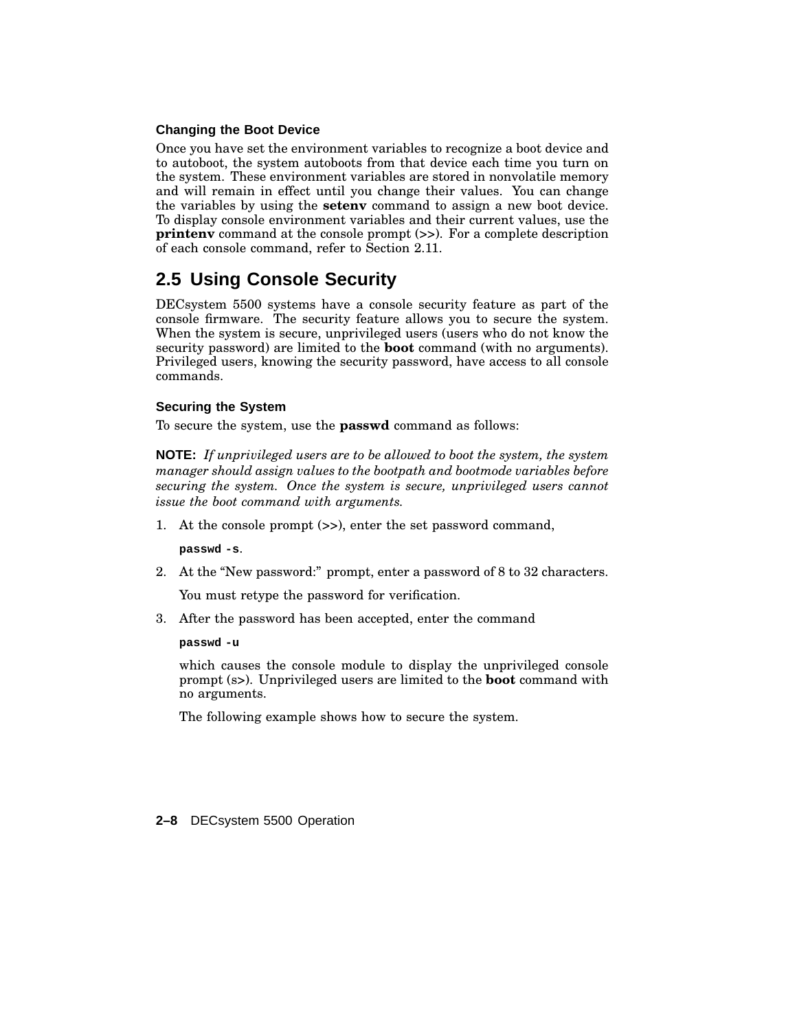### Changing the Boot Device

Once you have set the environment variables to recognize a boot device and to autoboot, the system autoboots from that device each time you turn on the system. These environment variables are stored in nonvolatile memory and will remain in effect until you change their values. You can change the variables by using the **setenv** command to assign a new boot device. To display console environment variables and their current values, use the **printenv** command at the console prompt (>>). For a complete description of each console command, refer to Section 2.11.

## 2.5 Using Console Security

DECsystem 5500 systems have a console security feature as part of the console firmware. The security feature allows you to secure the system. When the system is secure, unprivileged users (users who do not know the security password) are limited to the **boot** command (with no arguments). Privileged users, knowing the security password, have access to all console commands.

### Securing the System

To secure the system, use the **passwd** command as follows:

**NOTE:** *If unprivileged users are to be allowed to boot the system, the system manager should assign values to the bootpath and bootmode variables before securing the system. Once the system is secure, unprivileged users cannot issue the boot command with arguments.*

1. At the console prompt (>>), enter the set password command,

   **`passwd -s`**.

2. At the "New password:" prompt, enter a password of 8 to 32 characters.

   You must retype the password for verification.

3. After the password has been accepted, enter the command

   **`passwd -u`**

   which causes the console module to display the unprivileged console prompt (s>). Unprivileged users are limited to the **boot** command with no arguments.

   The following example shows how to secure the system.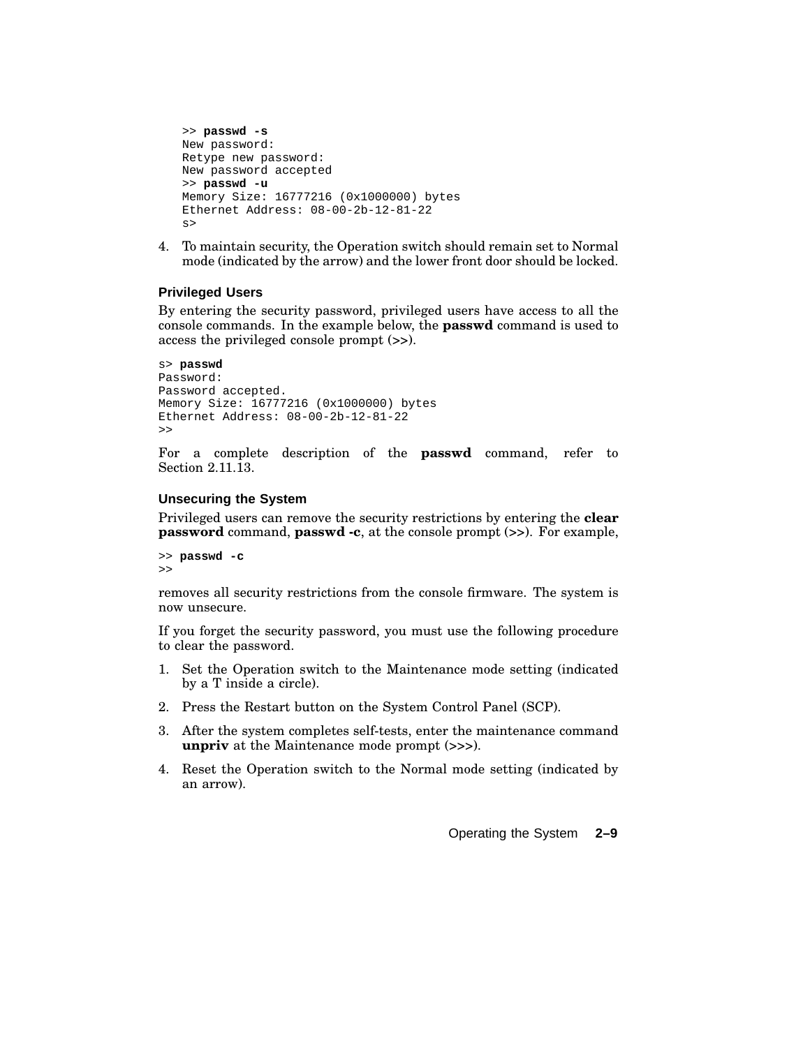```
>> passwd -s
New password:
Retype new password:
New password accepted
>> passwd -u
Memory Size: 16777216 (0x1000000) bytes
Ethernet Address: 08-00-2b-12-81-22
s>
```

4. To maintain security, the Operation switch should remain set to Normal mode (indicated by the arrow) and the lower front door should be locked.

### Privileged Users

By entering the security password, privileged users have access to all the console commands. In the example below, the **passwd** command is used to access the privileged console prompt (>>).

```
s> passwd
Password:
Password accepted.
Memory Size: 16777216 (0x1000000) bytes
Ethernet Address: 08-00-2b-12-81-22
>>
```

For a complete description of the **passwd** command, refer to Section 2.11.13.

### Unsecuring the System

Privileged users can remove the security restrictions by entering the **clear password** command, **passwd -c**, at the console prompt (>>). For example,

```
>> passwd -c
>>
```

removes all security restrictions from the console firmware. The system is now unsecure.

If you forget the security password, you must use the following procedure to clear the password.

1. Set the Operation switch to the Maintenance mode setting (indicated by a T inside a circle).
2. Press the Restart button on the System Control Panel (SCP).
3. After the system completes self-tests, enter the maintenance command **unpriv** at the Maintenance mode prompt (>>>).
4. Reset the Operation switch to the Normal mode setting (indicated by an arrow).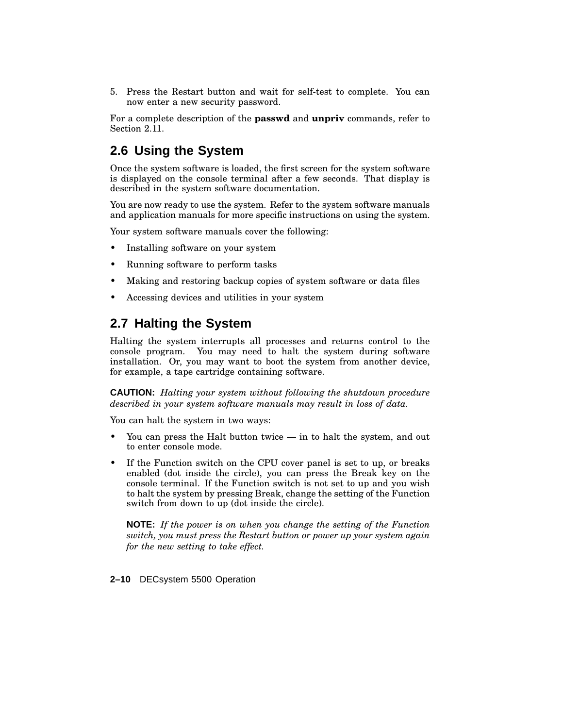5. Press the Restart button and wait for self-test to complete. You can now enter a new security password.

For a complete description of the **passwd** and **unpriv** commands, refer to Section 2.11.

## 2.6 Using the System

Once the system software is loaded, the first screen for the system software is displayed on the console terminal after a few seconds. That display is described in the system software documentation.

You are now ready to use the system. Refer to the system software manuals and application manuals for more specific instructions on using the system.

Your system software manuals cover the following:

- Installing software on your system
- Running software to perform tasks
- Making and restoring backup copies of system software or data files
- Accessing devices and utilities in your system

## 2.7 Halting the System

Halting the system interrupts all processes and returns control to the console program. You may need to halt the system during software installation. Or, you may want to boot the system from another device, for example, a tape cartridge containing software.

**CAUTION:** *Halting your system without following the shutdown procedure described in your system software manuals may result in loss of data.*

You can halt the system in two ways:

- You can press the Halt button twice — in to halt the system, and out to enter console mode.
- If the Function switch on the CPU cover panel is set to up, or breaks enabled (dot inside the circle), you can press the Break key on the console terminal. If the Function switch is not set to up and you wish to halt the system by pressing Break, change the setting of the Function switch from down to up (dot inside the circle).

  **NOTE:** *If the power is on when you change the setting of the Function switch, you must press the Restart button or power up your system again for the new setting to take effect.*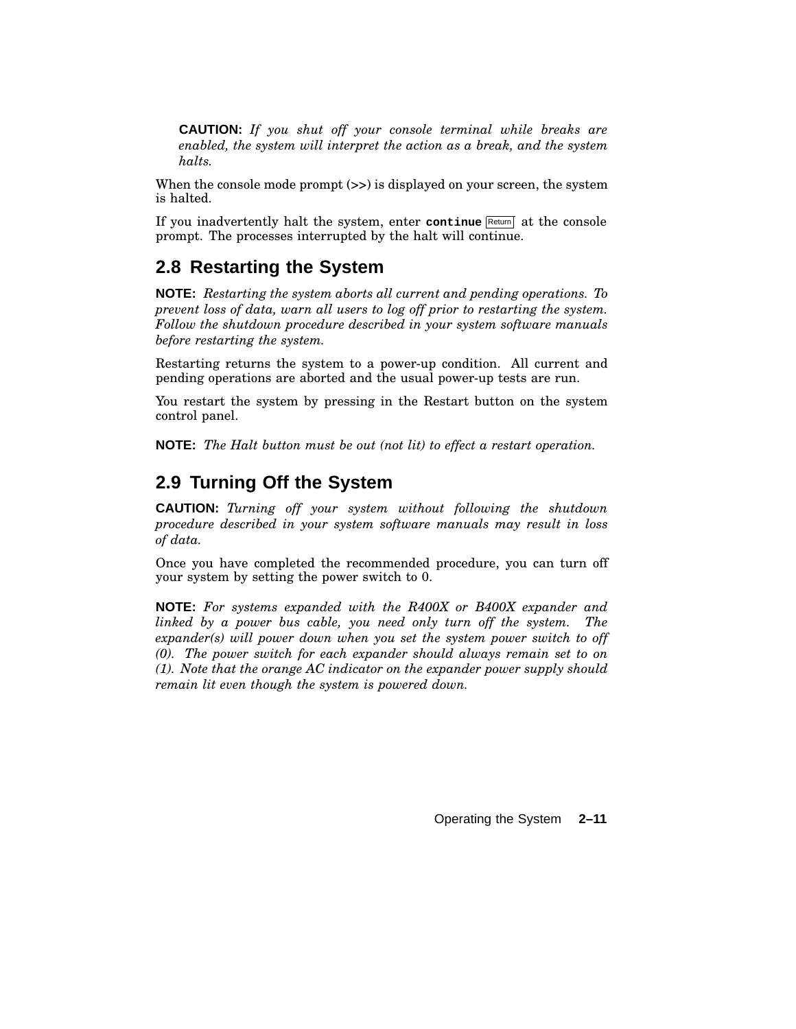**CAUTION:** *If you shut off your console terminal while breaks are enabled, the system will interpret the action as a break, and the system halts.*

When the console mode prompt (>>) is displayed on your screen, the system is halted.

If you inadvertently halt the system, enter **`continue`** Return at the console prompt. The processes interrupted by the halt will continue.

## 2.8 Restarting the System

**NOTE:** *Restarting the system aborts all current and pending operations. To prevent loss of data, warn all users to log off prior to restarting the system. Follow the shutdown procedure described in your system software manuals before restarting the system.*

Restarting returns the system to a power-up condition. All current and pending operations are aborted and the usual power-up tests are run.

You restart the system by pressing in the Restart button on the system control panel.

**NOTE:** *The Halt button must be out (not lit) to effect a restart operation.*

## 2.9 Turning Off the System

**CAUTION:** *Turning off your system without following the shutdown procedure described in your system software manuals may result in loss of data.*

Once you have completed the recommended procedure, you can turn off your system by setting the power switch to 0.

**NOTE:** *For systems expanded with the R400X or B400X expander and linked by a power bus cable, you need only turn off the system. The expander(s) will power down when you set the system power switch to off (0). The power switch for each expander should always remain set to on (1). Note that the orange AC indicator on the expander power supply should remain lit even though the system is powered down.*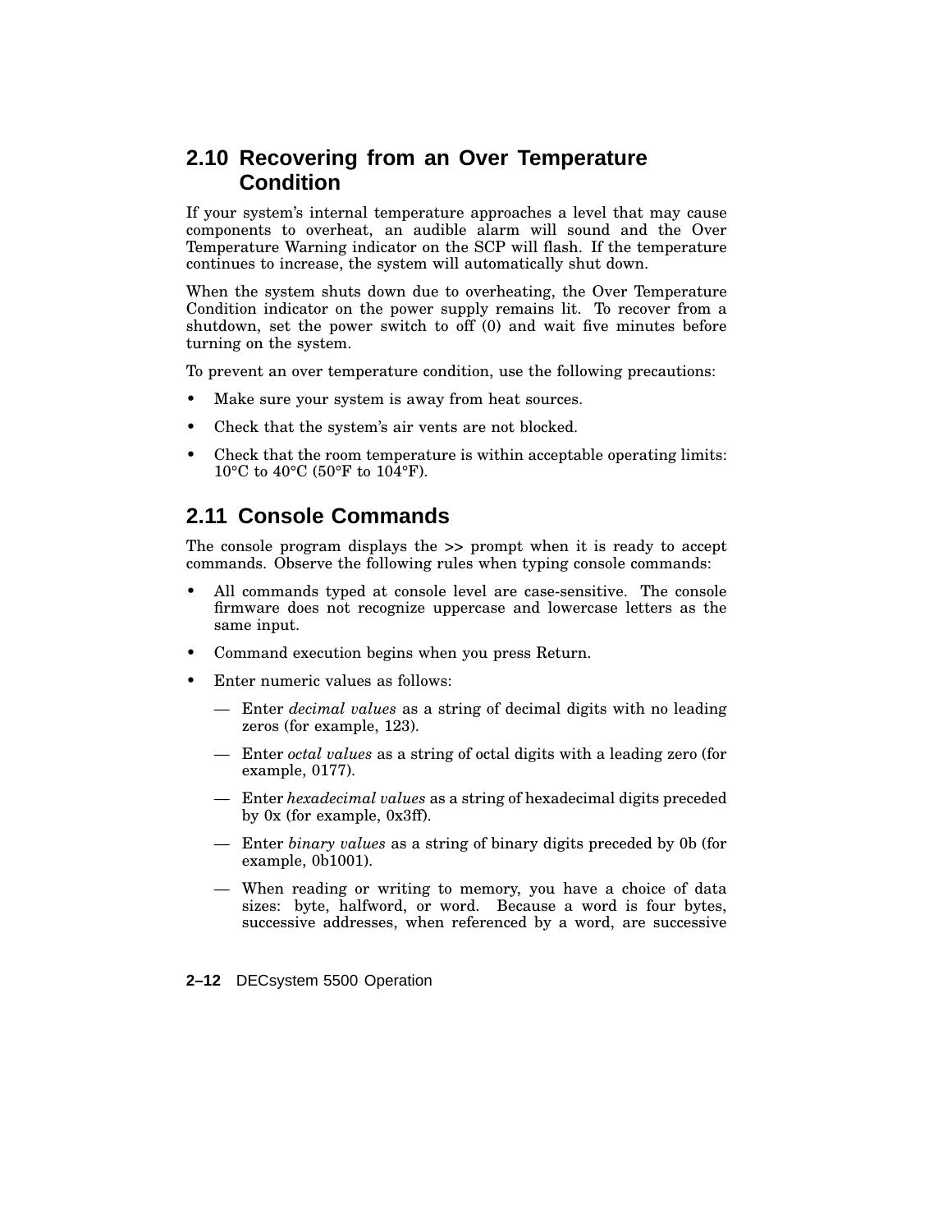## 2.10 Recovering from an Over Temperature Condition

If your system's internal temperature approaches a level that may cause components to overheat, an audible alarm will sound and the Over Temperature Warning indicator on the SCP will flash. If the temperature continues to increase, the system will automatically shut down.

When the system shuts down due to overheating, the Over Temperature Condition indicator on the power supply remains lit. To recover from a shutdown, set the power switch to off (0) and wait five minutes before turning on the system.

To prevent an over temperature condition, use the following precautions:

- Make sure your system is away from heat sources.
- Check that the system's air vents are not blocked.
- Check that the room temperature is within acceptable operating limits: 10°C to 40°C (50°F to 104°F).

## 2.11 Console Commands

The console program displays the >> prompt when it is ready to accept commands. Observe the following rules when typing console commands:

- All commands typed at console level are case-sensitive. The console firmware does not recognize uppercase and lowercase letters as the same input.
- Command execution begins when you press Return.
- Enter numeric values as follows:
  - Enter *decimal values* as a string of decimal digits with no leading zeros (for example, 123).
  - Enter *octal values* as a string of octal digits with a leading zero (for example, 0177).
  - Enter *hexadecimal values* as a string of hexadecimal digits preceded by 0x (for example, 0x3ff).
  - Enter *binary values* as a string of binary digits preceded by 0b (for example, 0b1001).
  - When reading or writing to memory, you have a choice of data sizes: byte, halfword, or word. Because a word is four bytes, successive addresses, when referenced by a word, are successive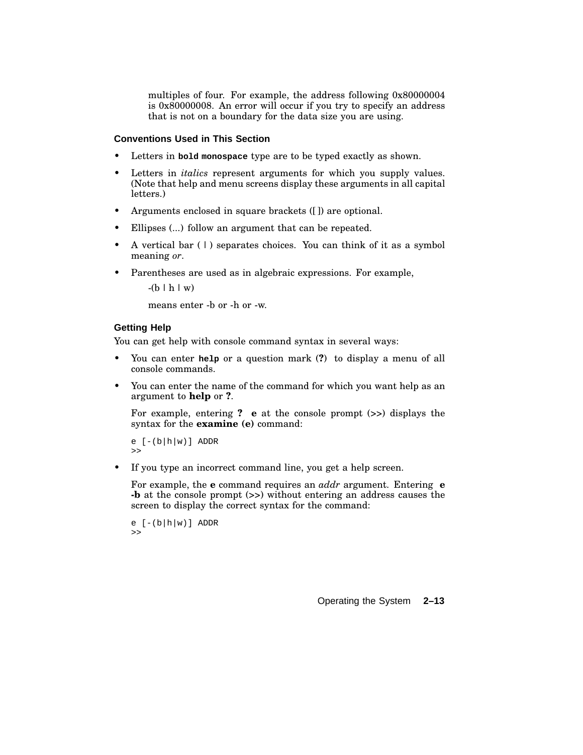multiples of four. For example, the address following 0x80000004 is 0x80000008. An error will occur if you try to specify an address that is not on a boundary for the data size you are using.

### Conventions Used in This Section

- Letters in **`bold monospace`** type are to be typed exactly as shown.
- Letters in *italics* represent arguments for which you supply values. (Note that help and menu screens display these arguments in all capital letters.)
- Arguments enclosed in square brackets ([ ]) are optional.
- Ellipses (...) follow an argument that can be repeated.
- A vertical bar ( | ) separates choices. You can think of it as a symbol meaning *or*.
- Parentheses are used as in algebraic expressions. For example,

  -(b | h | w)

  means enter -b or -h or -w.

### Getting Help

You can get help with console command syntax in several ways:

- You can enter **`help`** or a question mark (**?**) to display a menu of all console commands.
- You can enter the name of the command for which you want help as an argument to **help** or **?**.

  For example, entering **? e** at the console prompt (>>) displays the syntax for the **examine (e)** command:

  ```
  e [-(b|h|w)] ADDR
  >>
  ```

- If you type an incorrect command line, you get a help screen.

  For example, the **e** command requires an *addr* argument. Entering **e -b** at the console prompt (>>) without entering an address causes the screen to display the correct syntax for the command:

  ```
  e [-(b|h|w)] ADDR
  >>
  ```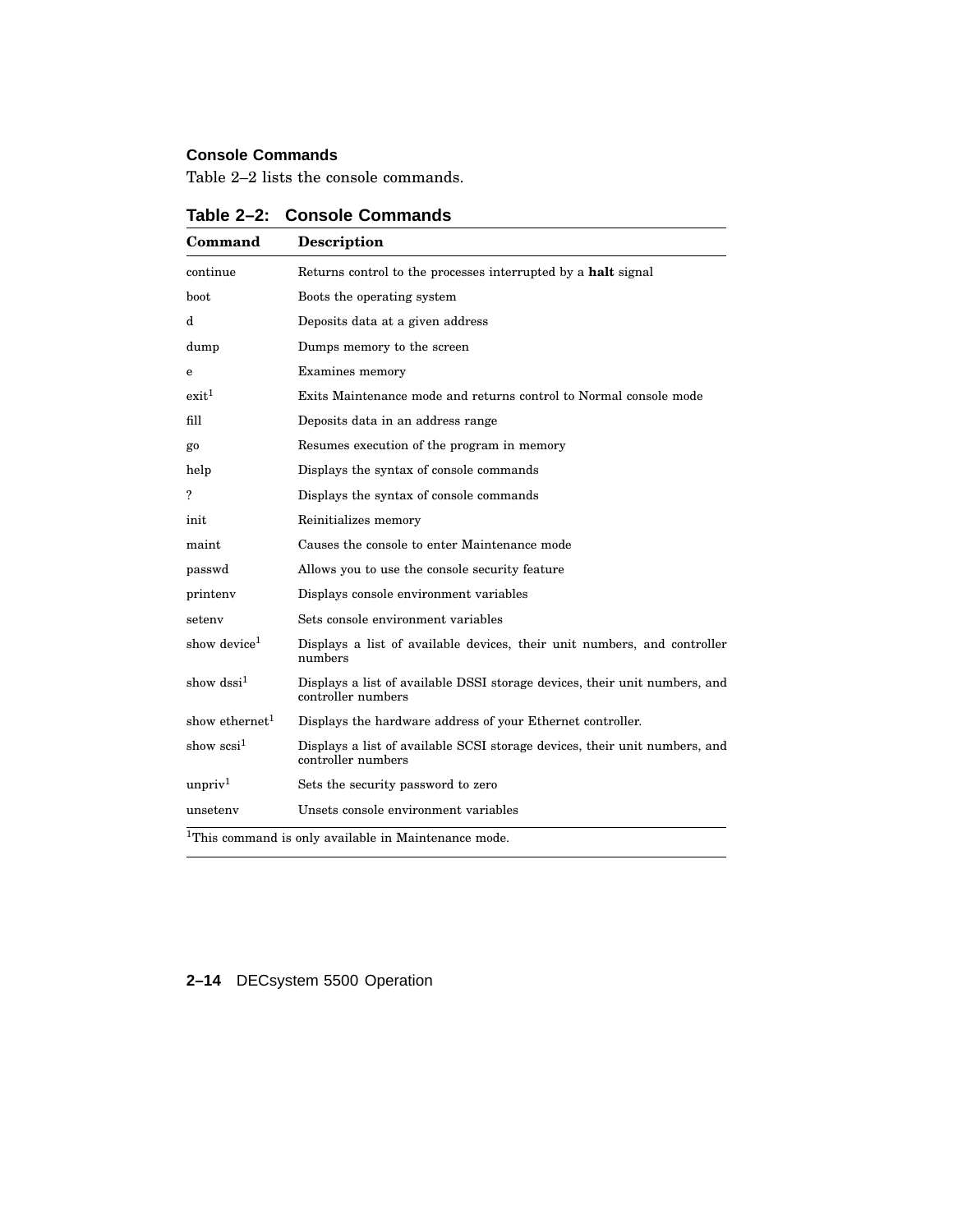### Console Commands

Table 2–2 lists the console commands.

**Table 2–2: Console Commands**

| Command | Description |
|---|---|
| continue | Returns control to the processes interrupted by a **halt** signal |
| boot | Boots the operating system |
| d | Deposits data at a given address |
| dump | Dumps memory to the screen |
| e | Examines memory |
| exit[1] | Exits Maintenance mode and returns control to Normal console mode |
| fill | Deposits data in an address range |
| go | Resumes execution of the program in memory |
| help | Displays the syntax of console commands |
| ? | Displays the syntax of console commands |
| init | Reinitializes memory |
| maint | Causes the console to enter Maintenance mode |
| passwd | Allows you to use the console security feature |
| printenv | Displays console environment variables |
| setenv | Sets console environment variables |
| show device[1] | Displays a list of available devices, their unit numbers, and controller numbers |
| show dssi[1] | Displays a list of available DSSI storage devices, their unit numbers, and controller numbers |
| show ethernet[1] | Displays the hardware address of your Ethernet controller. |
| show scsi[1] | Displays a list of available SCSI storage devices, their unit numbers, and controller numbers |
| unpriv[1] | Sets the security password to zero |
| unsetenv | Unsets console environment variables |

[1]This command is only available in Maintenance mode.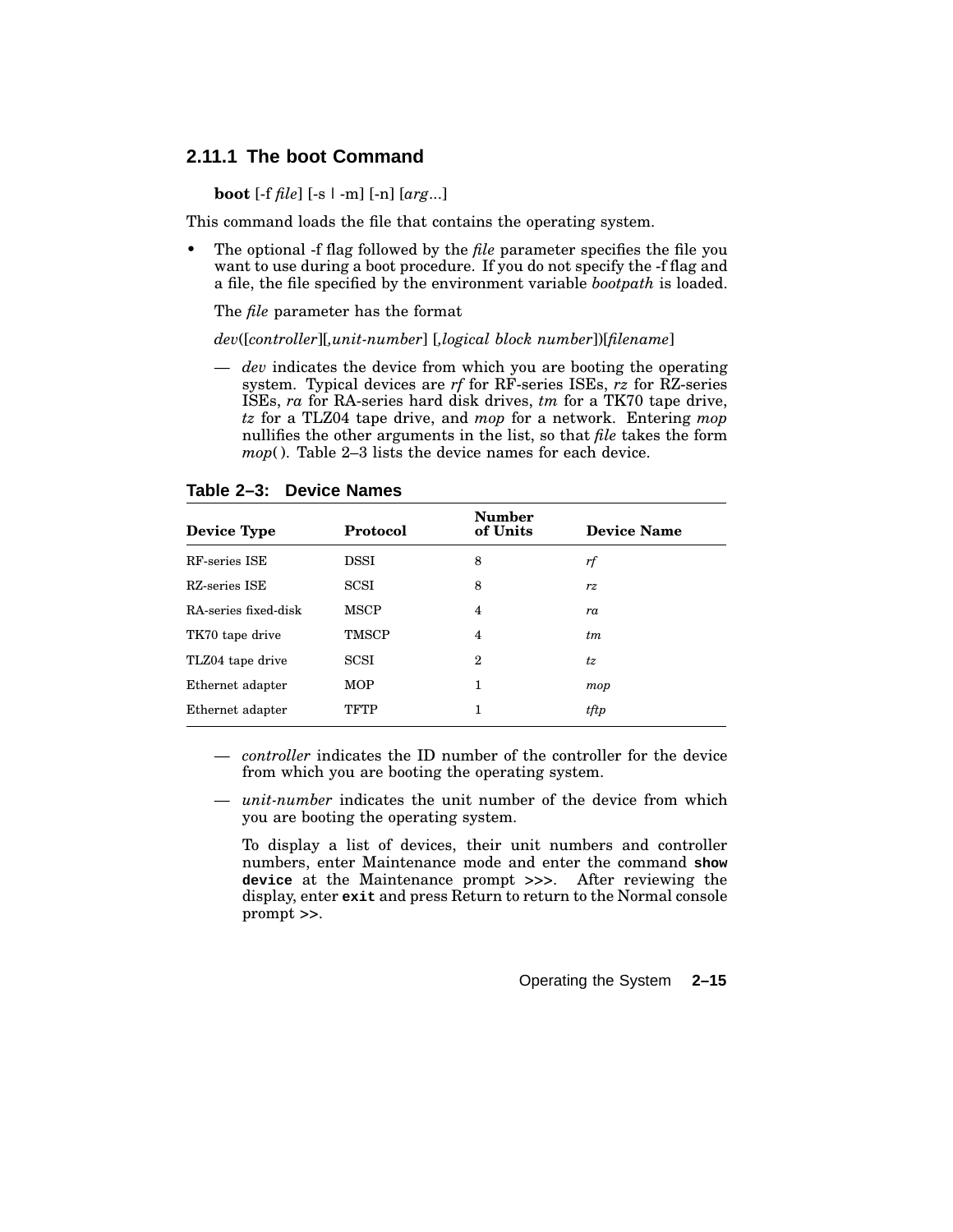### 2.11.1 The boot Command

**boot** [-f *file*] [-s | -m] [-n] [*arg*...]

This command loads the file that contains the operating system.

- The optional -f flag followed by the *file* parameter specifies the file you want to use during a boot procedure. If you do not specify the -f flag and a file, the file specified by the environment variable *bootpath* is loaded.

  The *file* parameter has the format

  *dev*([*controller*][,*unit-number*] [,*logical block number*])[*filename*]

  — *dev* indicates the device from which you are booting the operating system. Typical devices are *rf* for RF-series ISEs, *rz* for RZ-series ISEs, *ra* for RA-series hard disk drives, *tm* for a TK70 tape drive, *tz* for a TLZ04 tape drive, and *mop* for a network. Entering *mop* nullifies the other arguments in the list, so that *file* takes the form *mop*( ). Table 2–3 lists the device names for each device.

**Table 2–3: Device Names**

| Device Type | Protocol | Number of Units | Device Name |
|---|---|---|---|
| RF-series ISE | DSSI | 8 | *rf* |
| RZ-series ISE | SCSI | 8 | *rz* |
| RA-series fixed-disk | MSCP | 4 | *ra* |
| TK70 tape drive | TMSCP | 4 | *tm* |
| TLZ04 tape drive | SCSI | 2 | *tz* |
| Ethernet adapter | MOP | 1 | *mop* |
| Ethernet adapter | TFTP | 1 | *tftp* |

  — *controller* indicates the ID number of the controller for the device from which you are booting the operating system.

  — *unit-number* indicates the unit number of the device from which you are booting the operating system.

  To display a list of devices, their unit numbers and controller numbers, enter Maintenance mode and enter the command **show device** at the Maintenance prompt >>>. After reviewing the display, enter **exit** and press Return to return to the Normal console prompt >>.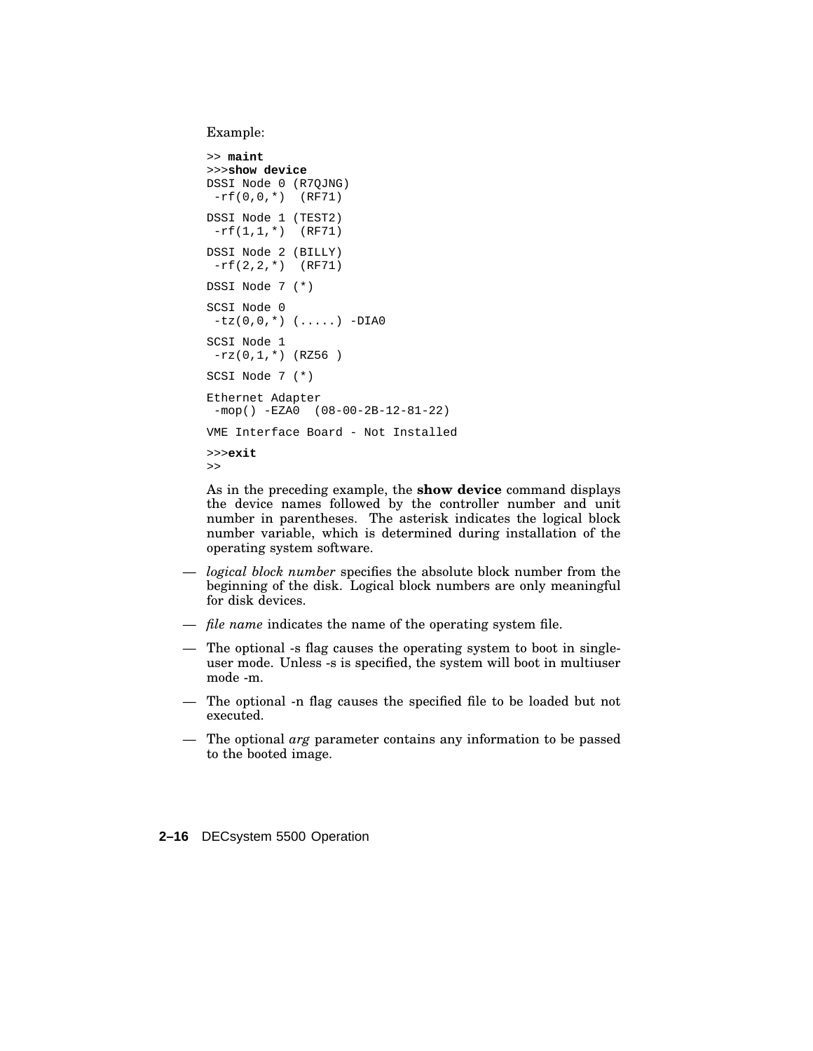Example:

```
>> maint
>>>show device
DSSI Node 0 (R7QJNG)
 -rf(0,0,*)  (RF71)
DSSI Node 1 (TEST2)
 -rf(1,1,*)  (RF71)
DSSI Node 2 (BILLY)
 -rf(2,2,*)  (RF71)
DSSI Node 7 (*)
SCSI Node 0
 -tz(0,0,*) (.....) -DIA0
SCSI Node 1
 -rz(0,1,*) (RZ56 )
SCSI Node 7 (*)
Ethernet Adapter
 -mop() -EZA0  (08-00-2B-12-81-22)
VME Interface Board - Not Installed
>>>exit
>>
```

As in the preceding example, the **show device** command displays the device names followed by the controller number and unit number in parentheses. The asterisk indicates the logical block number variable, which is determined during installation of the operating system software.

- *logical block number* specifies the absolute block number from the beginning of the disk. Logical block numbers are only meaningful for disk devices.
- *file name* indicates the name of the operating system file.
- The optional -s flag causes the operating system to boot in single-user mode. Unless -s is specified, the system will boot in multiuser mode -m.
- The optional -n flag causes the specified file to be loaded but not executed.
- The optional *arg* parameter contains any information to be passed to the booted image.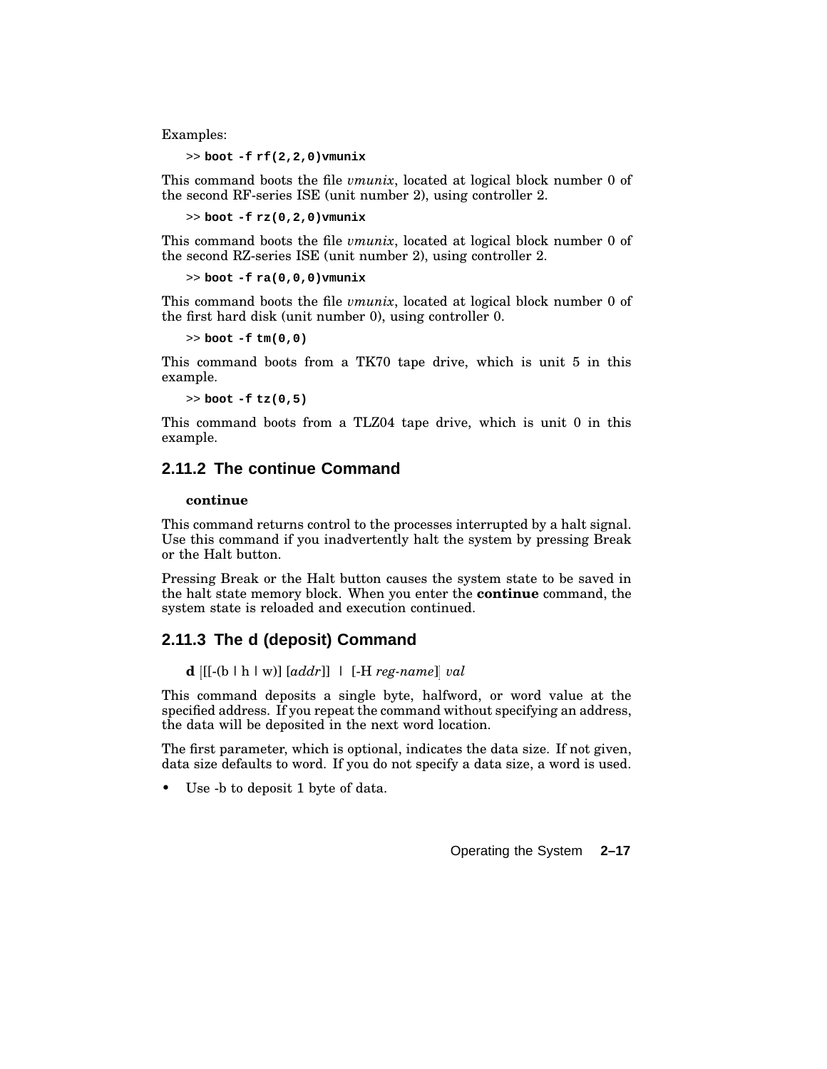Examples:

```
>> boot -f rf(2,2,0)vmunix
```

This command boots the file *vmunix*, located at logical block number 0 of the second RF-series ISE (unit number 2), using controller 2.

```
>> boot -f rz(0,2,0)vmunix
```

This command boots the file *vmunix*, located at logical block number 0 of the second RZ-series ISE (unit number 2), using controller 2.

```
>> boot -f ra(0,0,0)vmunix
```

This command boots the file *vmunix*, located at logical block number 0 of the first hard disk (unit number 0), using controller 0.

```
>> boot -f tm(0,0)
```

This command boots from a TK70 tape drive, which is unit 5 in this example.

```
>> boot -f tz(0,5)
```

This command boots from a TLZ04 tape drive, which is unit 0 in this example.

### 2.11.2 The continue Command

**continue**

This command returns control to the processes interrupted by a halt signal. Use this command if you inadvertently halt the system by pressing Break or the Halt button.

Pressing Break or the Halt button causes the system state to be saved in the halt state memory block. When you enter the **continue** command, the system state is reloaded and execution continued.

### 2.11.3 The d (deposit) Command

**d** [[-(b | h | w)] [*addr*]] | [-H *reg-name*] *val*

This command deposits a single byte, halfword, or word value at the specified address. If you repeat the command without specifying an address, the data will be deposited in the next word location.

The first parameter, which is optional, indicates the data size. If not given, data size defaults to word. If you do not specify a data size, a word is used.

- Use -b to deposit 1 byte of data.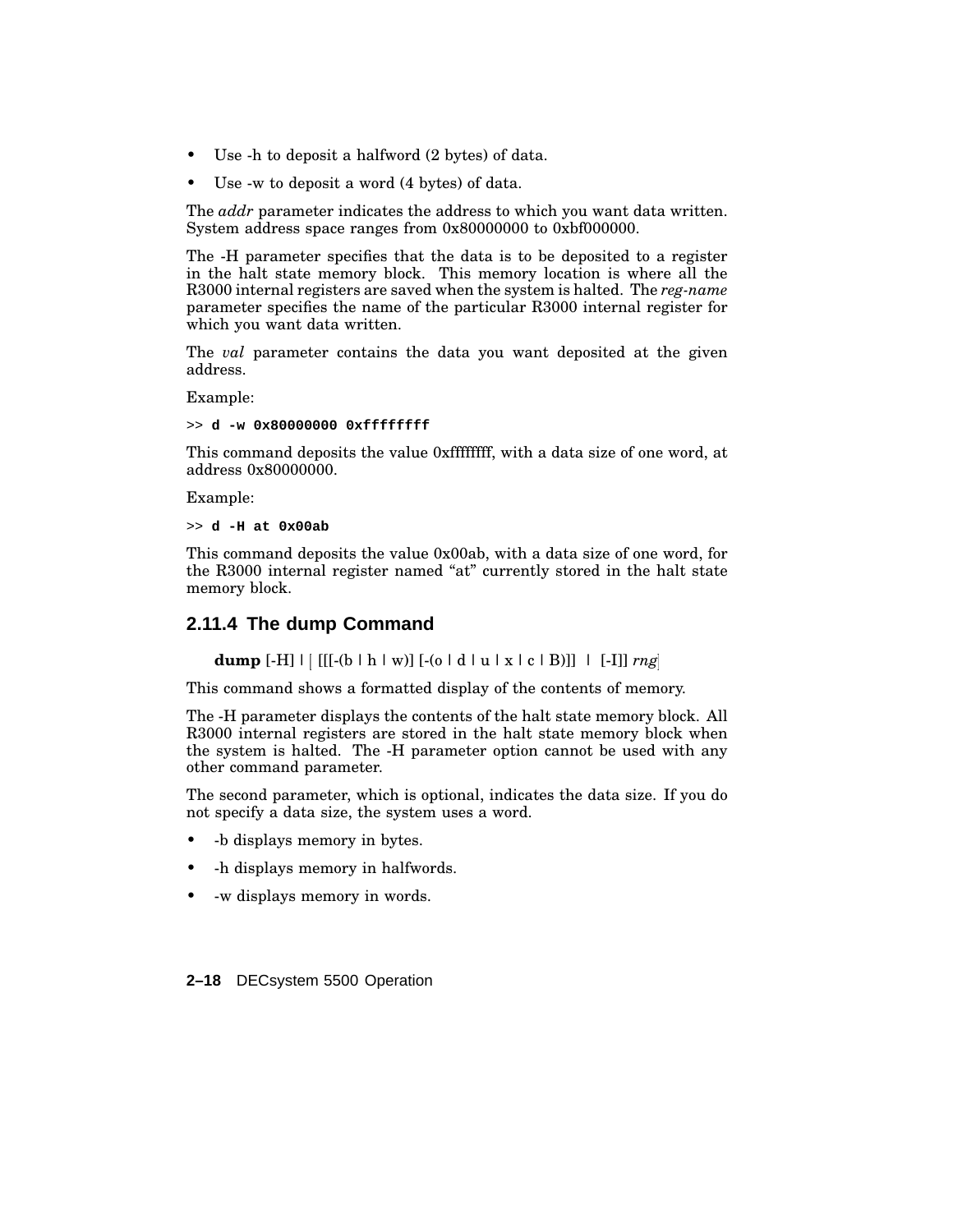- Use -h to deposit a halfword (2 bytes) of data.
- Use -w to deposit a word (4 bytes) of data.

The *addr* parameter indicates the address to which you want data written. System address space ranges from 0x80000000 to 0xbf000000.

The -H parameter specifies that the data is to be deposited to a register in the halt state memory block. This memory location is where all the R3000 internal registers are saved when the system is halted. The *reg-name* parameter specifies the name of the particular R3000 internal register for which you want data written.

The *val* parameter contains the data you want deposited at the given address.

Example:

```
>> d -w 0x80000000 0xffffffff
```

This command deposits the value 0xffffffff, with a data size of one word, at address 0x80000000.

Example:

```
>> d -H at 0x00ab
```

This command deposits the value 0x00ab, with a data size of one word, for the R3000 internal register named “at” currently stored in the halt state memory block.

### 2.11.4 The dump Command

**dump** [-H] | | [[[-(b | h | w)] [-(o | d | u | x | c | B)]] | [-I]] *rng*|

This command shows a formatted display of the contents of memory.

The -H parameter displays the contents of the halt state memory block. All R3000 internal registers are stored in the halt state memory block when the system is halted. The -H parameter option cannot be used with any other command parameter.

The second parameter, which is optional, indicates the data size. If you do not specify a data size, the system uses a word.

- -b displays memory in bytes.
- -h displays memory in halfwords.
- -w displays memory in words.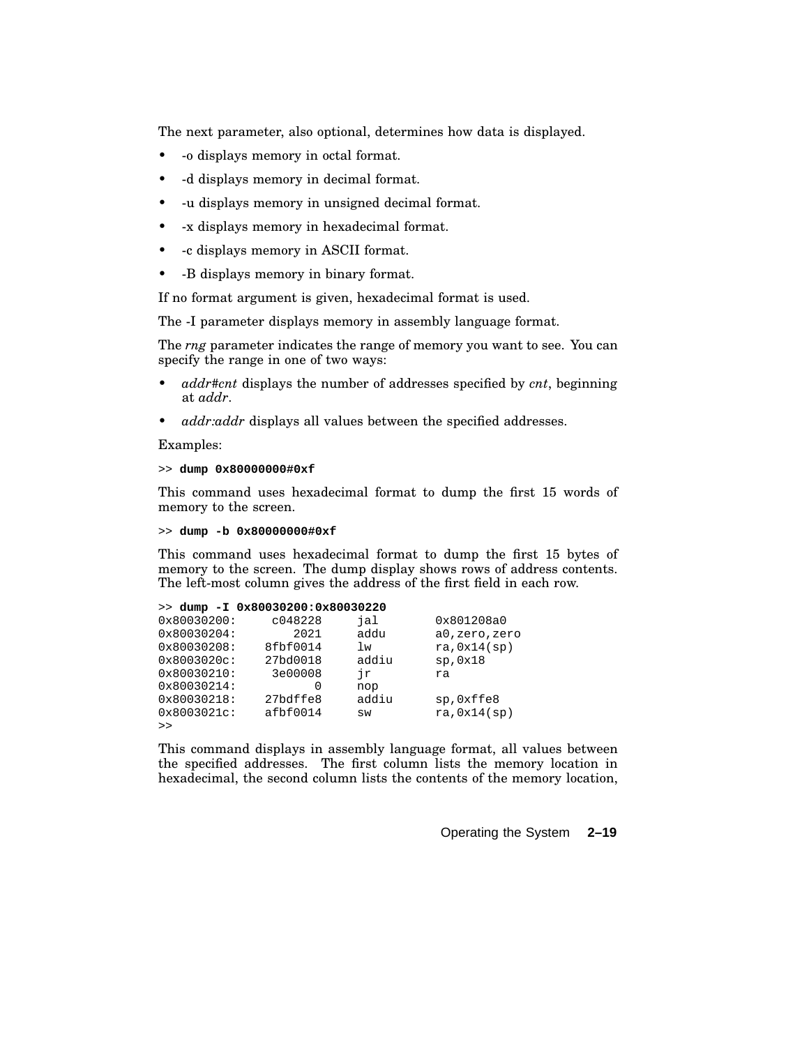The next parameter, also optional, determines how data is displayed.

- -o displays memory in octal format.
- -d displays memory in decimal format.
- -u displays memory in unsigned decimal format.
- -x displays memory in hexadecimal format.
- -c displays memory in ASCII format.
- -B displays memory in binary format.

If no format argument is given, hexadecimal format is used.

The -I parameter displays memory in assembly language format.

The *rng* parameter indicates the range of memory you want to see. You can specify the range in one of two ways:

- *addr#cnt* displays the number of addresses specified by *cnt*, beginning at *addr*.
- *addr:addr* displays all values between the specified addresses.

Examples:

```
>> dump 0x80000000#0xf
```

This command uses hexadecimal format to dump the first 15 words of memory to the screen.

```
>> dump -b 0x80000000#0xf
```

This command uses hexadecimal format to dump the first 15 bytes of memory to the screen. The dump display shows rows of address contents. The left-most column gives the address of the first field in each row.

```
>> dump -I 0x80030200:0x80030220
0x80030200:     c048228     jal        0x801208a0
0x80030204:        2021     addu       a0,zero,zero
0x80030208:    8fbf0014     lw         ra,0x14(sp)
0x8003020c:    27bd0018     addiu      sp,0x18
0x80030210:     3e00008     jr         ra
0x80030214:           0     nop
0x80030218:    27bdffe8     addiu      sp,0xffe8
0x8003021c:    afbf0014     sw         ra,0x14(sp)
>>
```

This command displays in assembly language format, all values between the specified addresses. The first column lists the memory location in hexadecimal, the second column lists the contents of the memory location,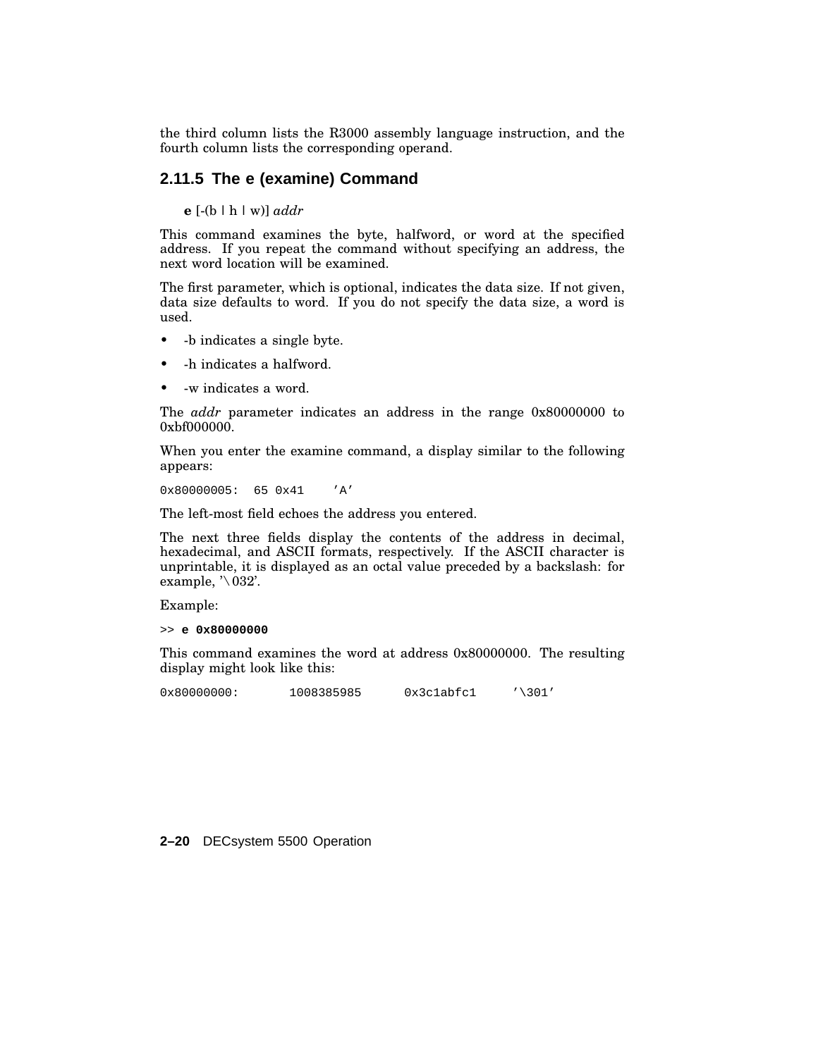the third column lists the R3000 assembly language instruction, and the fourth column lists the corresponding operand.

### 2.11.5 The e (examine) Command

**e** [-(b | h | w)] *addr*

This command examines the byte, halfword, or word at the specified address. If you repeat the command without specifying an address, the next word location will be examined.

The first parameter, which is optional, indicates the data size. If not given, data size defaults to word. If you do not specify the data size, a word is used.

- -b indicates a single byte.
- -h indicates a halfword.
- -w indicates a word.

The *addr* parameter indicates an address in the range 0x80000000 to 0xbf000000.

When you enter the examine command, a display similar to the following appears:

```
0x80000005:  65 0x41    'A'
```

The left-most field echoes the address you entered.

The next three fields display the contents of the address in decimal, hexadecimal, and ASCII formats, respectively. If the ASCII character is unprintable, it is displayed as an octal value preceded by a backslash: for example, '\032'.

Example:

```
>> e 0x80000000
```

This command examines the word at address 0x80000000. The resulting display might look like this:

```
0x80000000:       1008385985      0x3c1abfc1     '\301'
```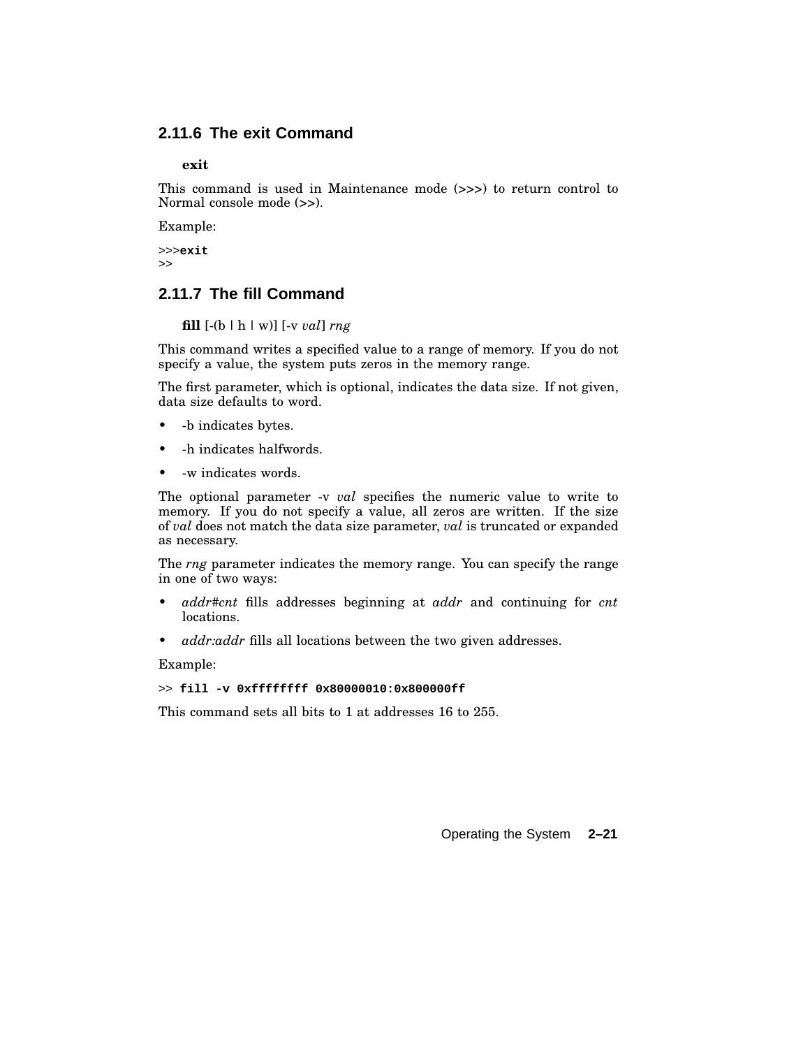### 2.11.6 The exit Command

**exit**

This command is used in Maintenance mode (>>>) to return control to Normal console mode (>>).

Example:

```
>>>exit
>>
```

### 2.11.7 The fill Command

**fill** [-(b | h | w)] [-v *val*] *rng*

This command writes a specified value to a range of memory. If you do not specify a value, the system puts zeros in the memory range.

The first parameter, which is optional, indicates the data size. If not given, data size defaults to word.

- -b indicates bytes.
- -h indicates halfwords.
- -w indicates words.

The optional parameter -v *val* specifies the numeric value to write to memory. If you do not specify a value, all zeros are written. If the size of *val* does not match the data size parameter, *val* is truncated or expanded as necessary.

The *rng* parameter indicates the memory range. You can specify the range in one of two ways:

- *addr#cnt* fills addresses beginning at *addr* and continuing for *cnt* locations.
- *addr:addr* fills all locations between the two given addresses.

Example:

```
>> fill -v 0xffffffff 0x80000010:0x800000ff
```

This command sets all bits to 1 at addresses 16 to 255.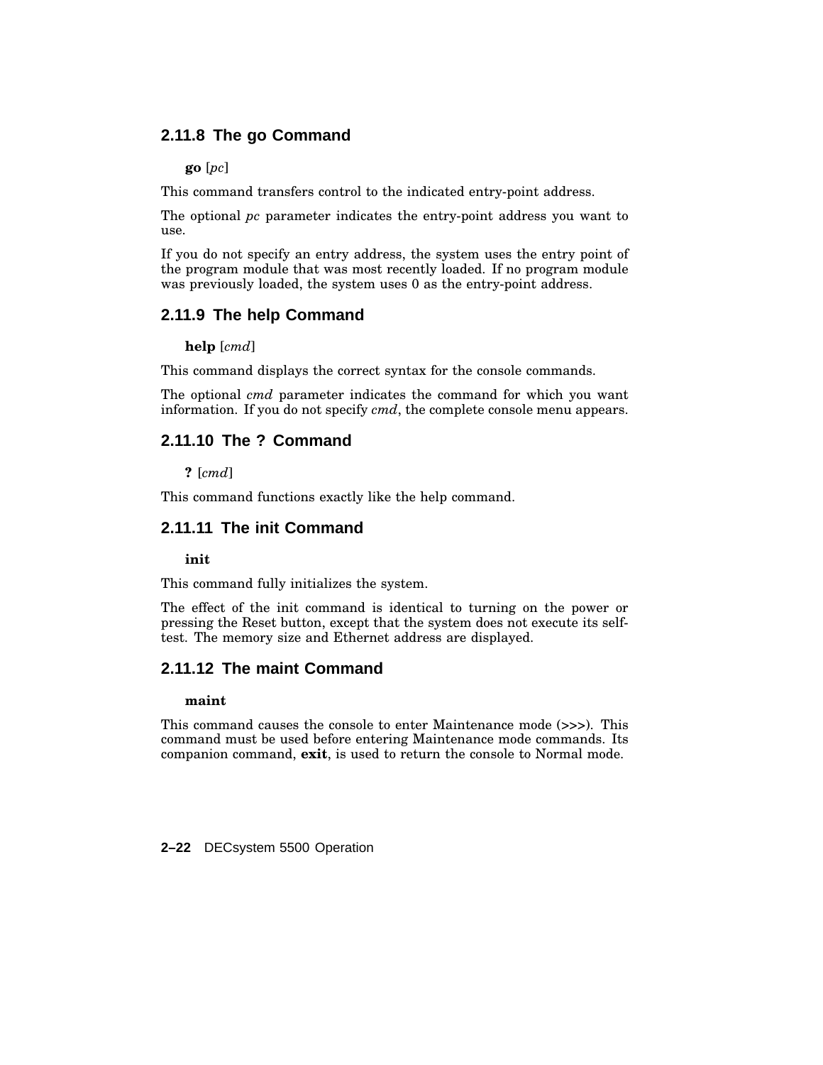### 2.11.8 The go Command

**go** [*pc*]

This command transfers control to the indicated entry-point address.

The optional *pc* parameter indicates the entry-point address you want to use.

If you do not specify an entry address, the system uses the entry point of the program module that was most recently loaded. If no program module was previously loaded, the system uses 0 as the entry-point address.

### 2.11.9 The help Command

**help** [*cmd*]

This command displays the correct syntax for the console commands.

The optional *cmd* parameter indicates the command for which you want information. If you do not specify *cmd*, the complete console menu appears.

### 2.11.10 The ? Command

**?** [*cmd*]

This command functions exactly like the help command.

### 2.11.11 The init Command

**init**

This command fully initializes the system.

The effect of the init command is identical to turning on the power or pressing the Reset button, except that the system does not execute its self-test. The memory size and Ethernet address are displayed.

### 2.11.12 The maint Command

**maint**

This command causes the console to enter Maintenance mode (>>>). This command must be used before entering Maintenance mode commands. Its companion command, **exit**, is used to return the console to Normal mode.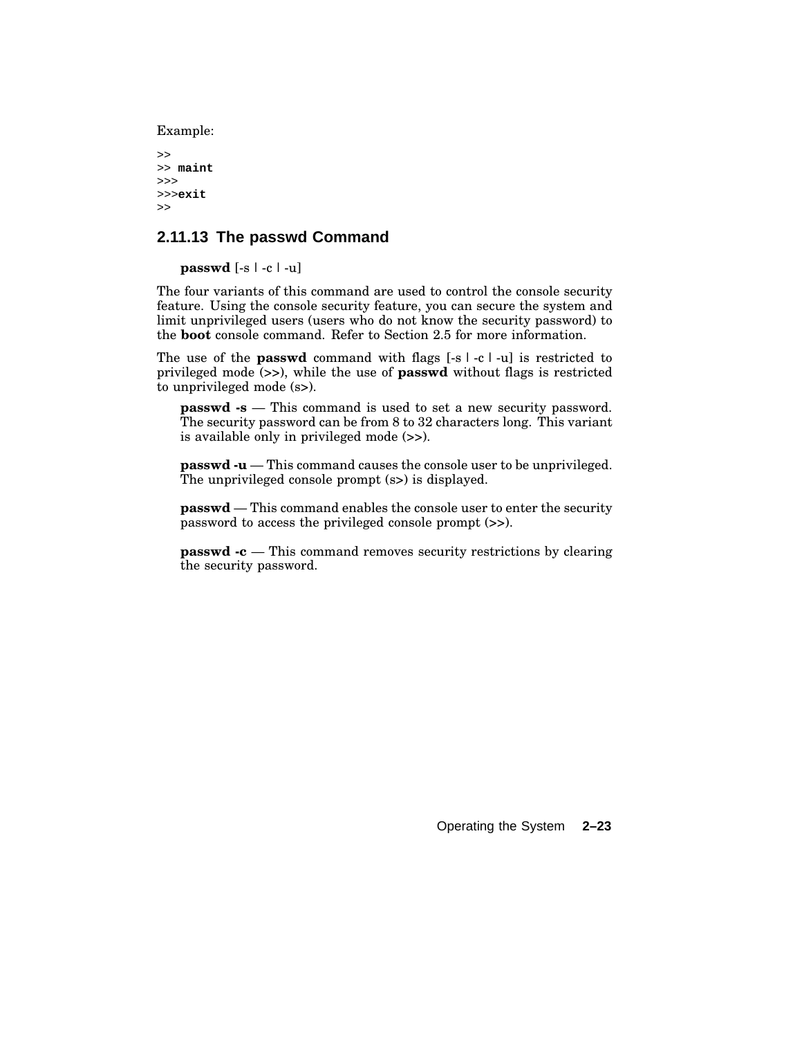Example:

```
>>
>> maint
>>>
>>>exit
>>
```

### 2.11.13 The passwd Command

**passwd** [-s | -c | -u]

The four variants of this command are used to control the console security feature. Using the console security feature, you can secure the system and limit unprivileged users (users who do not know the security password) to the **boot** console command. Refer to Section 2.5 for more information.

The use of the **passwd** command with flags [-s | -c | -u] is restricted to privileged mode (>>), while the use of **passwd** without flags is restricted to unprivileged mode (s>).

**passwd -s** — This command is used to set a new security password. The security password can be from 8 to 32 characters long. This variant is available only in privileged mode (>>).

**passwd -u** — This command causes the console user to be unprivileged. The unprivileged console prompt (s>) is displayed.

**passwd** — This command enables the console user to enter the security password to access the privileged console prompt (>>).

**passwd -c** — This command removes security restrictions by clearing the security password.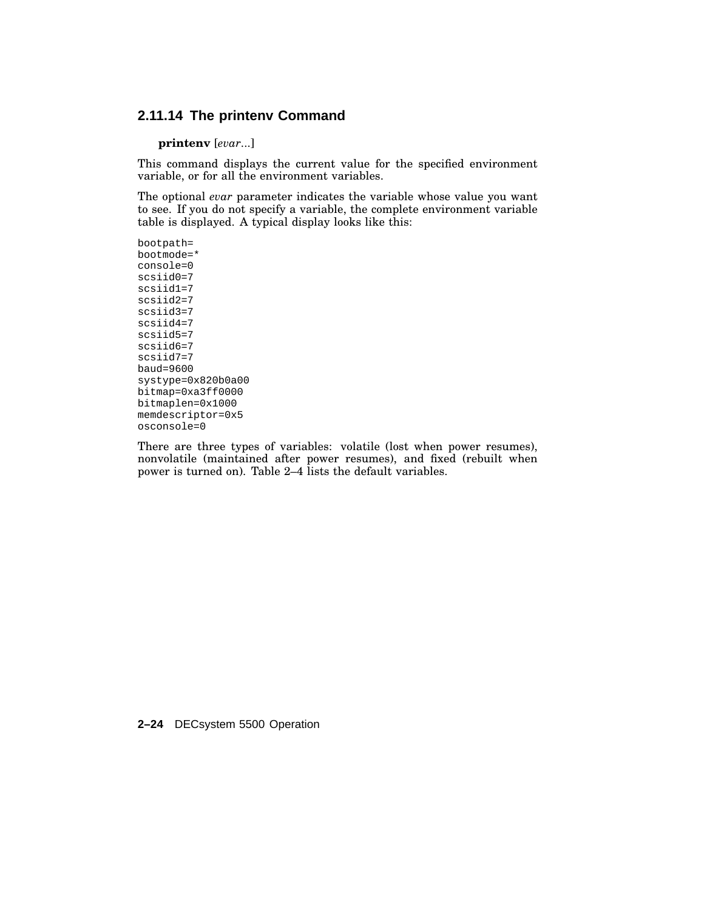### 2.11.14 The printenv Command

**printenv** [*evar*...]

This command displays the current value for the specified environment variable, or for all the environment variables.

The optional *evar* parameter indicates the variable whose value you want to see. If you do not specify a variable, the complete environment variable table is displayed. A typical display looks like this:

```
bootpath=
bootmode=*
console=0
scsiid0=7
scsiid1=7
scsiid2=7
scsiid3=7
scsiid4=7
scsiid5=7
scsiid6=7
scsiid7=7
baud=9600
systype=0x820b0a00
bitmap=0xa3ff0000
bitmaplen=0x1000
memdescriptor=0x5
osconsole=0
```

There are three types of variables: volatile (lost when power resumes), nonvolatile (maintained after power resumes), and fixed (rebuilt when power is turned on). Table 2–4 lists the default variables.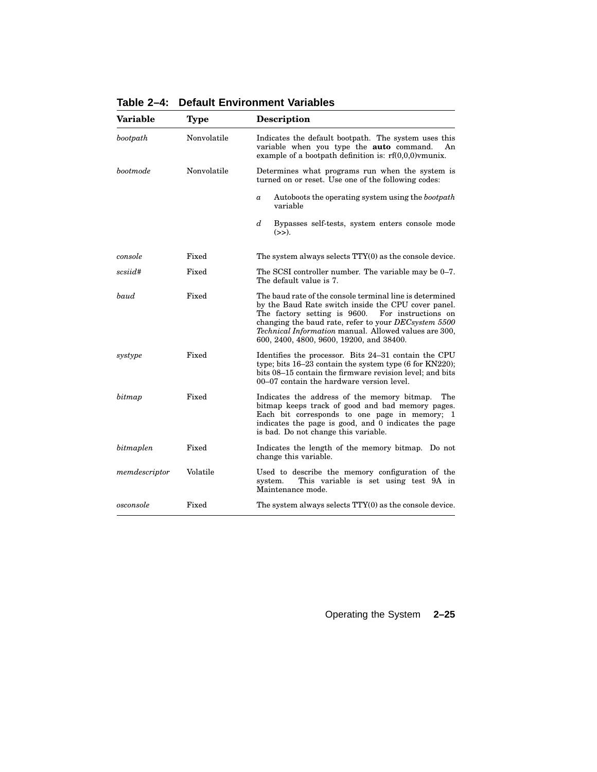**Table 2–4: Default Environment Variables**

| Variable | Type | Description |
|---|---|---|
| *bootpath* | Nonvolatile | Indicates the default bootpath. The system uses this variable when you type the **auto** command. An example of a bootpath definition is: rf(0,0,0)vmunix. |
| *bootmode* | Nonvolatile | Determines what programs run when the system is turned on or reset. Use one of the following codes: *a* Autoboots the operating system using the *bootpath* variable; *d* Bypasses self-tests, system enters console mode (>>). |
| *console* | Fixed | The system always selects TTY(0) as the console device. |
| *scsiid#* | Fixed | The SCSI controller number. The variable may be 0–7. The default value is 7. |
| *baud* | Fixed | The baud rate of the console terminal line is determined by the Baud Rate switch inside the CPU cover panel. The factory setting is 9600. For instructions on changing the baud rate, refer to your *DECsystem 5500 Technical Information* manual. Allowed values are 300, 600, 2400, 4800, 9600, 19200, and 38400. |
| *systype* | Fixed | Identifies the processor. Bits 24–31 contain the CPU type; bits 16–23 contain the system type (6 for KN220); bits 08–15 contain the firmware revision level; and bits 00–07 contain the hardware version level. |
| *bitmap* | Fixed | Indicates the address of the memory bitmap. The bitmap keeps track of good and bad memory pages. Each bit corresponds to one page in memory; 1 indicates the page is good, and 0 indicates the page is bad. Do not change this variable. |
| *bitmaplen* | Fixed | Indicates the length of the memory bitmap. Do not change this variable. |
| *memdescriptor* | Volatile | Used to describe the memory configuration of the system. This variable is set using test 9A in Maintenance mode. |
| *osconsole* | Fixed | The system always selects TTY(0) as the console device. |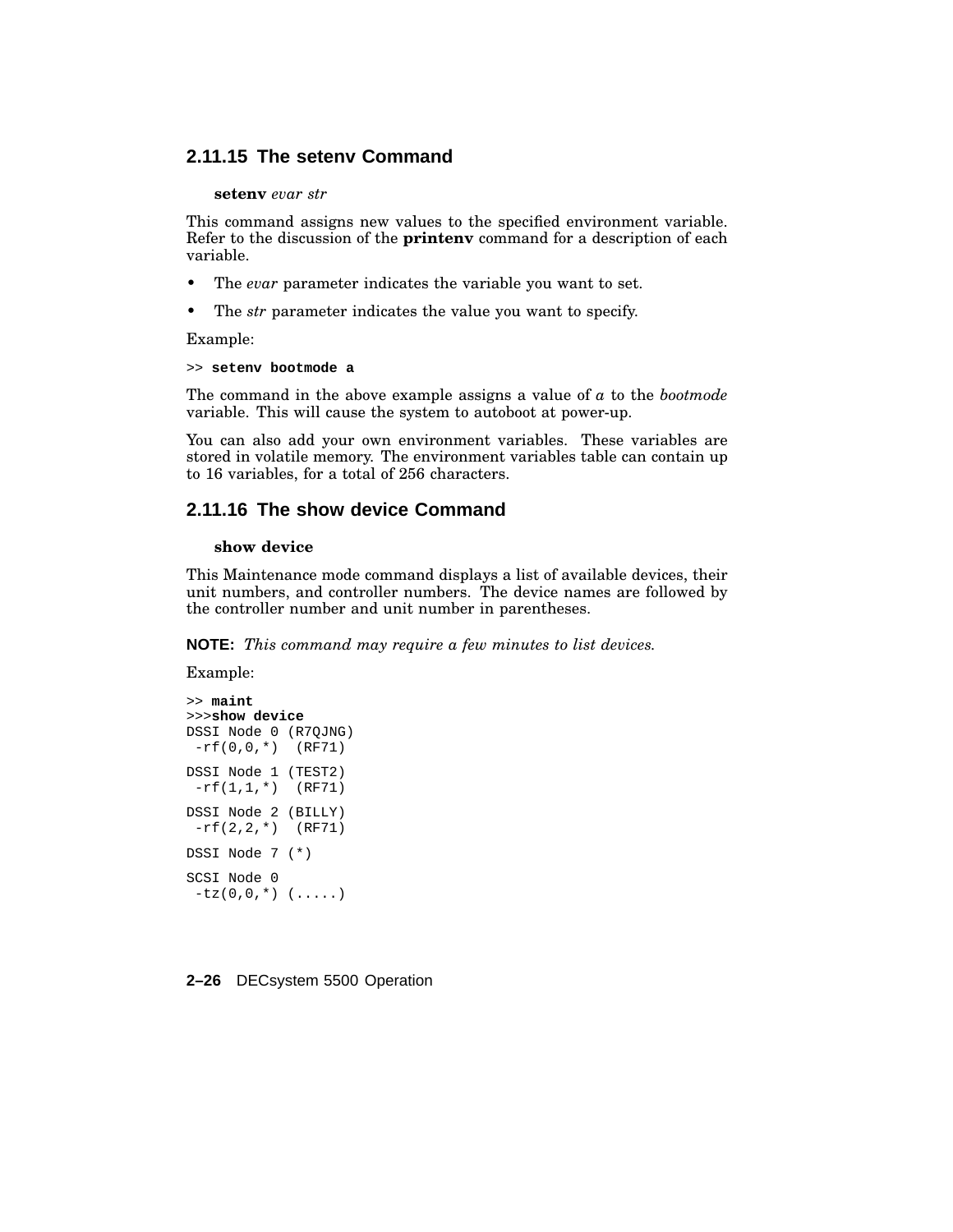### 2.11.15 The setenv Command

**setenv** *evar str*

This command assigns new values to the specified environment variable. Refer to the discussion of the **printenv** command for a description of each variable.

- The *evar* parameter indicates the variable you want to set.
- The *str* parameter indicates the value you want to specify.

Example:

```
>> setenv bootmode a
```

The command in the above example assigns a value of *a* to the *bootmode* variable. This will cause the system to autoboot at power-up.

You can also add your own environment variables. These variables are stored in volatile memory. The environment variables table can contain up to 16 variables, for a total of 256 characters.

### 2.11.16 The show device Command

**show device**

This Maintenance mode command displays a list of available devices, their unit numbers, and controller numbers. The device names are followed by the controller number and unit number in parentheses.

**NOTE:** *This command may require a few minutes to list devices.*

Example:

```
>> maint
>>>show device
DSSI Node 0 (R7QJNG)
 -rf(0,0,*)  (RF71)

DSSI Node 1 (TEST2)
 -rf(1,1,*)  (RF71)

DSSI Node 2 (BILLY)
 -rf(2,2,*)  (RF71)

DSSI Node 7 (*)

SCSI Node 0
 -tz(0,0,*) (.....)
```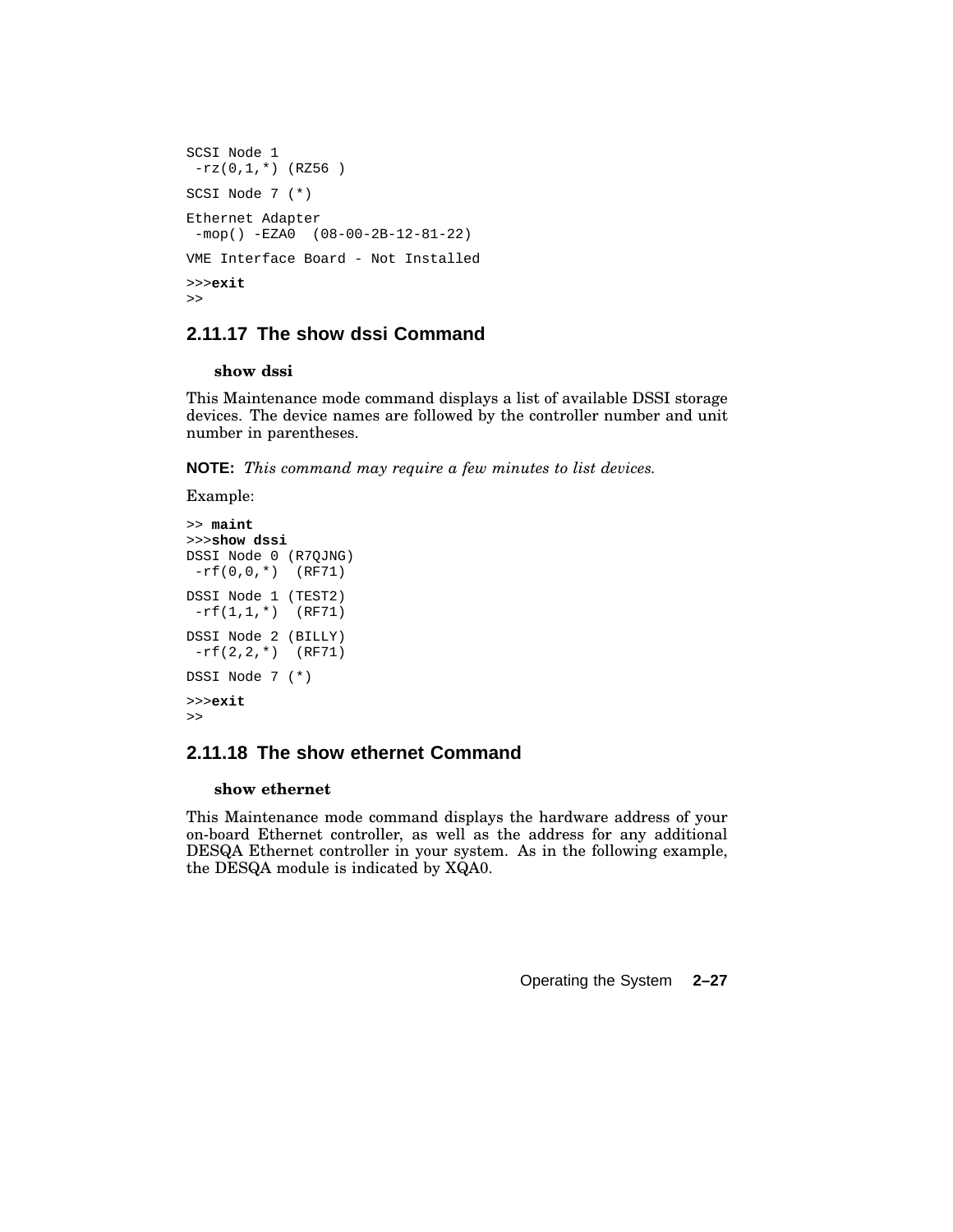```
SCSI Node 1
 -rz(0,1,*) (RZ56 )

SCSI Node 7 (*)

Ethernet Adapter
 -mop() -EZA0  (08-00-2B-12-81-22)

VME Interface Board - Not Installed

>>>exit
>>
```

### 2.11.17 The show dssi Command

**show dssi**

This Maintenance mode command displays a list of available DSSI storage devices. The device names are followed by the controller number and unit number in parentheses.

**NOTE:** *This command may require a few minutes to list devices.*

Example:

```
>> maint
>>>show dssi
DSSI Node 0 (R7QJNG)
 -rf(0,0,*)  (RF71)

DSSI Node 1 (TEST2)
 -rf(1,1,*)  (RF71)

DSSI Node 2 (BILLY)
 -rf(2,2,*)  (RF71)

DSSI Node 7 (*)

>>>exit
>>
```

### 2.11.18 The show ethernet Command

**show ethernet**

This Maintenance mode command displays the hardware address of your on-board Ethernet controller, as well as the address for any additional DESQA Ethernet controller in your system. As in the following example, the DESQA module is indicated by XQA0.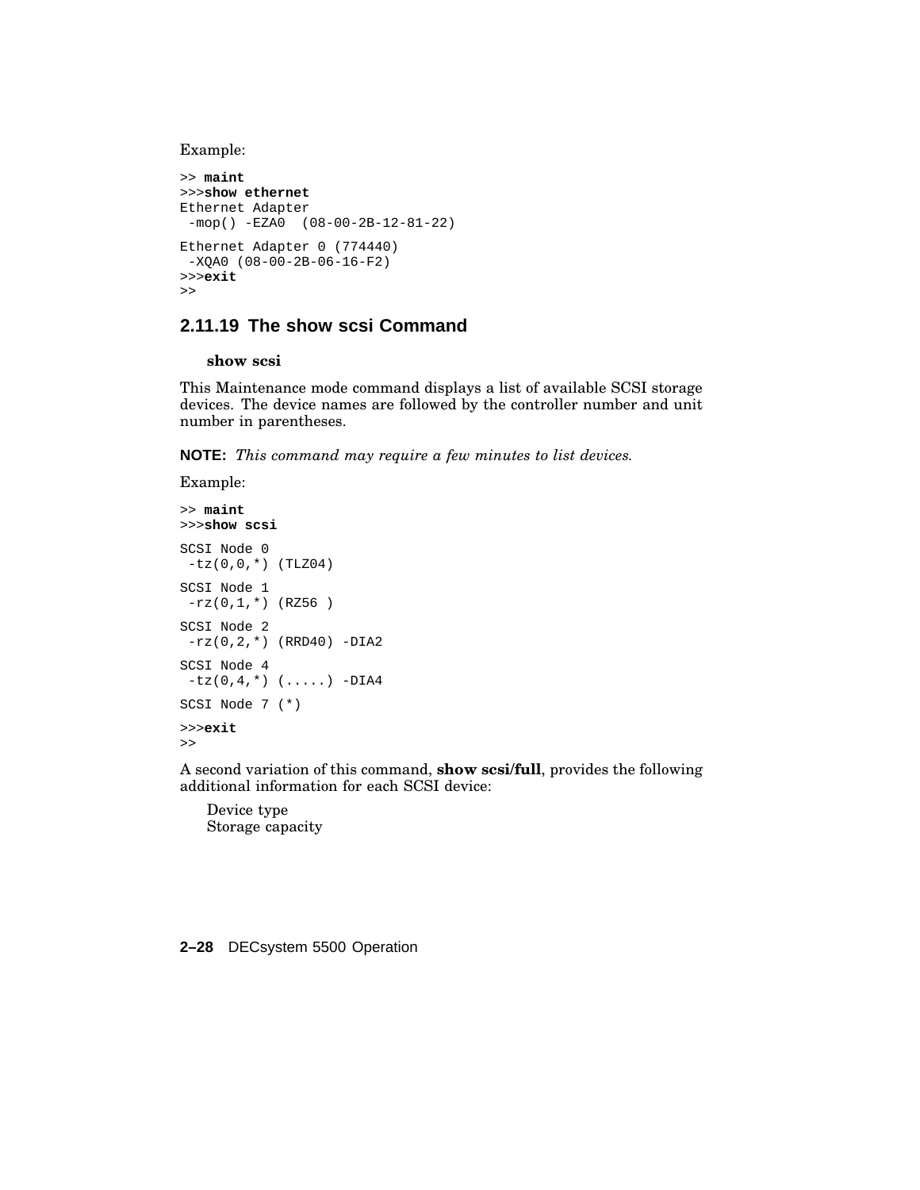Example:

```
>> maint
>>>show ethernet
Ethernet Adapter
 -mop() -EZA0  (08-00-2B-12-81-22)

Ethernet Adapter 0 (774440)
 -XQA0 (08-00-2B-06-16-F2)
>>>exit
>>
```

### 2.11.19 The show scsi Command

**show scsi**

This Maintenance mode command displays a list of available SCSI storage devices. The device names are followed by the controller number and unit number in parentheses.

**NOTE:** *This command may require a few minutes to list devices.*

Example:

```
>> maint
>>>show scsi

SCSI Node 0
 -tz(0,0,*) (TLZ04)

SCSI Node 1
 -rz(0,1,*) (RZ56 )

SCSI Node 2
 -rz(0,2,*) (RRD40) -DIA2

SCSI Node 4
 -tz(0,4,*) (.....) -DIA4

SCSI Node 7 (*)

>>>exit
>>
```

A second variation of this command, **show scsi/full**, provides the following additional information for each SCSI device:

Device type
Storage capacity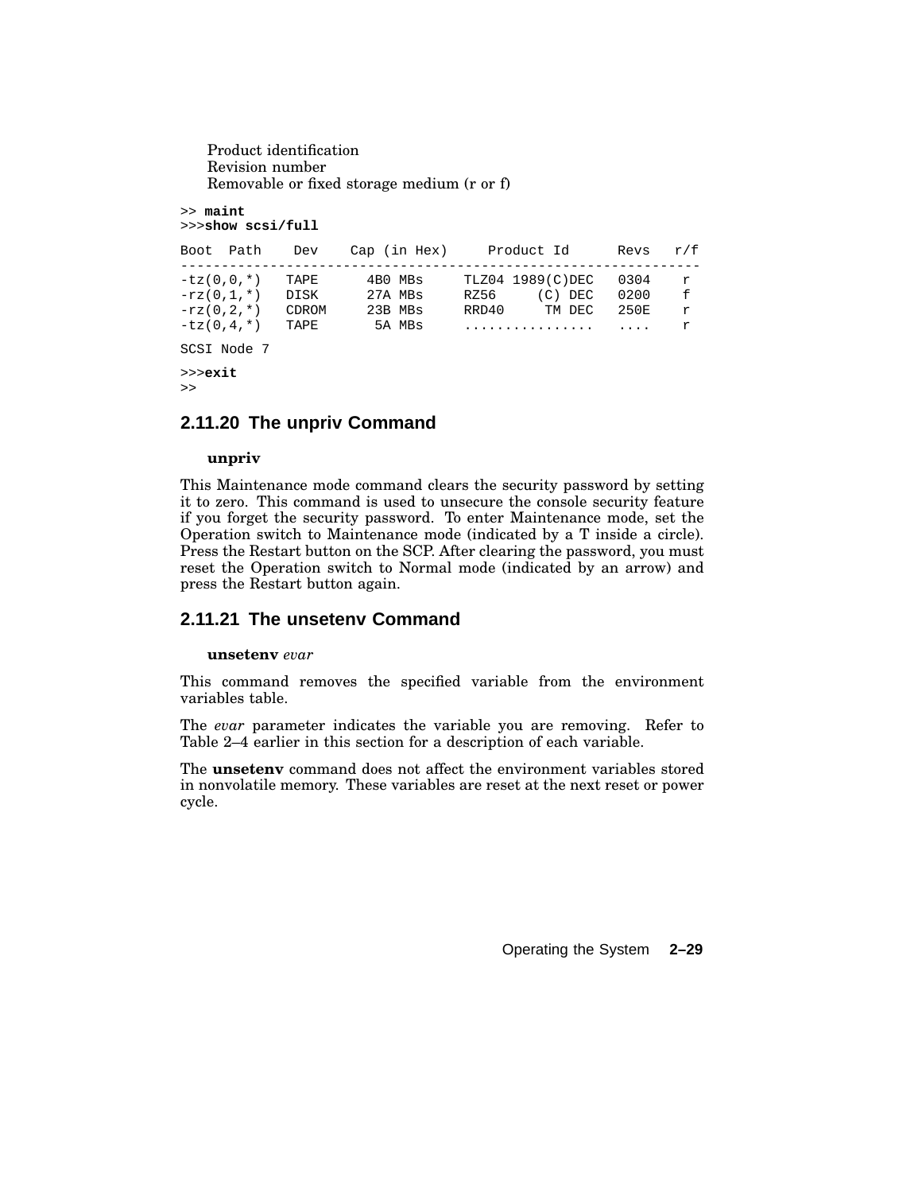Product identification
Revision number
Removable or fixed storage medium (r or f)

```
>> maint
>>>show scsi/full

Boot  Path    Dev    Cap (in Hex)     Product Id      Revs   r/f
-----------------------------------------------------------------
-tz(0,0,*)   TAPE      4B0 MBs     TLZ04 1989(C)DEC   0304    r
-rz(0,1,*)   DISK      27A MBs     RZ56     (C) DEC   0200    f
-rz(0,2,*)   CDROM     23B MBs     RRD40     TM DEC   250E    r
-tz(0,4,*)   TAPE       5A MBs     ................   ....    r

SCSI Node 7

>>>exit
>>
```

### 2.11.20 The unpriv Command

**unpriv**

This Maintenance mode command clears the security password by setting it to zero. This command is used to unsecure the console security feature if you forget the security password. To enter Maintenance mode, set the Operation switch to Maintenance mode (indicated by a T inside a circle). Press the Restart button on the SCP. After clearing the password, you must reset the Operation switch to Normal mode (indicated by an arrow) and press the Restart button again.

### 2.11.21 The unsetenv Command

**unsetenv** *evar*

This command removes the specified variable from the environment variables table.

The *evar* parameter indicates the variable you are removing. Refer to Table 2–4 earlier in this section for a description of each variable.

The **unsetenv** command does not affect the environment variables stored in nonvolatile memory. These variables are reset at the next reset or power cycle.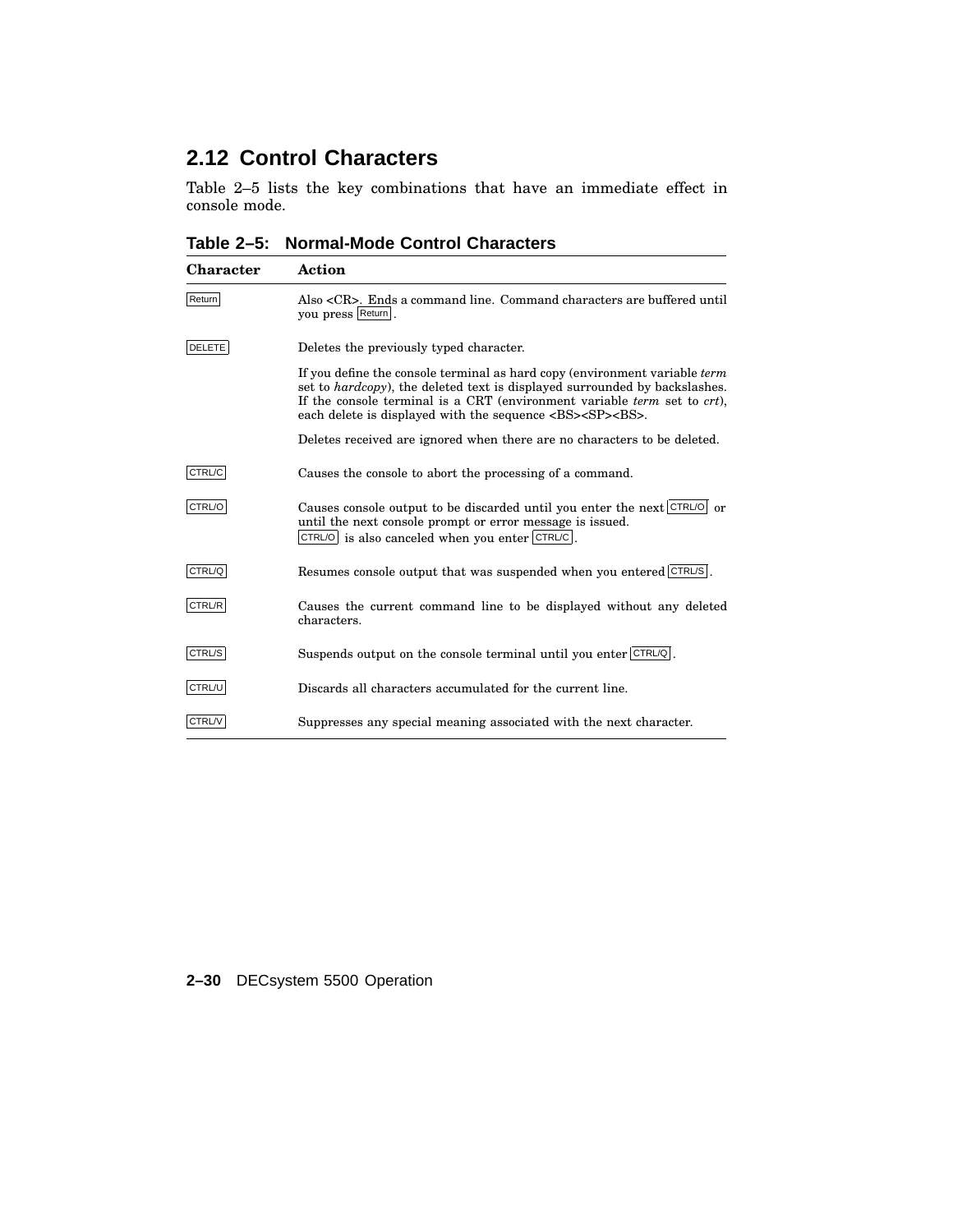## 2.12 Control Characters

Table 2–5 lists the key combinations that have an immediate effect in console mode.

**Table 2–5: Normal-Mode Control Characters**

| Character | Action |
|---|---|
| Return | Also <CR>. Ends a command line. Command characters are buffered until you press Return. |
| DELETE | Deletes the previously typed character.<br><br>If you define the console terminal as hard copy (environment variable *term* set to *hardcopy*), the deleted text is displayed surrounded by backslashes. If the console terminal is a CRT (environment variable *term* set to *crt*), each delete is displayed with the sequence <BS><SP><BS>.<br><br>Deletes received are ignored when there are no characters to be deleted. |
| CTRL/C | Causes the console to abort the processing of a command. |
| CTRL/O | Causes console output to be discarded until you enter the next CTRL/O or until the next console prompt or error message is issued. CTRL/O is also canceled when you enter CTRL/C. |
| CTRL/Q | Resumes console output that was suspended when you entered CTRL/S. |
| CTRL/R | Causes the current command line to be displayed without any deleted characters. |
| CTRL/S | Suspends output on the console terminal until you enter CTRL/Q. |
| CTRL/U | Discards all characters accumulated for the current line. |
| CTRL/V | Suppresses any special meaning associated with the next character. |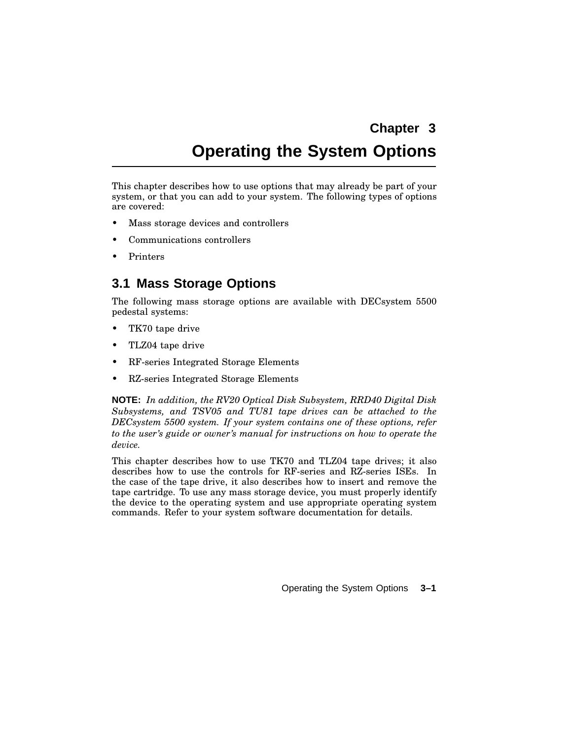# Chapter 3

# Operating the System Options

This chapter describes how to use options that may already be part of your system, or that you can add to your system. The following types of options are covered:

- Mass storage devices and controllers
- Communications controllers
- Printers

## 3.1 Mass Storage Options

The following mass storage options are available with DECsystem 5500 pedestal systems:

- TK70 tape drive
- TLZ04 tape drive
- RF-series Integrated Storage Elements
- RZ-series Integrated Storage Elements

**NOTE:** *In addition, the RV20 Optical Disk Subsystem, RRD40 Digital Disk Subsystems, and TSV05 and TU81 tape drives can be attached to the DECsystem 5500 system. If your system contains one of these options, refer to the user's guide or owner's manual for instructions on how to operate the device.*

This chapter describes how to use TK70 and TLZ04 tape drives; it also describes how to use the controls for RF-series and RZ-series ISEs. In the case of the tape drive, it also describes how to insert and remove the tape cartridge. To use any mass storage device, you must properly identify the device to the operating system and use appropriate operating system commands. Refer to your system software documentation for details.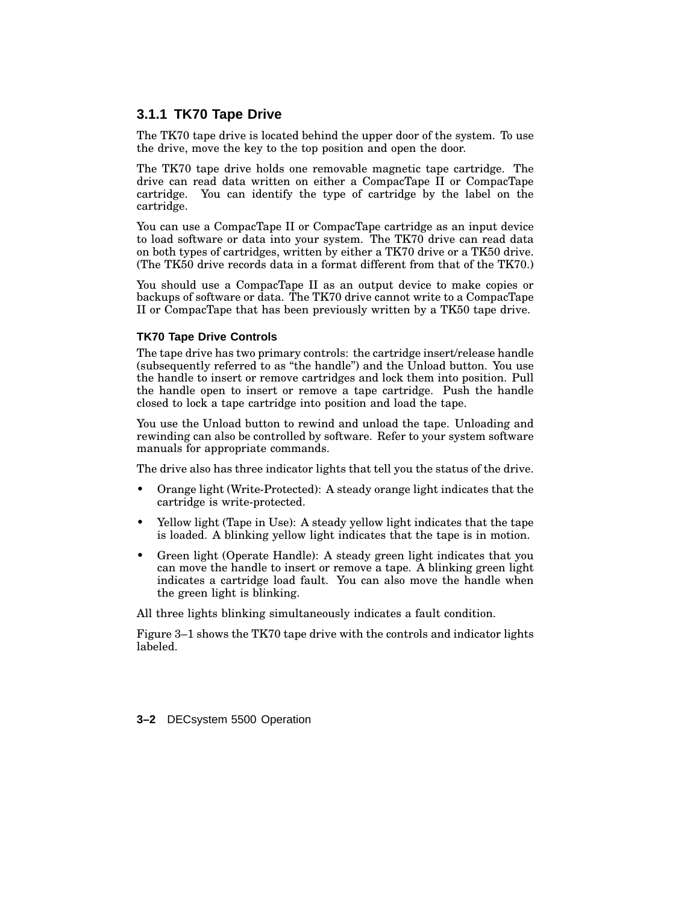### 3.1.1 TK70 Tape Drive

The TK70 tape drive is located behind the upper door of the system. To use the drive, move the key to the top position and open the door.

The TK70 tape drive holds one removable magnetic tape cartridge. The drive can read data written on either a CompacTape II or CompacTape cartridge. You can identify the type of cartridge by the label on the cartridge.

You can use a CompacTape II or CompacTape cartridge as an input device to load software or data into your system. The TK70 drive can read data on both types of cartridges, written by either a TK70 drive or a TK50 drive. (The TK50 drive records data in a format different from that of the TK70.)

You should use a CompacTape II as an output device to make copies or backups of software or data. The TK70 drive cannot write to a CompacTape II or CompacTape that has been previously written by a TK50 tape drive.

#### TK70 Tape Drive Controls

The tape drive has two primary controls: the cartridge insert/release handle (subsequently referred to as "the handle") and the Unload button. You use the handle to insert or remove cartridges and lock them into position. Pull the handle open to insert or remove a tape cartridge. Push the handle closed to lock a tape cartridge into position and load the tape.

You use the Unload button to rewind and unload the tape. Unloading and rewinding can also be controlled by software. Refer to your system software manuals for appropriate commands.

The drive also has three indicator lights that tell you the status of the drive.

- Orange light (Write-Protected): A steady orange light indicates that the cartridge is write-protected.
- Yellow light (Tape in Use): A steady yellow light indicates that the tape is loaded. A blinking yellow light indicates that the tape is in motion.
- Green light (Operate Handle): A steady green light indicates that you can move the handle to insert or remove a tape. A blinking green light indicates a cartridge load fault. You can also move the handle when the green light is blinking.

All three lights blinking simultaneously indicates a fault condition.

Figure 3–1 shows the TK70 tape drive with the controls and indicator lights labeled.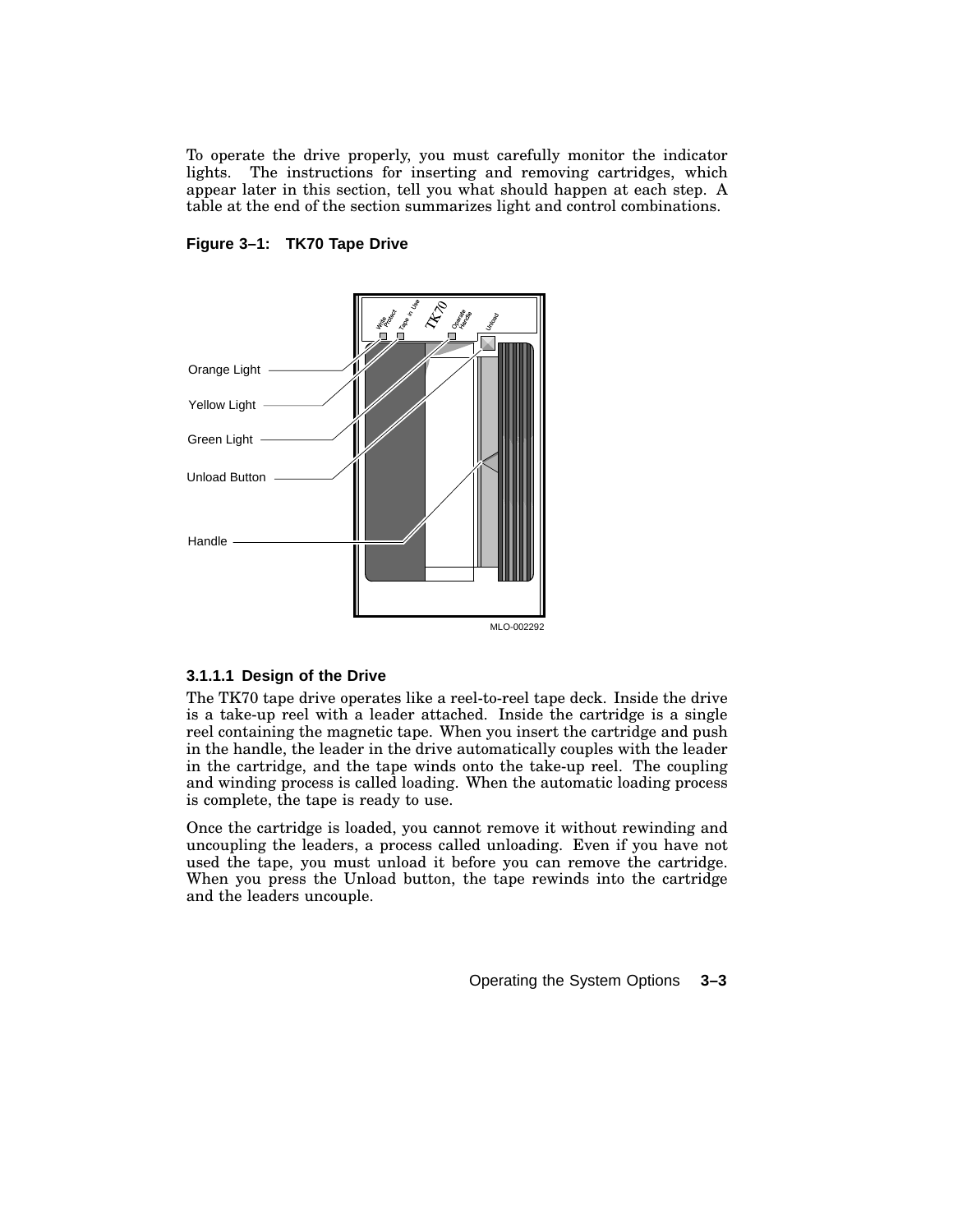To operate the drive properly, you must carefully monitor the indicator lights. The instructions for inserting and removing cartridges, which appear later in this section, tell you what should happen at each step. A table at the end of the section summarizes light and control combinations.

**Figure 3–1: TK70 Tape Drive**

Orange Light

Yellow Light

Green Light

Unload Button

Handle

MLO-002292

#### 3.1.1.1 Design of the Drive

The TK70 tape drive operates like a reel-to-reel tape deck. Inside the drive is a take-up reel with a leader attached. Inside the cartridge is a single reel containing the magnetic tape. When you insert the cartridge and push in the handle, the leader in the drive automatically couples with the leader in the cartridge, and the tape winds onto the take-up reel. The coupling and winding process is called loading. When the automatic loading process is complete, the tape is ready to use.

Once the cartridge is loaded, you cannot remove it without rewinding and uncoupling the leaders, a process called unloading. Even if you have not used the tape, you must unload it before you can remove the cartridge. When you press the Unload button, the tape rewinds into the cartridge and the leaders uncouple.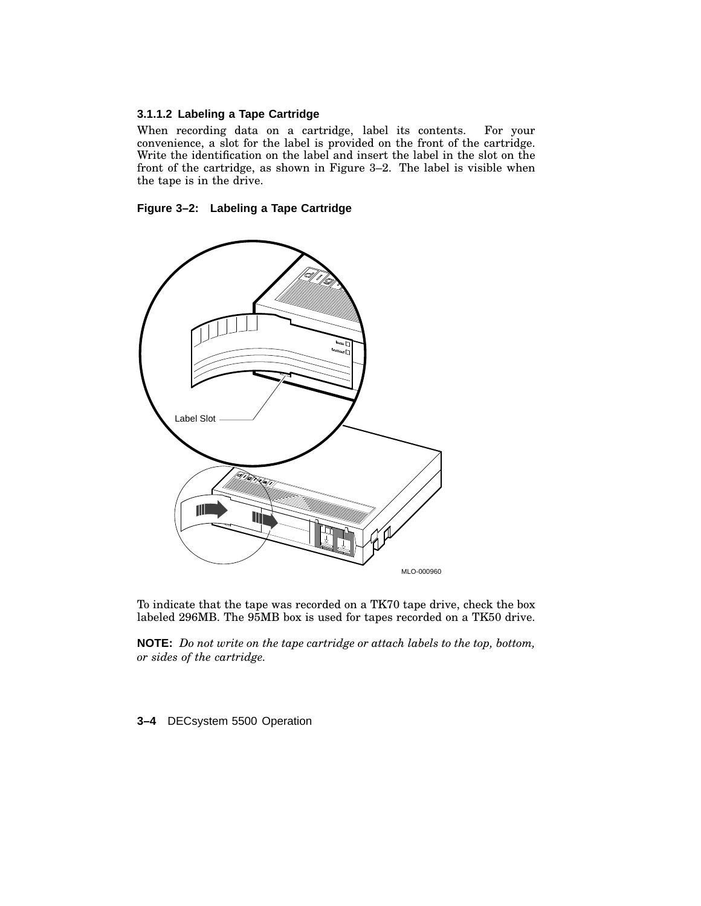#### 3.1.1.2 Labeling a Tape Cartridge

When recording data on a cartridge, label its contents. For your convenience, a slot for the label is provided on the front of the cartridge. Write the identification on the label and insert the label in the slot on the front of the cartridge, as shown in Figure 3–2. The label is visible when the tape is in the drive.

**Figure 3–2: Labeling a Tape Cartridge**

To indicate that the tape was recorded on a TK70 tape drive, check the box labeled 296MB. The 95MB box is used for tapes recorded on a TK50 drive.

**NOTE:** *Do not write on the tape cartridge or attach labels to the top, bottom, or sides of the cartridge.*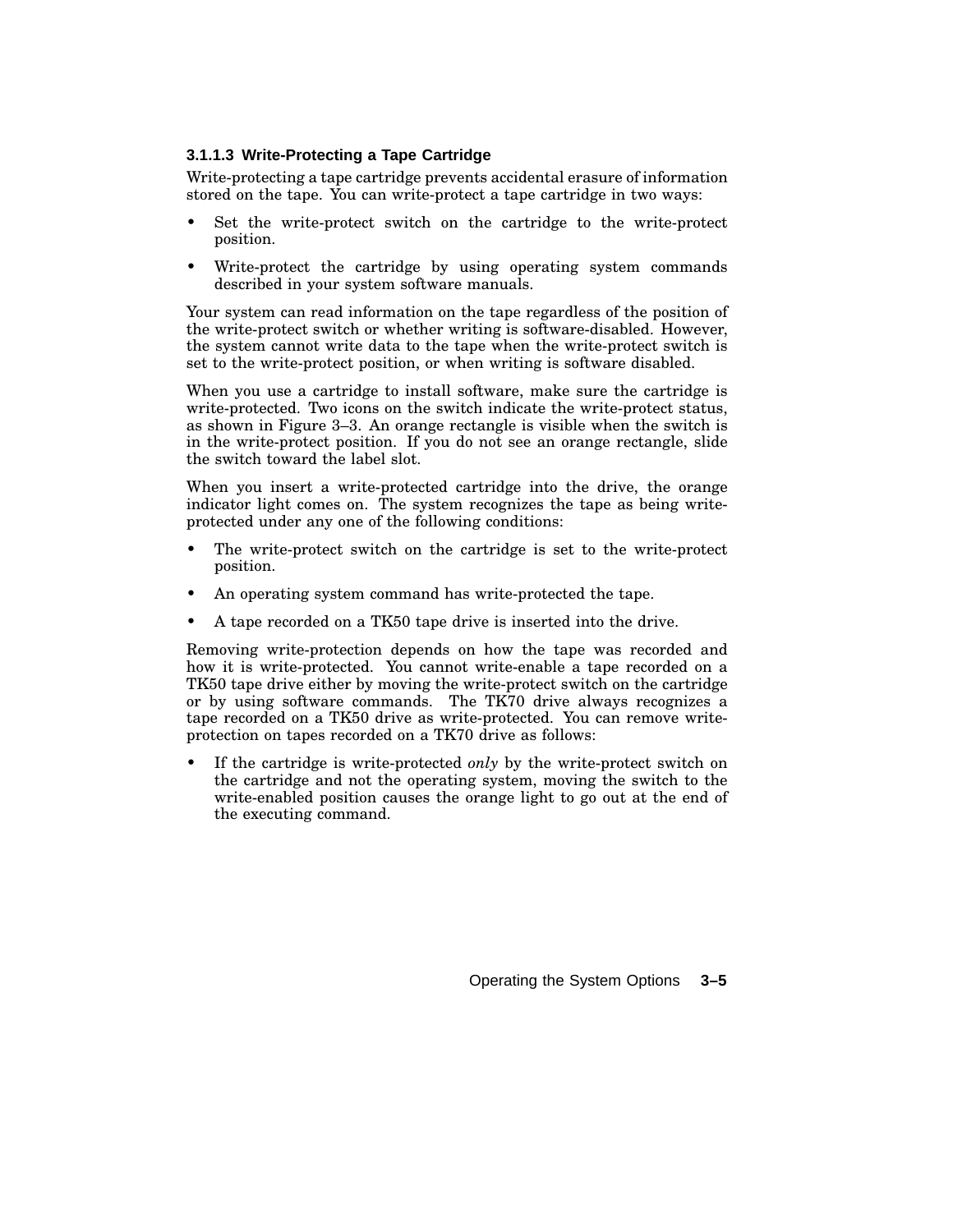#### 3.1.1.3 Write-Protecting a Tape Cartridge

Write-protecting a tape cartridge prevents accidental erasure of information stored on the tape. You can write-protect a tape cartridge in two ways:

- Set the write-protect switch on the cartridge to the write-protect position.
- Write-protect the cartridge by using operating system commands described in your system software manuals.

Your system can read information on the tape regardless of the position of the write-protect switch or whether writing is software-disabled. However, the system cannot write data to the tape when the write-protect switch is set to the write-protect position, or when writing is software disabled.

When you use a cartridge to install software, make sure the cartridge is write-protected. Two icons on the switch indicate the write-protect status, as shown in Figure 3–3. An orange rectangle is visible when the switch is in the write-protect position. If you do not see an orange rectangle, slide the switch toward the label slot.

When you insert a write-protected cartridge into the drive, the orange indicator light comes on. The system recognizes the tape as being write-protected under any one of the following conditions:

- The write-protect switch on the cartridge is set to the write-protect position.
- An operating system command has write-protected the tape.
- A tape recorded on a TK50 tape drive is inserted into the drive.

Removing write-protection depends on how the tape was recorded and how it is write-protected. You cannot write-enable a tape recorded on a TK50 tape drive either by moving the write-protect switch on the cartridge or by using software commands. The TK70 drive always recognizes a tape recorded on a TK50 drive as write-protected. You can remove write-protection on tapes recorded on a TK70 drive as follows:

- If the cartridge is write-protected *only* by the write-protect switch on the cartridge and not the operating system, moving the switch to the write-enabled position causes the orange light to go out at the end of the executing command.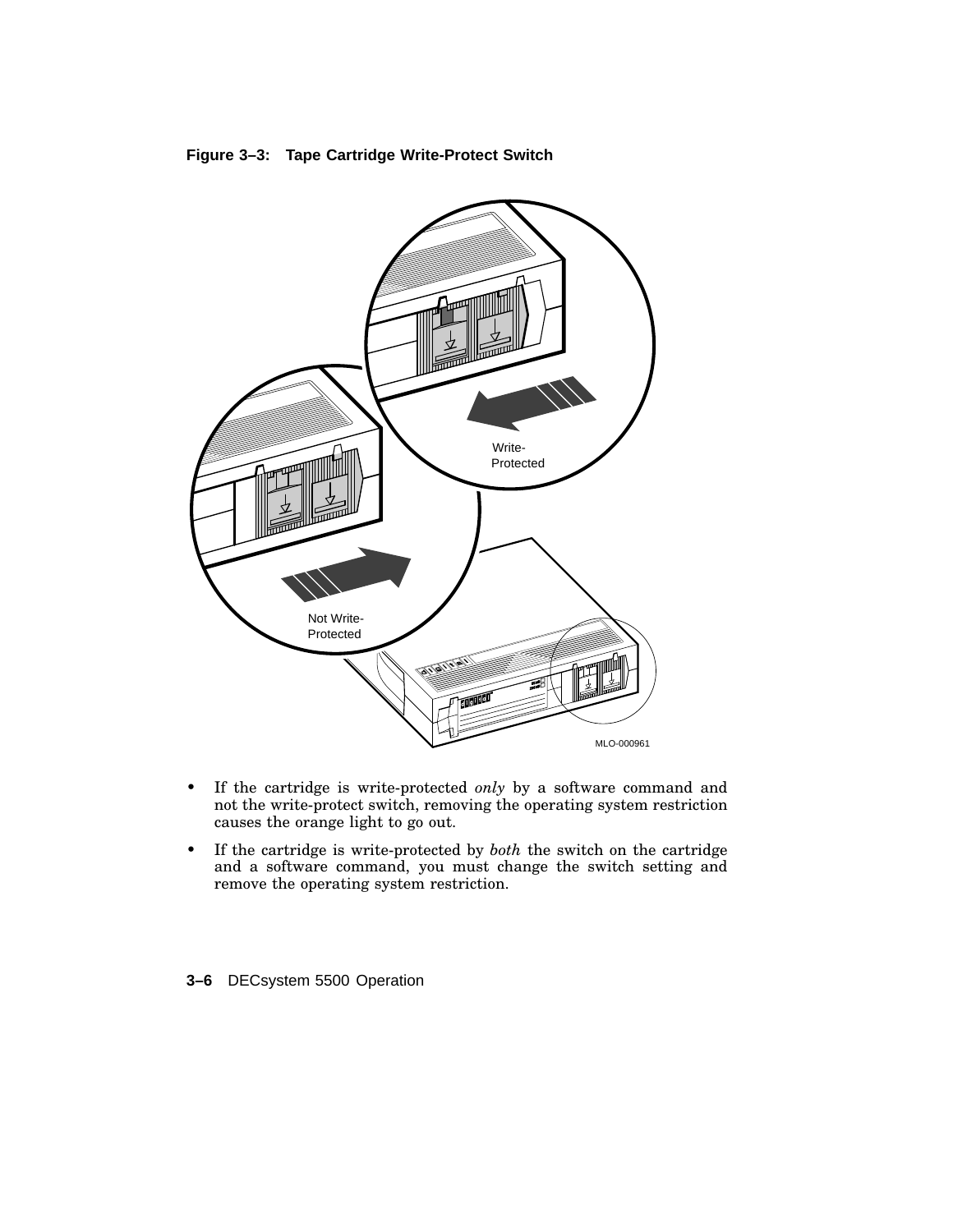**Figure 3–3: Tape Cartridge Write-Protect Switch**

- If the cartridge is write-protected *only* by a software command and not the write-protect switch, removing the operating system restriction causes the orange light to go out.
- If the cartridge is write-protected by *both* the switch on the cartridge and a software command, you must change the switch setting and remove the operating system restriction.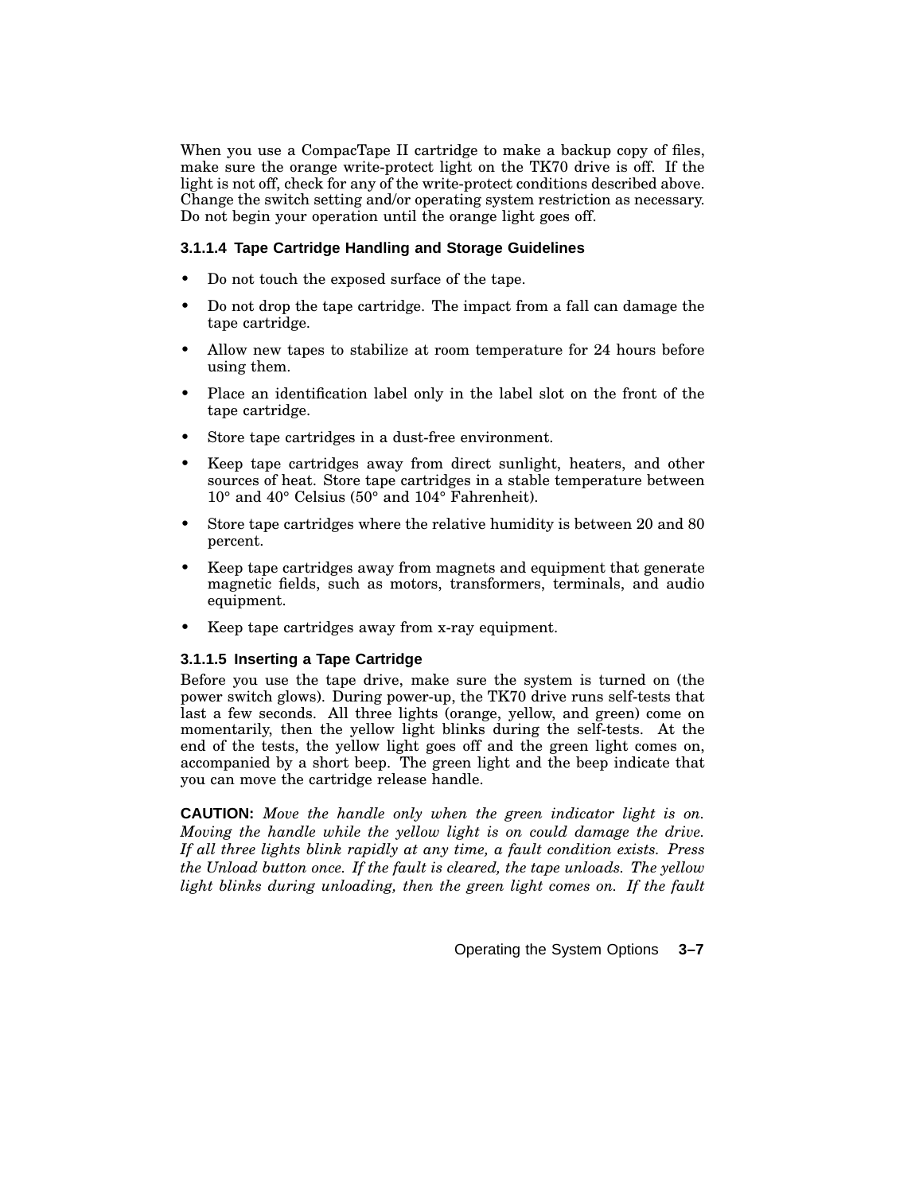When you use a CompacTape II cartridge to make a backup copy of files, make sure the orange write-protect light on the TK70 drive is off. If the light is not off, check for any of the write-protect conditions described above. Change the switch setting and/or operating system restriction as necessary. Do not begin your operation until the orange light goes off.

#### 3.1.1.4 Tape Cartridge Handling and Storage Guidelines

- Do not touch the exposed surface of the tape.
- Do not drop the tape cartridge. The impact from a fall can damage the tape cartridge.
- Allow new tapes to stabilize at room temperature for 24 hours before using them.
- Place an identification label only in the label slot on the front of the tape cartridge.
- Store tape cartridges in a dust-free environment.
- Keep tape cartridges away from direct sunlight, heaters, and other sources of heat. Store tape cartridges in a stable temperature between 10° and 40° Celsius (50° and 104° Fahrenheit).
- Store tape cartridges where the relative humidity is between 20 and 80 percent.
- Keep tape cartridges away from magnets and equipment that generate magnetic fields, such as motors, transformers, terminals, and audio equipment.
- Keep tape cartridges away from x-ray equipment.

#### 3.1.1.5 Inserting a Tape Cartridge

Before you use the tape drive, make sure the system is turned on (the power switch glows). During power-up, the TK70 drive runs self-tests that last a few seconds. All three lights (orange, yellow, and green) come on momentarily, then the yellow light blinks during the self-tests. At the end of the tests, the yellow light goes off and the green light comes on, accompanied by a short beep. The green light and the beep indicate that you can move the cartridge release handle.

**CAUTION:** *Move the handle only when the green indicator light is on. Moving the handle while the yellow light is on could damage the drive. If all three lights blink rapidly at any time, a fault condition exists. Press the Unload button once. If the fault is cleared, the tape unloads. The yellow light blinks during unloading, then the green light comes on. If the fault*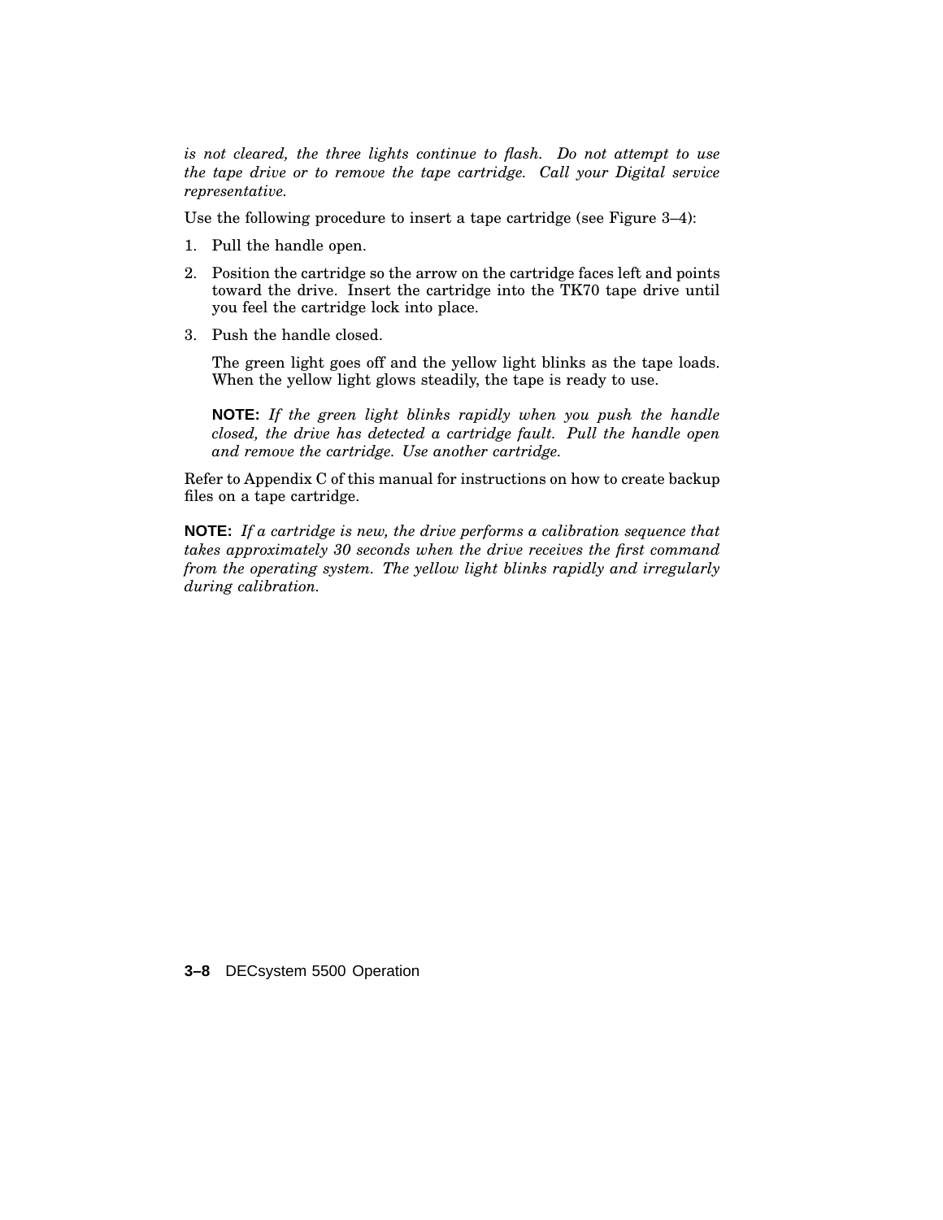*is not cleared, the three lights continue to flash. Do not attempt to use the tape drive or to remove the tape cartridge. Call your Digital service representative.*

Use the following procedure to insert a tape cartridge (see Figure 3–4):

1. Pull the handle open.
2. Position the cartridge so the arrow on the cartridge faces left and points toward the drive. Insert the cartridge into the TK70 tape drive until you feel the cartridge lock into place.
3. Push the handle closed.

   The green light goes off and the yellow light blinks as the tape loads. When the yellow light glows steadily, the tape is ready to use.

   **NOTE:** *If the green light blinks rapidly when you push the handle closed, the drive has detected a cartridge fault. Pull the handle open and remove the cartridge. Use another cartridge.*

Refer to Appendix C of this manual for instructions on how to create backup files on a tape cartridge.

**NOTE:** *If a cartridge is new, the drive performs a calibration sequence that takes approximately 30 seconds when the drive receives the first command from the operating system. The yellow light blinks rapidly and irregularly during calibration.*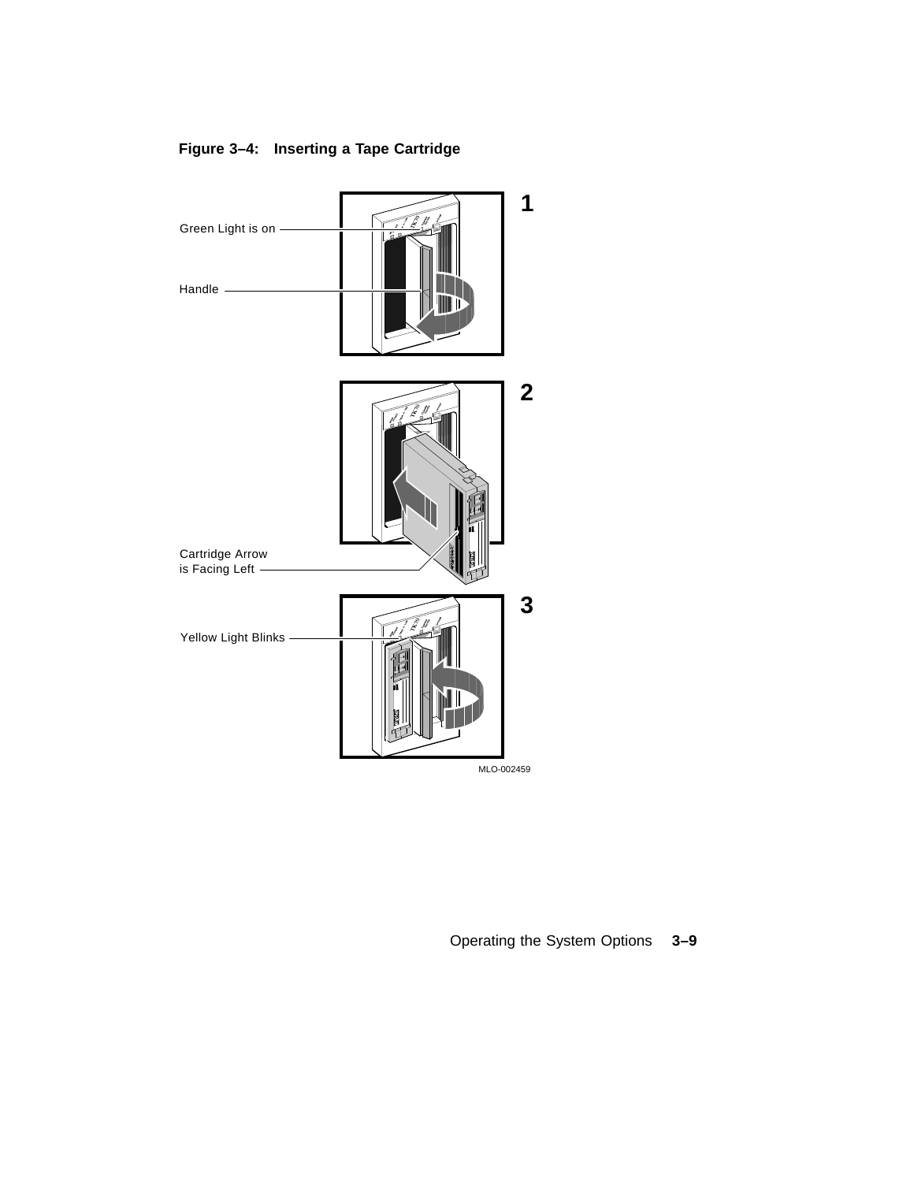**Figure 3–4: Inserting a Tape Cartridge**

1

Green Light is on

Handle

2

Cartridge Arrow
is Facing Left

3

Yellow Light Blinks

MLO-002459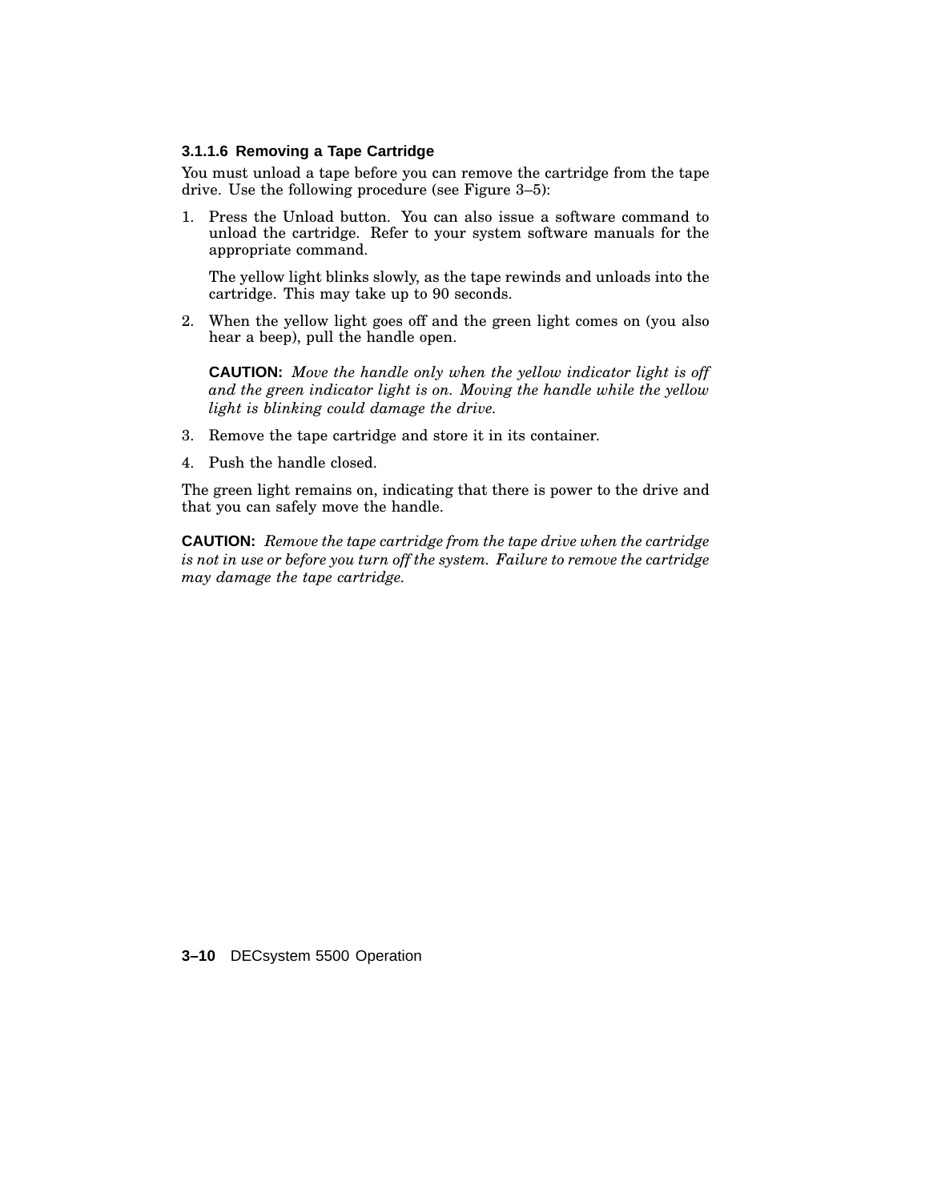#### 3.1.1.6 Removing a Tape Cartridge

You must unload a tape before you can remove the cartridge from the tape drive. Use the following procedure (see Figure 3–5):

1. Press the Unload button. You can also issue a software command to unload the cartridge. Refer to your system software manuals for the appropriate command.

   The yellow light blinks slowly, as the tape rewinds and unloads into the cartridge. This may take up to 90 seconds.

2. When the yellow light goes off and the green light comes on (you also hear a beep), pull the handle open.

   **CAUTION:** *Move the handle only when the yellow indicator light is off and the green indicator light is on. Moving the handle while the yellow light is blinking could damage the drive.*

3. Remove the tape cartridge and store it in its container.

4. Push the handle closed.

The green light remains on, indicating that there is power to the drive and that you can safely move the handle.

**CAUTION:** *Remove the tape cartridge from the tape drive when the cartridge is not in use or before you turn off the system. Failure to remove the cartridge may damage the tape cartridge.*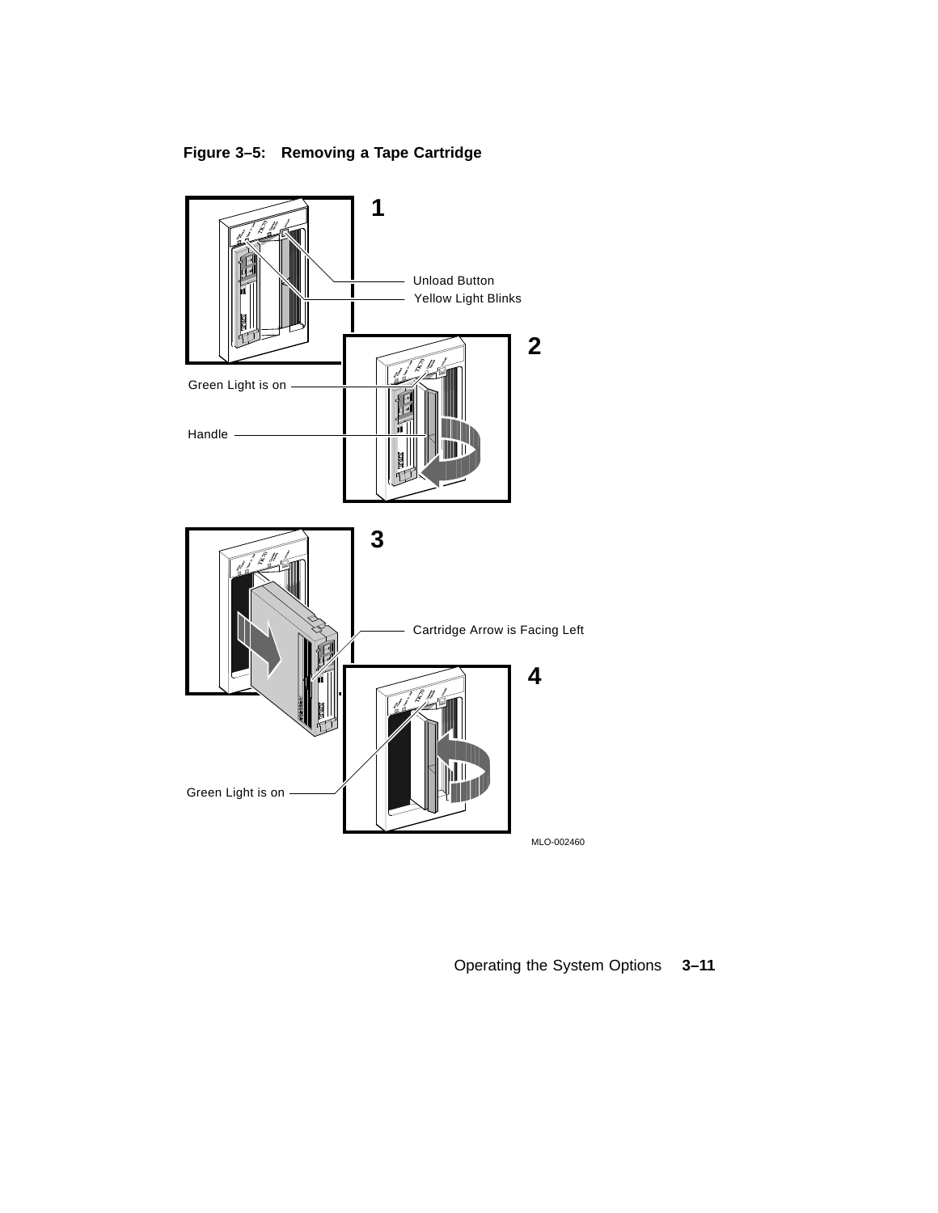**Figure 3–5: Removing a Tape Cartridge**

1

Unload Button

Yellow Light Blinks

2

Green Light is on

Handle

3

Cartridge Arrow is Facing Left

4

Green Light is on

MLO-002460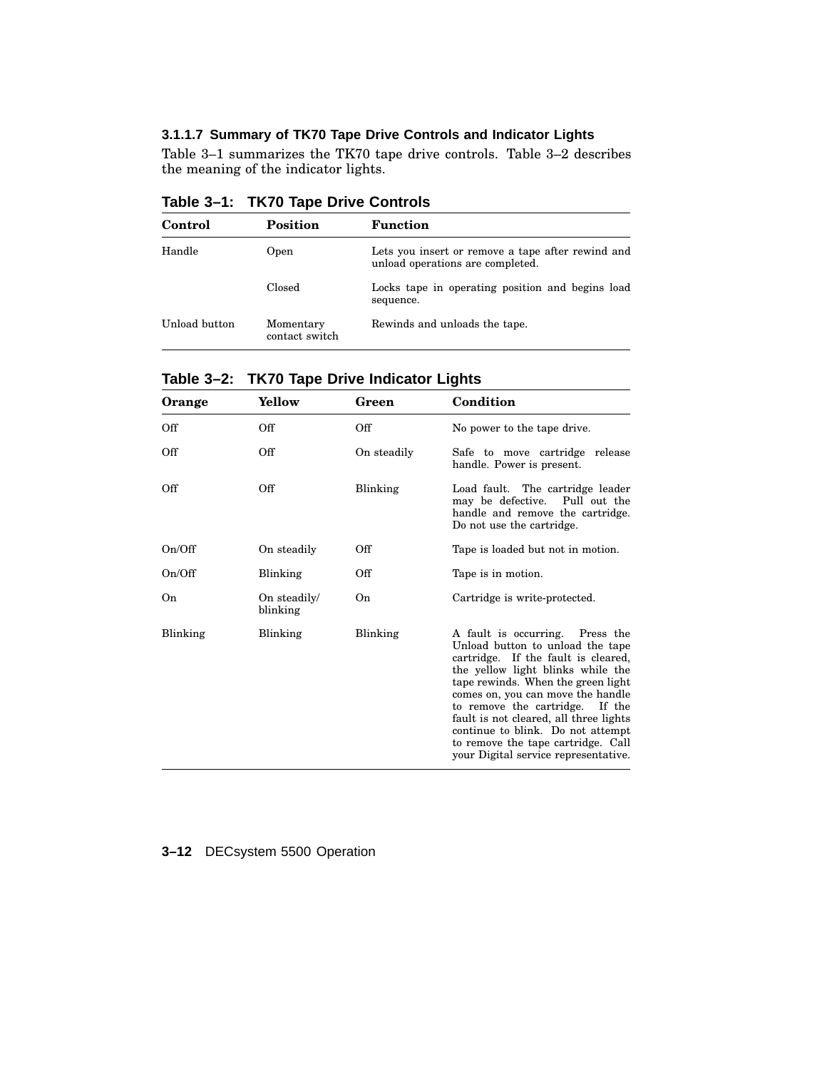#### 3.1.1.7 Summary of TK70 Tape Drive Controls and Indicator Lights

Table 3–1 summarizes the TK70 tape drive controls. Table 3–2 describes the meaning of the indicator lights.

**Table 3–1: TK70 Tape Drive Controls**

| Control | Position | Function |
|---|---|---|
| Handle | Open | Lets you insert or remove a tape after rewind and unload operations are completed. |
| | Closed | Locks tape in operating position and begins load sequence. |
| Unload button | Momentary contact switch | Rewinds and unloads the tape. |

**Table 3–2: TK70 Tape Drive Indicator Lights**

| Orange | Yellow | Green | Condition |
|---|---|---|---|
| Off | Off | Off | No power to the tape drive. |
| Off | Off | On steadily | Safe to move cartridge release handle. Power is present. |
| Off | Off | Blinking | Load fault. The cartridge leader may be defective. Pull out the handle and remove the cartridge. Do not use the cartridge. |
| On/Off | On steadily | Off | Tape is loaded but not in motion. |
| On/Off | Blinking | Off | Tape is in motion. |
| On | On steadily/ blinking | On | Cartridge is write-protected. |
| Blinking | Blinking | Blinking | A fault is occurring. Press the Unload button to unload the tape cartridge. If the fault is cleared, the yellow light blinks while the tape rewinds. When the green light comes on, you can move the handle to remove the cartridge. If the fault is not cleared, all three lights continue to blink. Do not attempt to remove the tape cartridge. Call your Digital service representative. |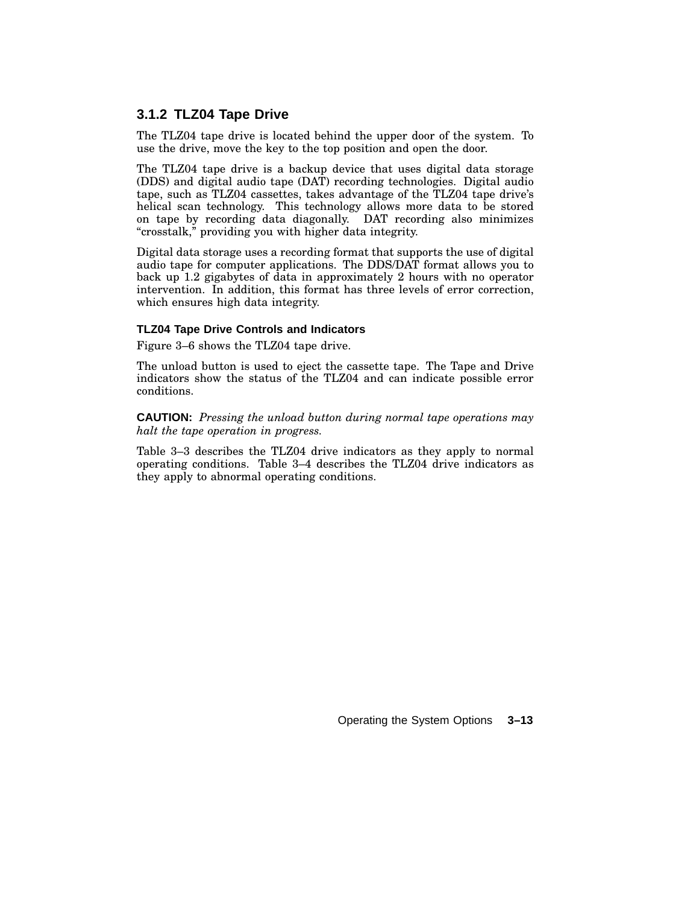### 3.1.2 TLZ04 Tape Drive

The TLZ04 tape drive is located behind the upper door of the system. To use the drive, move the key to the top position and open the door.

The TLZ04 tape drive is a backup device that uses digital data storage (DDS) and digital audio tape (DAT) recording technologies. Digital audio tape, such as TLZ04 cassettes, takes advantage of the TLZ04 tape drive's helical scan technology. This technology allows more data to be stored on tape by recording data diagonally. DAT recording also minimizes "crosstalk," providing you with higher data integrity.

Digital data storage uses a recording format that supports the use of digital audio tape for computer applications. The DDS/DAT format allows you to back up 1.2 gigabytes of data in approximately 2 hours with no operator intervention. In addition, this format has three levels of error correction, which ensures high data integrity.

#### TLZ04 Tape Drive Controls and Indicators

Figure 3–6 shows the TLZ04 tape drive.

The unload button is used to eject the cassette tape. The Tape and Drive indicators show the status of the TLZ04 and can indicate possible error conditions.

**CAUTION:** *Pressing the unload button during normal tape operations may halt the tape operation in progress.*

Table 3–3 describes the TLZ04 drive indicators as they apply to normal operating conditions. Table 3–4 describes the TLZ04 drive indicators as they apply to abnormal operating conditions.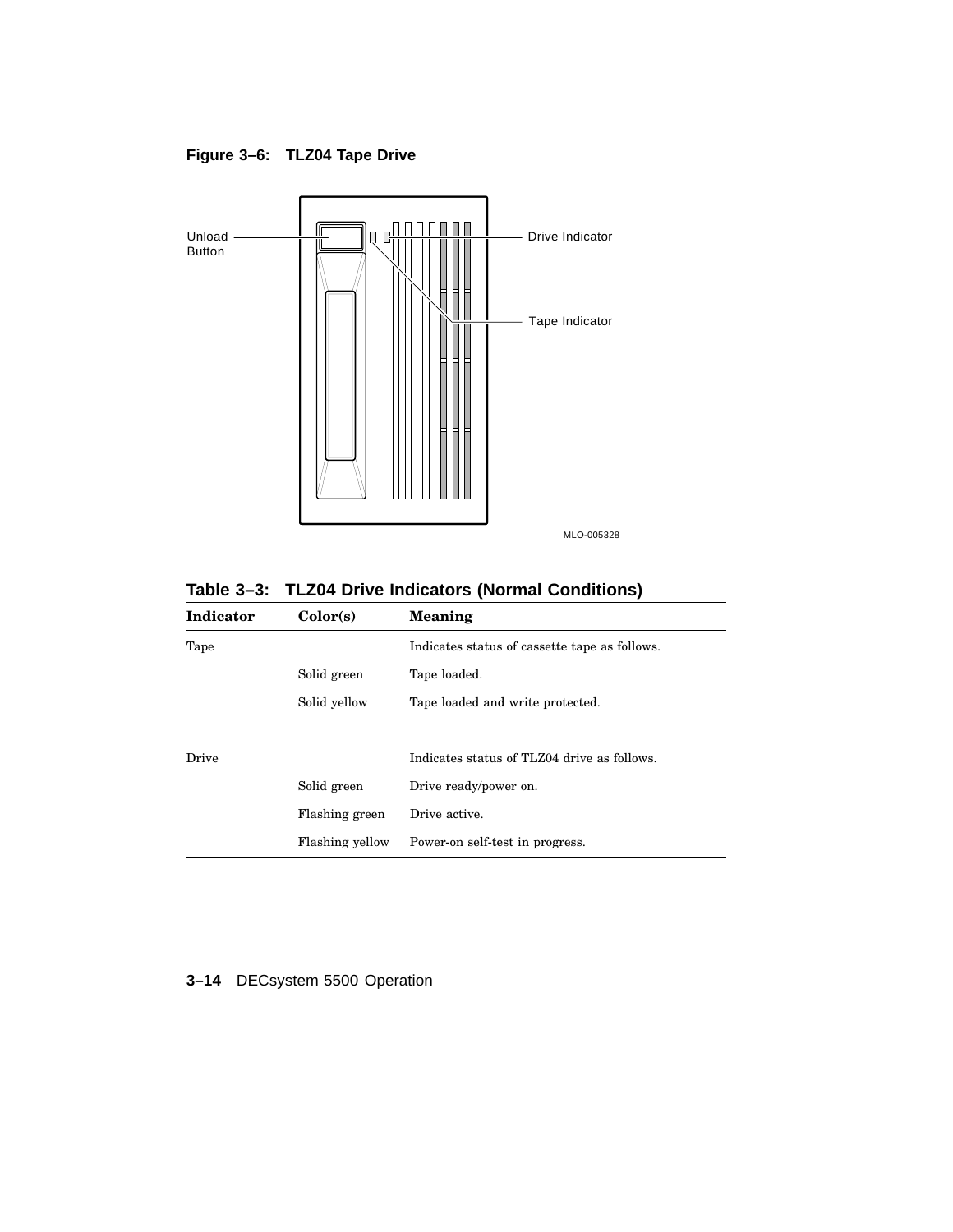**Figure 3–6: TLZ04 Tape Drive**

Unload Button

Drive Indicator

Tape Indicator

MLO-005328

**Table 3–3: TLZ04 Drive Indicators (Normal Conditions)**

| Indicator | Color(s) | Meaning |
|---|---|---|
| Tape | | Indicates status of cassette tape as follows. |
| | Solid green | Tape loaded. |
| | Solid yellow | Tape loaded and write protected. |
| Drive | | Indicates status of TLZ04 drive as follows. |
| | Solid green | Drive ready/power on. |
| | Flashing green | Drive active. |
| | Flashing yellow | Power-on self-test in progress. |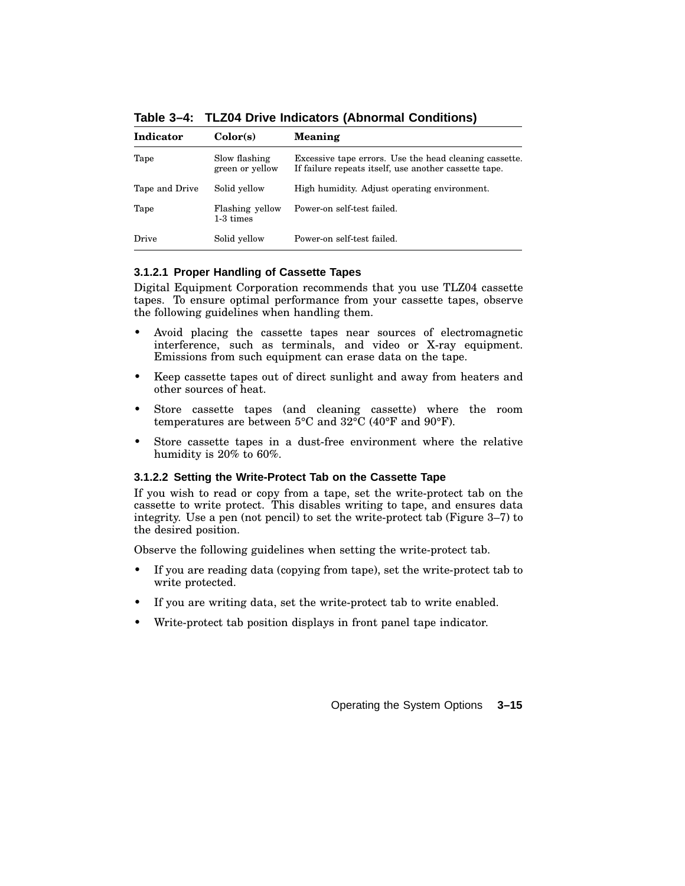**Table 3–4: TLZ04 Drive Indicators (Abnormal Conditions)**

| Indicator | Color(s) | Meaning |
|---|---|---|
| Tape | Slow flashing green or yellow | Excessive tape errors. Use the head cleaning cassette. If failure repeats itself, use another cassette tape. |
| Tape and Drive | Solid yellow | High humidity. Adjust operating environment. |
| Tape | Flashing yellow 1-3 times | Power-on self-test failed. |
| Drive | Solid yellow | Power-on self-test failed. |

#### 3.1.2.1 Proper Handling of Cassette Tapes

Digital Equipment Corporation recommends that you use TLZ04 cassette tapes. To ensure optimal performance from your cassette tapes, observe the following guidelines when handling them.

- Avoid placing the cassette tapes near sources of electromagnetic interference, such as terminals, and video or X-ray equipment. Emissions from such equipment can erase data on the tape.
- Keep cassette tapes out of direct sunlight and away from heaters and other sources of heat.
- Store cassette tapes (and cleaning cassette) where the room temperatures are between 5°C and 32°C (40°F and 90°F).
- Store cassette tapes in a dust-free environment where the relative humidity is 20% to 60%.

#### 3.1.2.2 Setting the Write-Protect Tab on the Cassette Tape

If you wish to read or copy from a tape, set the write-protect tab on the cassette to write protect. This disables writing to tape, and ensures data integrity. Use a pen (not pencil) to set the write-protect tab (Figure 3–7) to the desired position.

Observe the following guidelines when setting the write-protect tab.

- If you are reading data (copying from tape), set the write-protect tab to write protected.
- If you are writing data, set the write-protect tab to write enabled.
- Write-protect tab position displays in front panel tape indicator.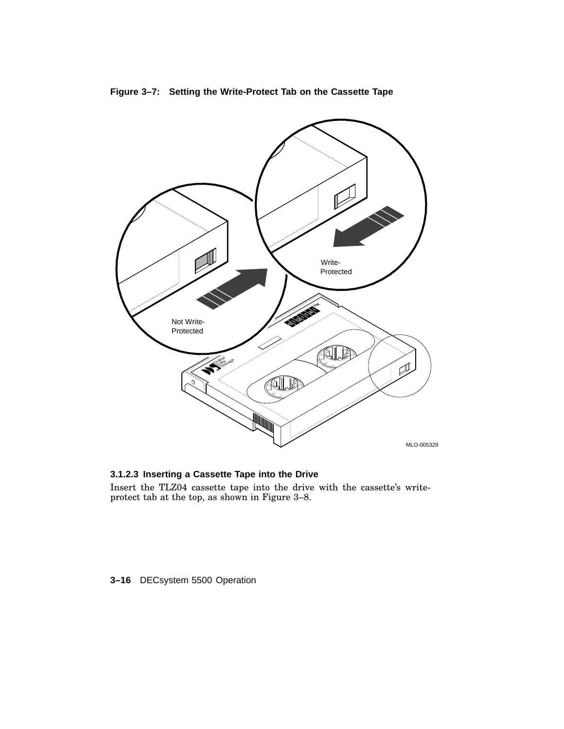**Figure 3–7: Setting the Write-Protect Tab on the Cassette Tape**

Write-Protected

Not Write-Protected

MLO-005329

### 3.1.2.3 Inserting a Cassette Tape into the Drive

Insert the TLZ04 cassette tape into the drive with the cassette's write-protect tab at the top, as shown in Figure 3–8.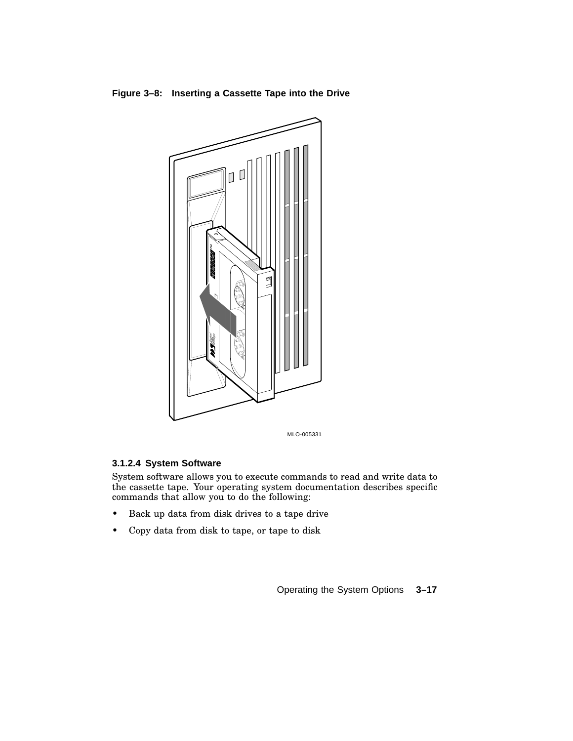**Figure 3–8: Inserting a Cassette Tape into the Drive**

MLO-005331

### 3.1.2.4 System Software

System software allows you to execute commands to read and write data to the cassette tape. Your operating system documentation describes specific commands that allow you to do the following:

- Back up data from disk drives to a tape drive
- Copy data from disk to tape, or tape to disk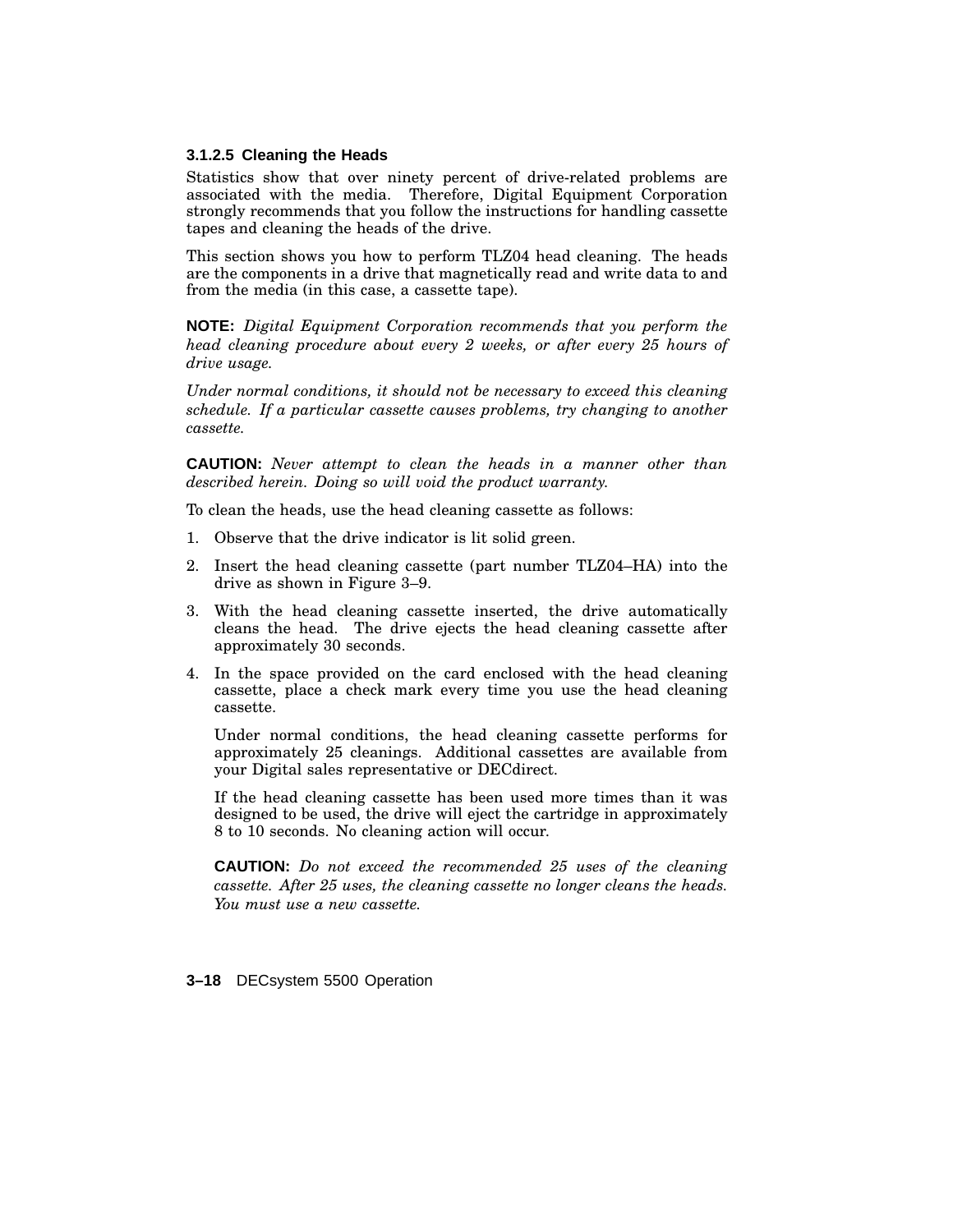#### 3.1.2.5 Cleaning the Heads

Statistics show that over ninety percent of drive-related problems are associated with the media. Therefore, Digital Equipment Corporation strongly recommends that you follow the instructions for handling cassette tapes and cleaning the heads of the drive.

This section shows you how to perform TLZ04 head cleaning. The heads are the components in a drive that magnetically read and write data to and from the media (in this case, a cassette tape).

**NOTE:** *Digital Equipment Corporation recommends that you perform the head cleaning procedure about every 2 weeks, or after every 25 hours of drive usage.*

*Under normal conditions, it should not be necessary to exceed this cleaning schedule. If a particular cassette causes problems, try changing to another cassette.*

**CAUTION:** *Never attempt to clean the heads in a manner other than described herein. Doing so will void the product warranty.*

To clean the heads, use the head cleaning cassette as follows:

1. Observe that the drive indicator is lit solid green.
2. Insert the head cleaning cassette (part number TLZ04–HA) into the drive as shown in Figure 3–9.
3. With the head cleaning cassette inserted, the drive automatically cleans the head. The drive ejects the head cleaning cassette after approximately 30 seconds.
4. In the space provided on the card enclosed with the head cleaning cassette, place a check mark every time you use the head cleaning cassette.

   Under normal conditions, the head cleaning cassette performs for approximately 25 cleanings. Additional cassettes are available from your Digital sales representative or DECdirect.

   If the head cleaning cassette has been used more times than it was designed to be used, the drive will eject the cartridge in approximately 8 to 10 seconds. No cleaning action will occur.

   **CAUTION:** *Do not exceed the recommended 25 uses of the cleaning cassette. After 25 uses, the cleaning cassette no longer cleans the heads. You must use a new cassette.*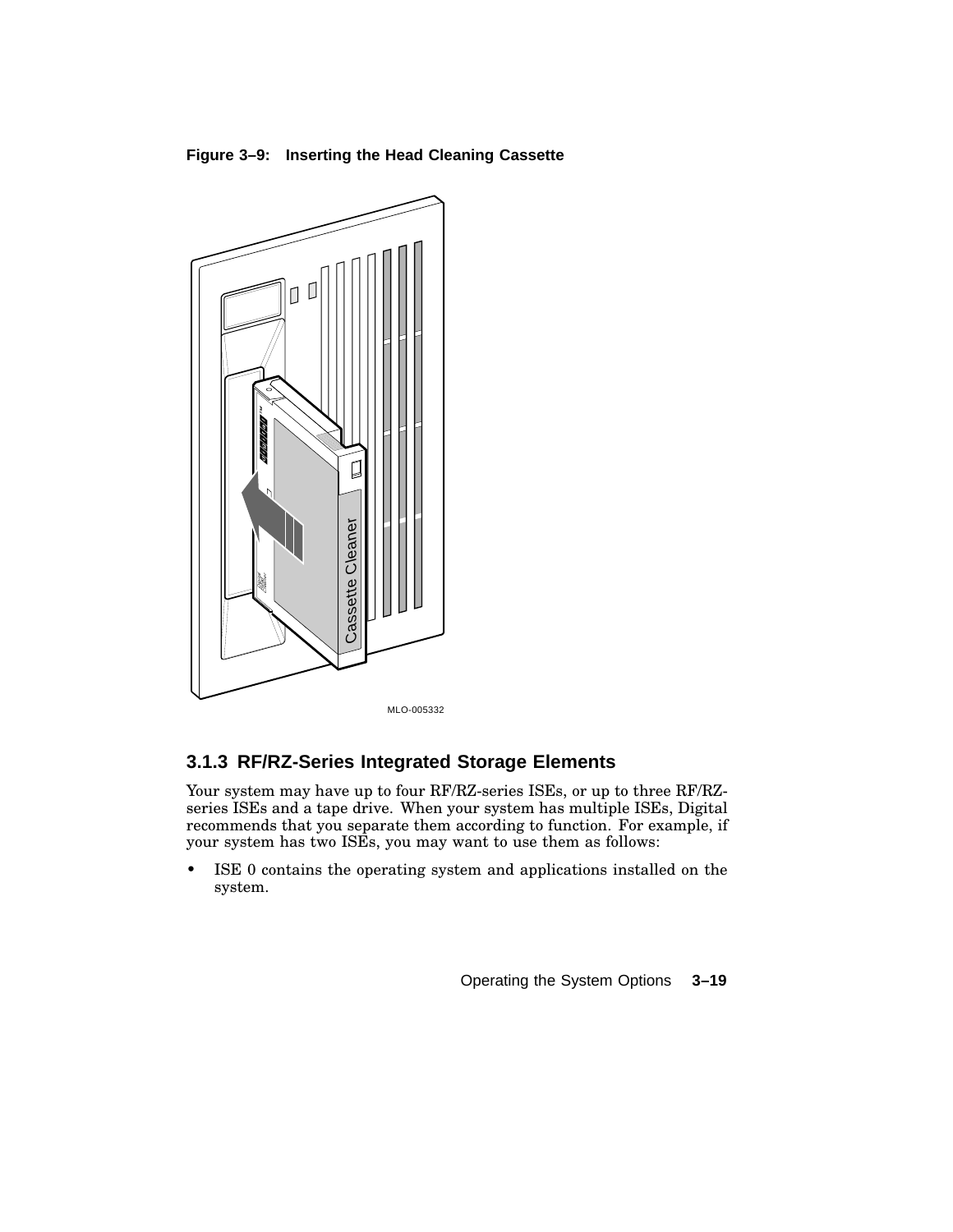**Figure 3–9: Inserting the Head Cleaning Cassette**

MLO-005332

### 3.1.3 RF/RZ-Series Integrated Storage Elements

Your system may have up to four RF/RZ-series ISEs, or up to three RF/RZ-series ISEs and a tape drive. When your system has multiple ISEs, Digital recommends that you separate them according to function. For example, if your system has two ISEs, you may want to use them as follows:

- ISE 0 contains the operating system and applications installed on the system.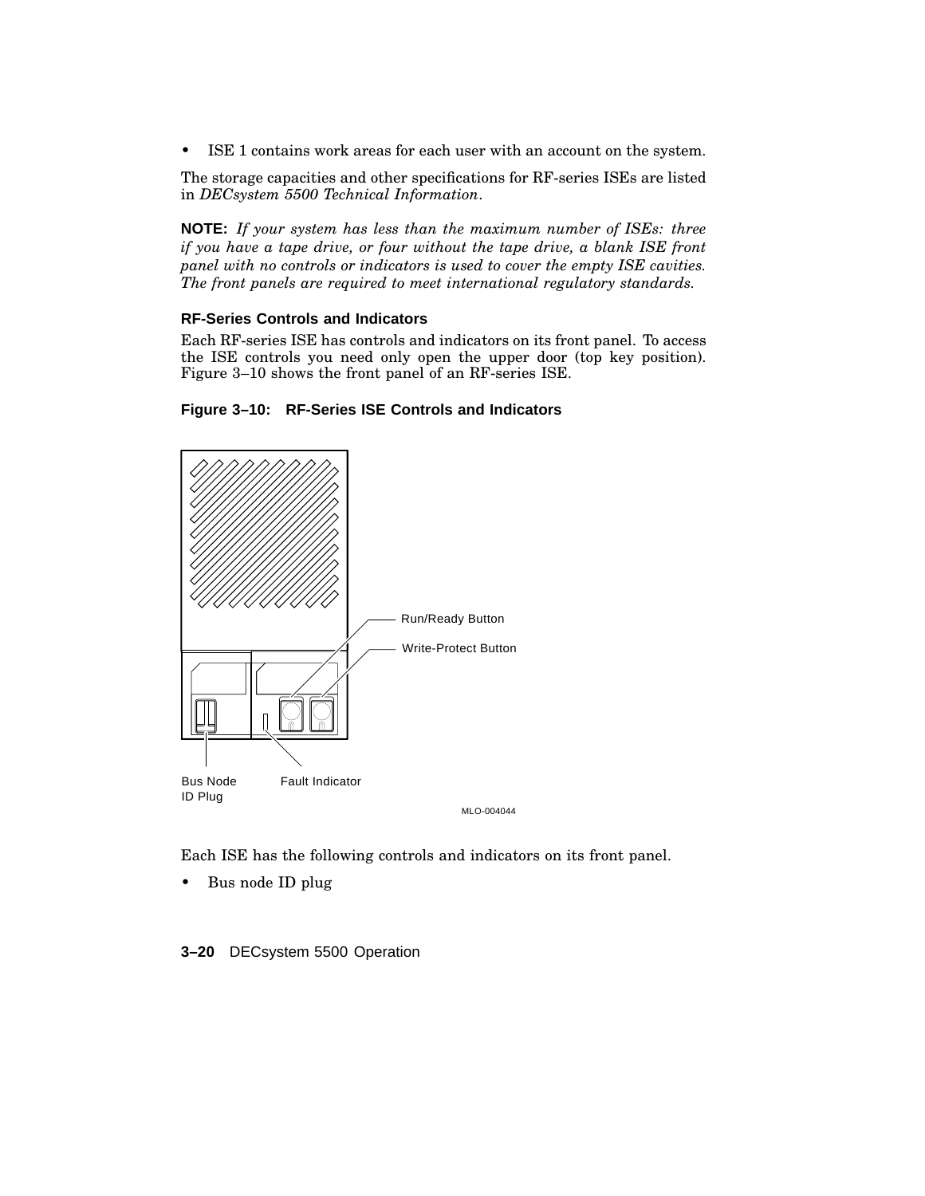- ISE 1 contains work areas for each user with an account on the system.

The storage capacities and other specifications for RF-series ISEs are listed in *DECsystem 5500 Technical Information*.

**NOTE:** *If your system has less than the maximum number of ISEs: three if you have a tape drive, or four without the tape drive, a blank ISE front panel with no controls or indicators is used to cover the empty ISE cavities. The front panels are required to meet international regulatory standards.*

### RF-Series Controls and Indicators

Each RF-series ISE has controls and indicators on its front panel. To access the ISE controls you need only open the upper door (top key position). Figure 3–10 shows the front panel of an RF-series ISE.

**Figure 3–10: RF-Series ISE Controls and Indicators**

Run/Ready Button

Write-Protect Button

Bus Node ID Plug

Fault Indicator

MLO-004044

Each ISE has the following controls and indicators on its front panel.

- Bus node ID plug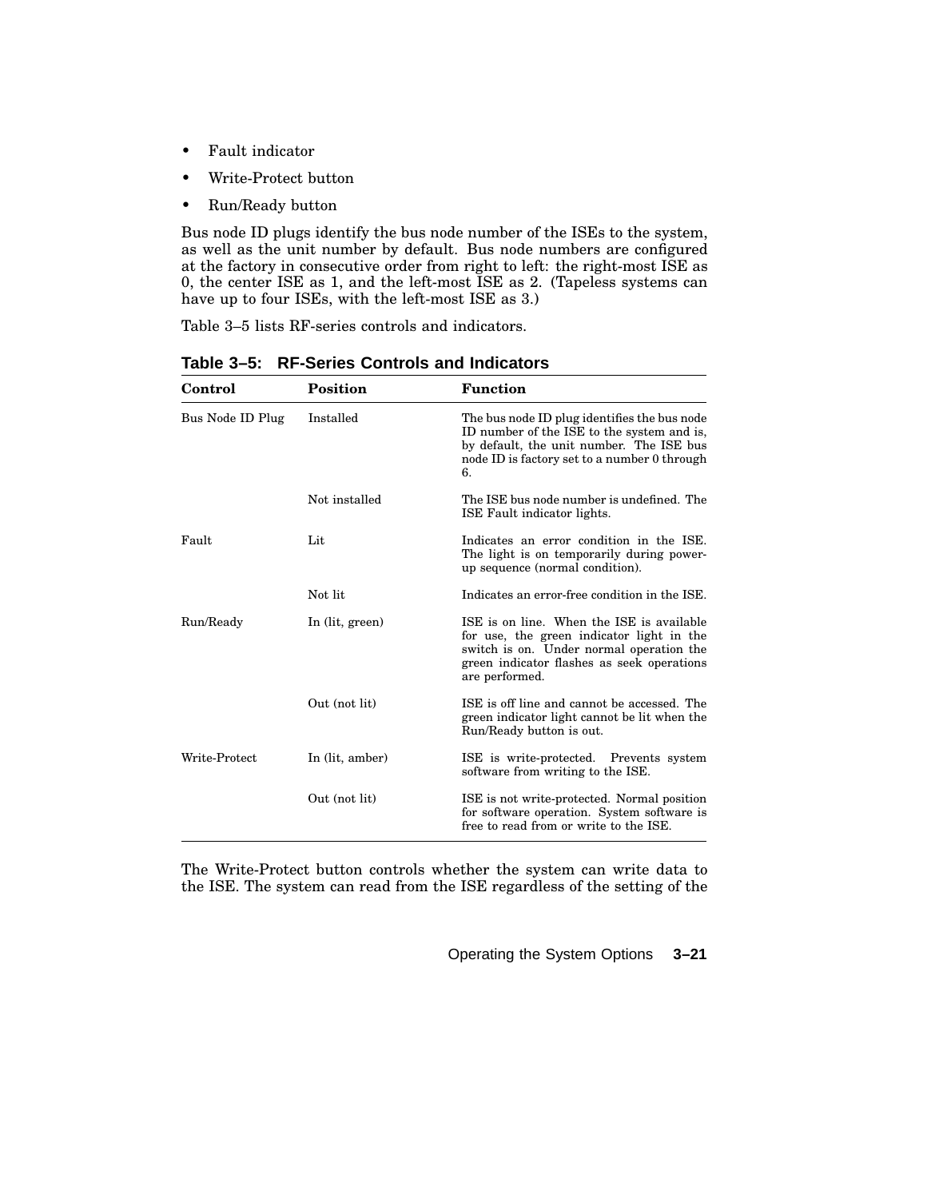- Fault indicator
- Write-Protect button
- Run/Ready button

Bus node ID plugs identify the bus node number of the ISEs to the system, as well as the unit number by default. Bus node numbers are configured at the factory in consecutive order from right to left: the right-most ISE as 0, the center ISE as 1, and the left-most ISE as 2. (Tapeless systems can have up to four ISEs, with the left-most ISE as 3.)

Table 3–5 lists RF-series controls and indicators.

**Table 3–5: RF-Series Controls and Indicators**

| Control | Position | Function |
|---|---|---|
| Bus Node ID Plug | Installed | The bus node ID plug identifies the bus node ID number of the ISE to the system and is, by default, the unit number. The ISE bus node ID is factory set to a number 0 through 6. |
| | Not installed | The ISE bus node number is undefined. The ISE Fault indicator lights. |
| Fault | Lit | Indicates an error condition in the ISE. The light is on temporarily during power-up sequence (normal condition). |
| | Not lit | Indicates an error-free condition in the ISE. |
| Run/Ready | In (lit, green) | ISE is on line. When the ISE is available for use, the green indicator light in the switch is on. Under normal operation the green indicator flashes as seek operations are performed. |
| | Out (not lit) | ISE is off line and cannot be accessed. The green indicator light cannot be lit when the Run/Ready button is out. |
| Write-Protect | In (lit, amber) | ISE is write-protected. Prevents system software from writing to the ISE. |
| | Out (not lit) | ISE is not write-protected. Normal position for software operation. System software is free to read from or write to the ISE. |

The Write-Protect button controls whether the system can write data to the ISE. The system can read from the ISE regardless of the setting of the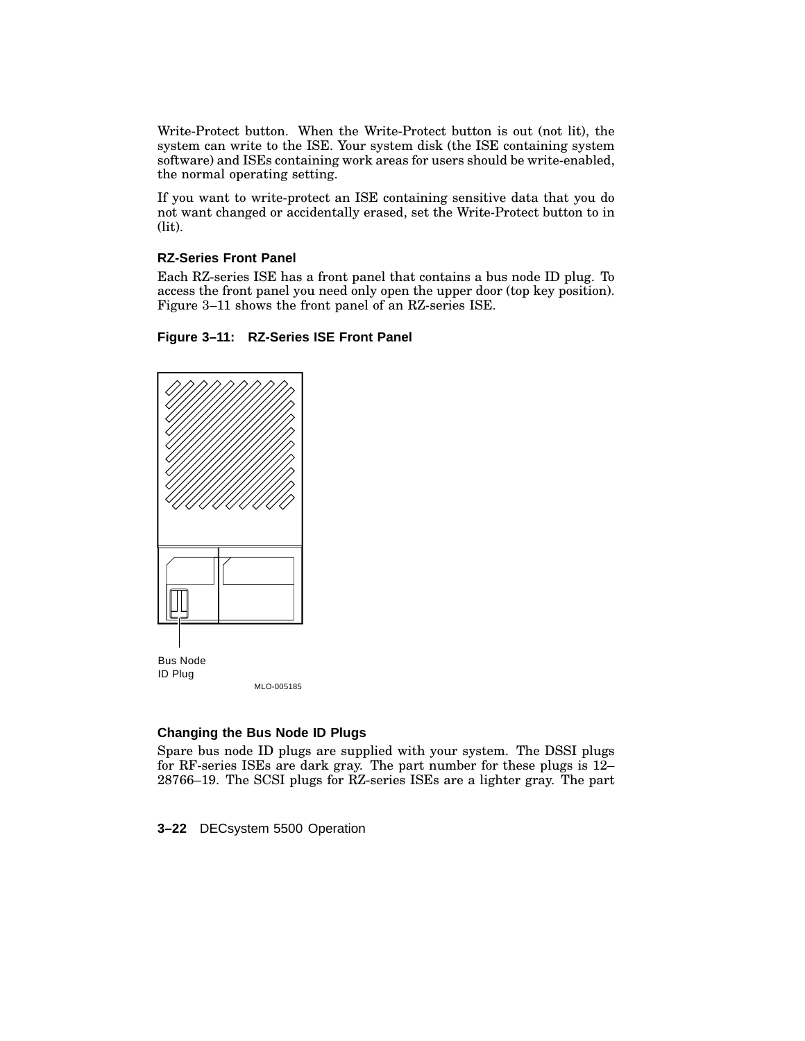Write-Protect button. When the Write-Protect button is out (not lit), the system can write to the ISE. Your system disk (the ISE containing system software) and ISEs containing work areas for users should be write-enabled, the normal operating setting.

If you want to write-protect an ISE containing sensitive data that you do not want changed or accidentally erased, set the Write-Protect button to in (lit).

### RZ-Series Front Panel

Each RZ-series ISE has a front panel that contains a bus node ID plug. To access the front panel you need only open the upper door (top key position). Figure 3–11 shows the front panel of an RZ-series ISE.

**Figure 3–11: RZ-Series ISE Front Panel**

Bus Node ID Plug

MLO-005185

### Changing the Bus Node ID Plugs

Spare bus node ID plugs are supplied with your system. The DSSI plugs for RF-series ISEs are dark gray. The part number for these plugs is 12–28766–19. The SCSI plugs for RZ-series ISEs are a lighter gray. The part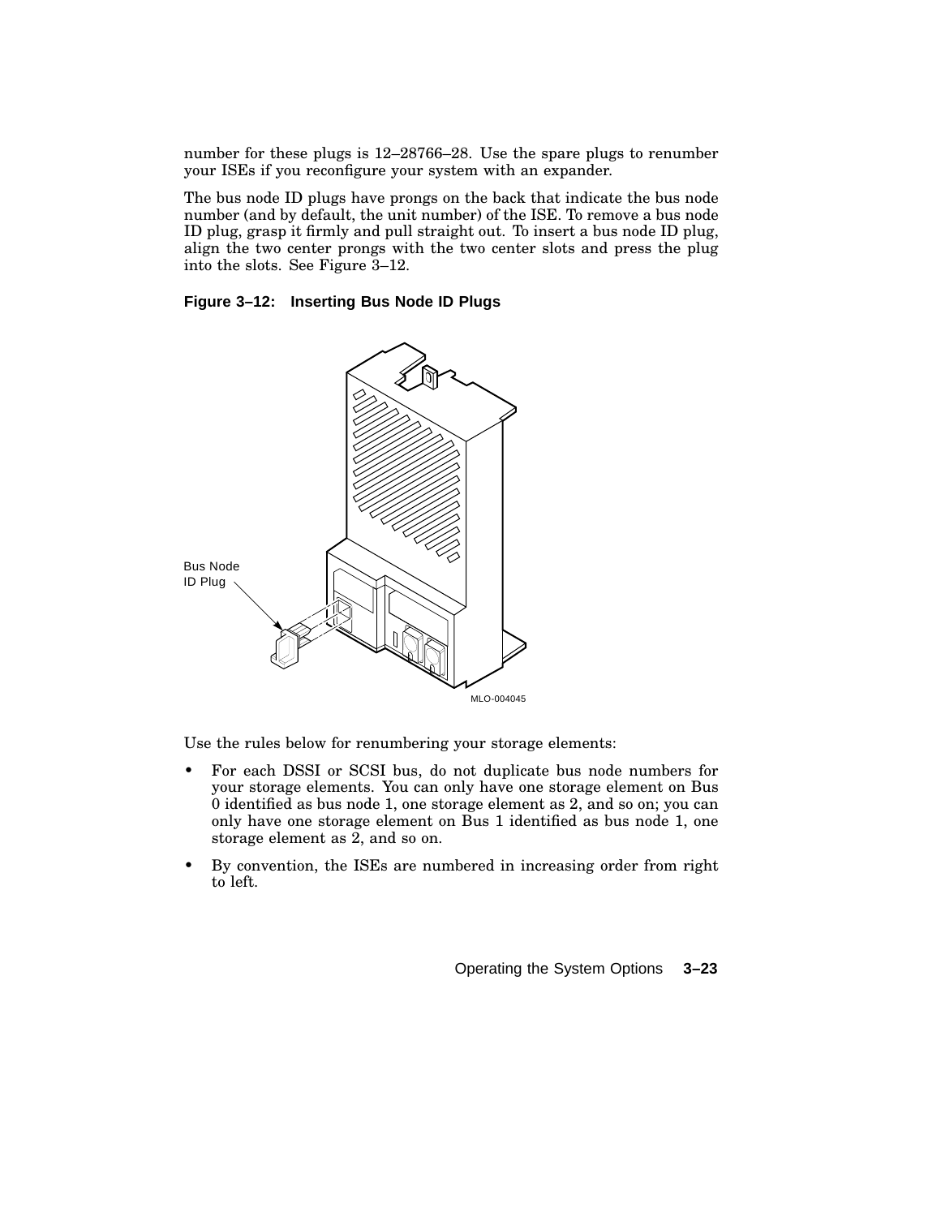number for these plugs is 12–28766–28. Use the spare plugs to renumber your ISEs if you reconfigure your system with an expander.

The bus node ID plugs have prongs on the back that indicate the bus node number (and by default, the unit number) of the ISE. To remove a bus node ID plug, grasp it firmly and pull straight out. To insert a bus node ID plug, align the two center prongs with the two center slots and press the plug into the slots. See Figure 3–12.

**Figure 3–12: Inserting Bus Node ID Plugs**

Use the rules below for renumbering your storage elements:

- For each DSSI or SCSI bus, do not duplicate bus node numbers for your storage elements. You can only have one storage element on Bus 0 identified as bus node 1, one storage element as 2, and so on; you can only have one storage element on Bus 1 identified as bus node 1, one storage element as 2, and so on.
- By convention, the ISEs are numbered in increasing order from right to left.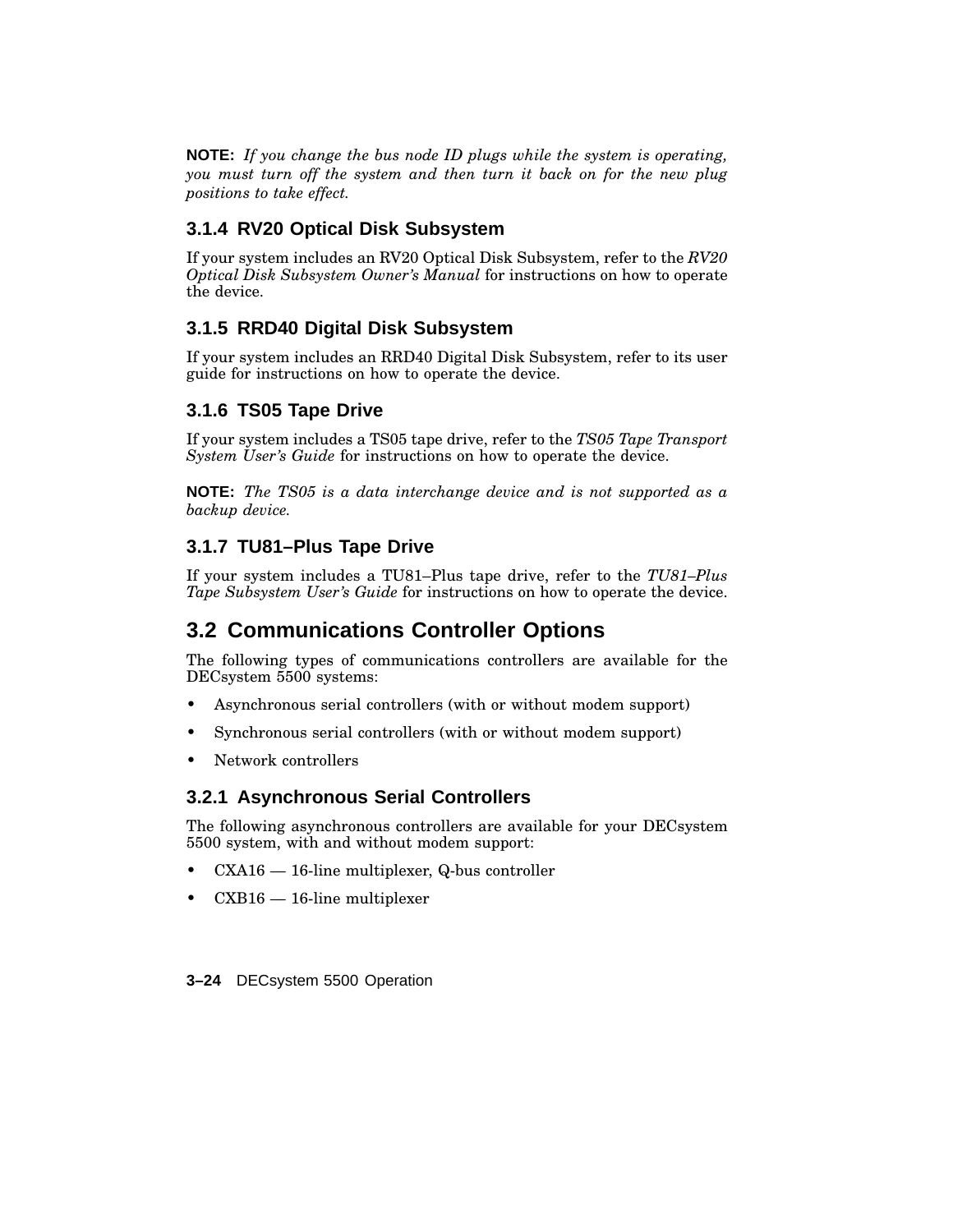**NOTE:** *If you change the bus node ID plugs while the system is operating, you must turn off the system and then turn it back on for the new plug positions to take effect.*

### 3.1.4 RV20 Optical Disk Subsystem

If your system includes an RV20 Optical Disk Subsystem, refer to the *RV20 Optical Disk Subsystem Owner's Manual* for instructions on how to operate the device.

### 3.1.5 RRD40 Digital Disk Subsystem

If your system includes an RRD40 Digital Disk Subsystem, refer to its user guide for instructions on how to operate the device.

### 3.1.6 TS05 Tape Drive

If your system includes a TS05 tape drive, refer to the *TS05 Tape Transport System User's Guide* for instructions on how to operate the device.

**NOTE:** *The TS05 is a data interchange device and is not supported as a backup device.*

### 3.1.7 TU81–Plus Tape Drive

If your system includes a TU81–Plus tape drive, refer to the *TU81–Plus Tape Subsystem User's Guide* for instructions on how to operate the device.

## 3.2 Communications Controller Options

The following types of communications controllers are available for the DECsystem 5500 systems:

- Asynchronous serial controllers (with or without modem support)
- Synchronous serial controllers (with or without modem support)
- Network controllers

### 3.2.1 Asynchronous Serial Controllers

The following asynchronous controllers are available for your DECsystem 5500 system, with and without modem support:

- CXA16 — 16-line multiplexer, Q-bus controller
- CXB16 — 16-line multiplexer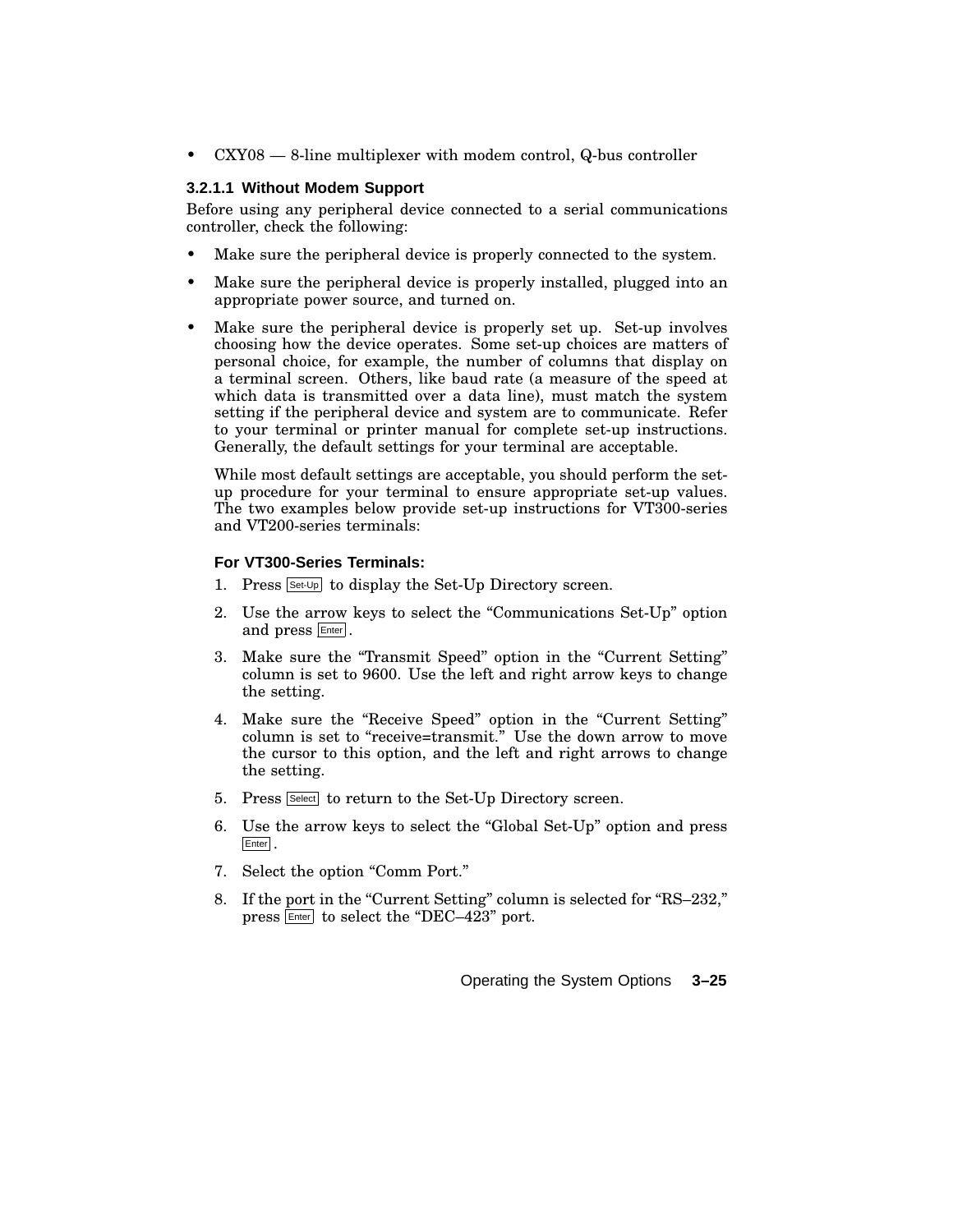- CXY08 — 8-line multiplexer with modem control, Q-bus controller

#### 3.2.1.1 Without Modem Support

Before using any peripheral device connected to a serial communications controller, check the following:

- Make sure the peripheral device is properly connected to the system.
- Make sure the peripheral device is properly installed, plugged into an appropriate power source, and turned on.
- Make sure the peripheral device is properly set up. Set-up involves choosing how the device operates. Some set-up choices are matters of personal choice, for example, the number of columns that display on a terminal screen. Others, like baud rate (a measure of the speed at which data is transmitted over a data line), must match the system setting if the peripheral device and system are to communicate. Refer to your terminal or printer manual for complete set-up instructions. Generally, the default settings for your terminal are acceptable.

  While most default settings are acceptable, you should perform the set-up procedure for your terminal to ensure appropriate set-up values. The two examples below provide set-up instructions for VT300-series and VT200-series terminals:

  **For VT300-Series Terminals:**

  1. Press Set-Up to display the Set-Up Directory screen.
  2. Use the arrow keys to select the “Communications Set-Up” option and press Enter.
  3. Make sure the “Transmit Speed” option in the “Current Setting” column is set to 9600. Use the left and right arrow keys to change the setting.
  4. Make sure the “Receive Speed” option in the “Current Setting” column is set to “receive=transmit.” Use the down arrow to move the cursor to this option, and the left and right arrows to change the setting.
  5. Press Select to return to the Set-Up Directory screen.
  6. Use the arrow keys to select the “Global Set-Up” option and press Enter.
  7. Select the option “Comm Port.”
  8. If the port in the “Current Setting” column is selected for “RS–232,” press Enter to select the “DEC–423” port.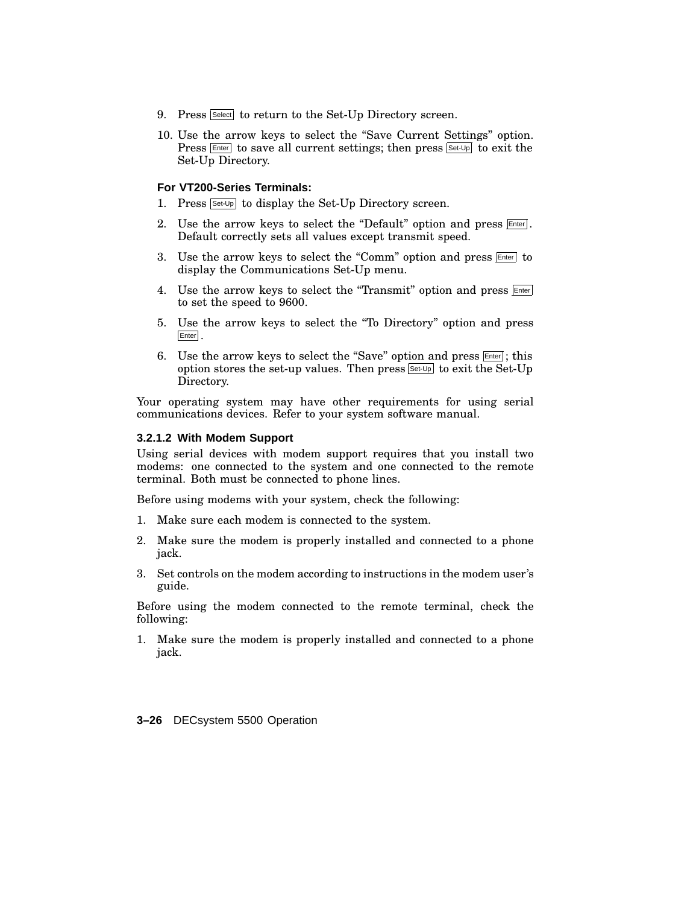9. Press Select to return to the Set-Up Directory screen.
10. Use the arrow keys to select the “Save Current Settings” option. Press Enter to save all current settings; then press Set-Up to exit the Set-Up Directory.

**For VT200-Series Terminals:**

1. Press Set-Up to display the Set-Up Directory screen.
2. Use the arrow keys to select the “Default” option and press Enter. Default correctly sets all values except transmit speed.
3. Use the arrow keys to select the “Comm” option and press Enter to display the Communications Set-Up menu.
4. Use the arrow keys to select the “Transmit” option and press Enter to set the speed to 9600.
5. Use the arrow keys to select the “To Directory” option and press Enter.
6. Use the arrow keys to select the “Save” option and press Enter; this option stores the set-up values. Then press Set-Up to exit the Set-Up Directory.

Your operating system may have other requirements for using serial communications devices. Refer to your system software manual.

#### 3.2.1.2 With Modem Support

Using serial devices with modem support requires that you install two modems: one connected to the system and one connected to the remote terminal. Both must be connected to phone lines.

Before using modems with your system, check the following:

1. Make sure each modem is connected to the system.
2. Make sure the modem is properly installed and connected to a phone jack.
3. Set controls on the modem according to instructions in the modem user’s guide.

Before using the modem connected to the remote terminal, check the following:

1. Make sure the modem is properly installed and connected to a phone jack.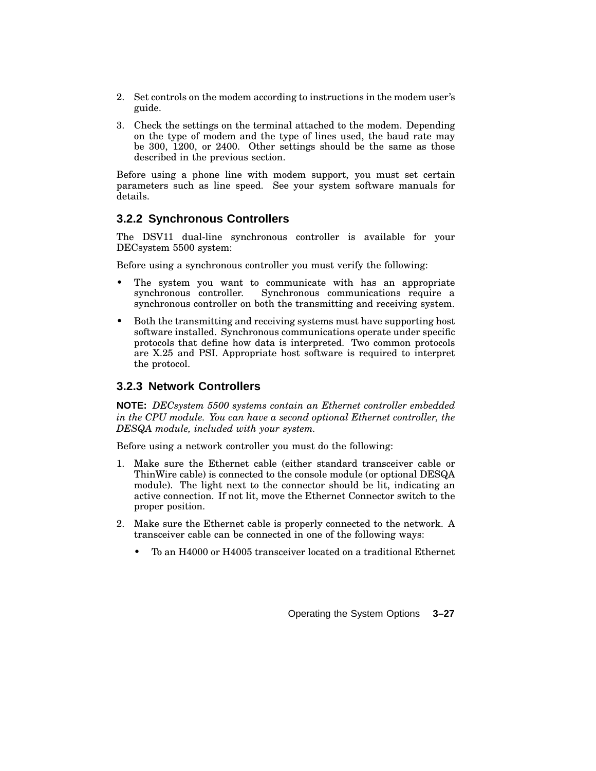2. Set controls on the modem according to instructions in the modem user's guide.
3. Check the settings on the terminal attached to the modem. Depending on the type of modem and the type of lines used, the baud rate may be 300, 1200, or 2400. Other settings should be the same as those described in the previous section.

Before using a phone line with modem support, you must set certain parameters such as line speed. See your system software manuals for details.

### 3.2.2 Synchronous Controllers

The DSV11 dual-line synchronous controller is available for your DECsystem 5500 system:

Before using a synchronous controller you must verify the following:

- The system you want to communicate with has an appropriate synchronous controller. Synchronous communications require a synchronous controller on both the transmitting and receiving system.
- Both the transmitting and receiving systems must have supporting host software installed. Synchronous communications operate under specific protocols that define how data is interpreted. Two common protocols are X.25 and PSI. Appropriate host software is required to interpret the protocol.

### 3.2.3 Network Controllers

**NOTE:** *DECsystem 5500 systems contain an Ethernet controller embedded in the CPU module. You can have a second optional Ethernet controller, the DESQA module, included with your system.*

Before using a network controller you must do the following:

1. Make sure the Ethernet cable (either standard transceiver cable or ThinWire cable) is connected to the console module (or optional DESQA module). The light next to the connector should be lit, indicating an active connection. If not lit, move the Ethernet Connector switch to the proper position.
2. Make sure the Ethernet cable is properly connected to the network. A transceiver cable can be connected in one of the following ways:
   - To an H4000 or H4005 transceiver located on a traditional Ethernet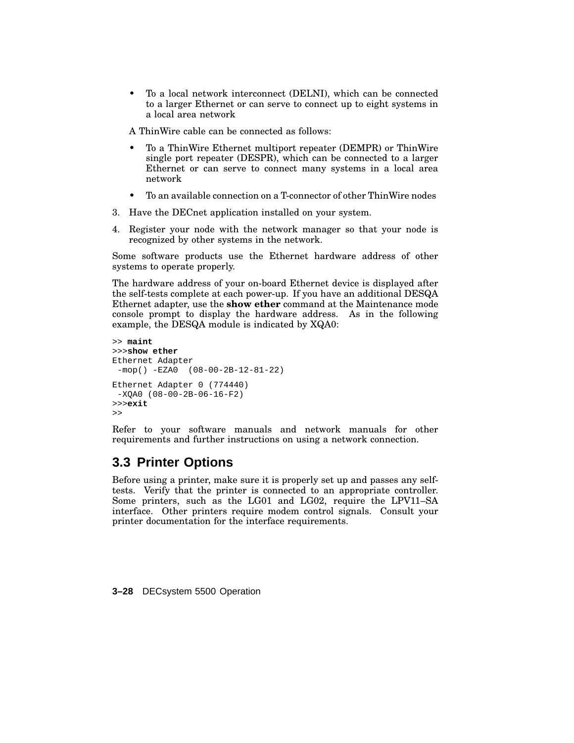- To a local network interconnect (DELNI), which can be connected to a larger Ethernet or can serve to connect up to eight systems in a local area network

  A ThinWire cable can be connected as follows:

  - To a ThinWire Ethernet multiport repeater (DEMPR) or ThinWire single port repeater (DESPR), which can be connected to a larger Ethernet or can serve to connect many systems in a local area network
  - To an available connection on a T-connector of other ThinWire nodes

3. Have the DECnet application installed on your system.
4. Register your node with the network manager so that your node is recognized by other systems in the network.

Some software products use the Ethernet hardware address of other systems to operate properly.

The hardware address of your on-board Ethernet device is displayed after the self-tests complete at each power-up. If you have an additional DESQA Ethernet adapter, use the **show ether** command at the Maintenance mode console prompt to display the hardware address. As in the following example, the DESQA module is indicated by XQA0:

```
>> maint
>>>show ether
Ethernet Adapter
 -mop() -EZA0  (08-00-2B-12-81-22)

Ethernet Adapter 0 (774440)
 -XQA0 (08-00-2B-06-16-F2)
>>>exit
>>
```

Refer to your software manuals and network manuals for other requirements and further instructions on using a network connection.

## 3.3 Printer Options

Before using a printer, make sure it is properly set up and passes any self-tests. Verify that the printer is connected to an appropriate controller. Some printers, such as the LG01 and LG02, require the LPV11–SA interface. Other printers require modem control signals. Consult your printer documentation for the interface requirements.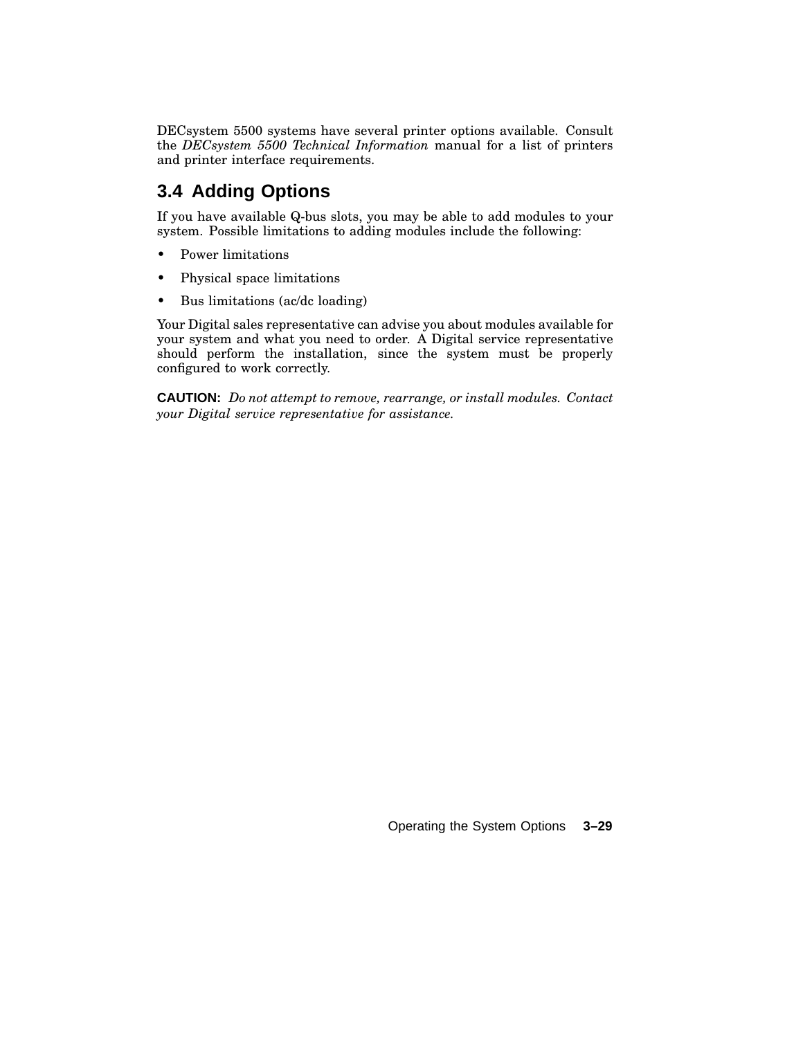DECsystem 5500 systems have several printer options available. Consult the *DECsystem 5500 Technical Information* manual for a list of printers and printer interface requirements.

## 3.4 Adding Options

If you have available Q-bus slots, you may be able to add modules to your system. Possible limitations to adding modules include the following:

- Power limitations
- Physical space limitations
- Bus limitations (ac/dc loading)

Your Digital sales representative can advise you about modules available for your system and what you need to order. A Digital service representative should perform the installation, since the system must be properly configured to work correctly.

**CAUTION:** *Do not attempt to remove, rearrange, or install modules. Contact your Digital service representative for assistance.*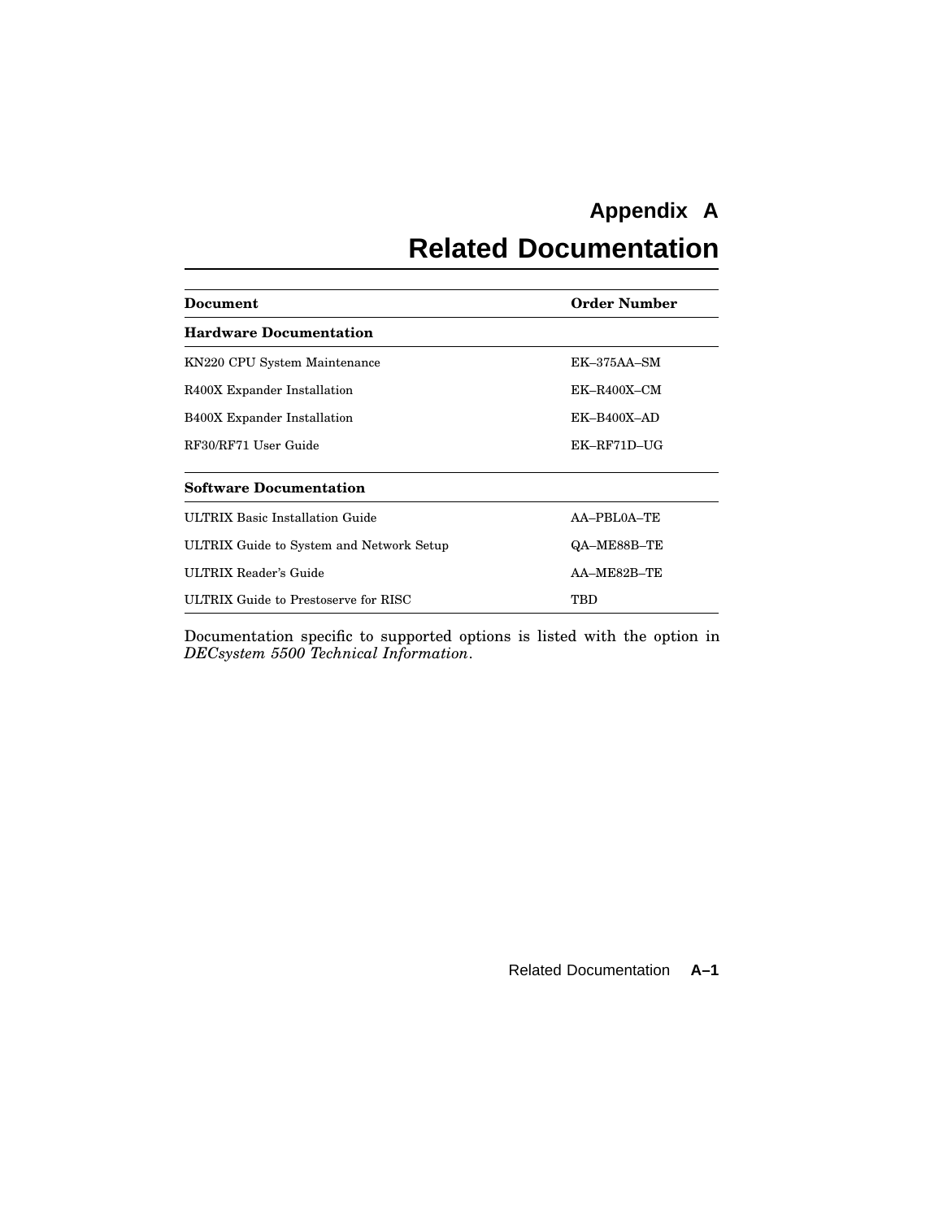# Appendix A

# Related Documentation

| Document | Order Number |
|---|---|
| **Hardware Documentation** | |
| KN220 CPU System Maintenance | EK–375AA–SM |
| R400X Expander Installation | EK–R400X–CM |
| B400X Expander Installation | EK–B400X–AD |
| RF30/RF71 User Guide | EK–RF71D–UG |
| **Software Documentation** | |
| ULTRIX Basic Installation Guide | AA–PBL0A–TE |
| ULTRIX Guide to System and Network Setup | QA–ME88B–TE |
| ULTRIX Reader's Guide | AA–ME82B–TE |
| ULTRIX Guide to Prestoserve for RISC | TBD |

Documentation specific to supported options is listed with the option in *DECsystem 5500 Technical Information*.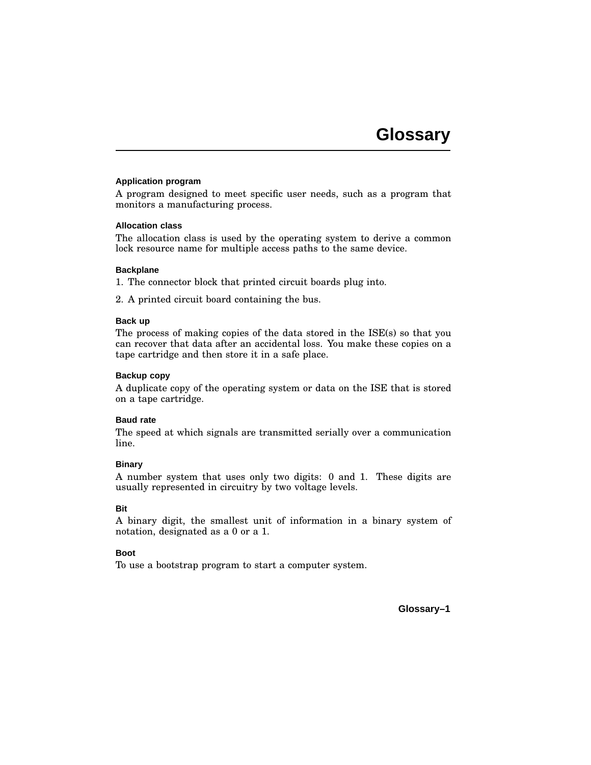# Glossary

### Application program

A program designed to meet specific user needs, such as a program that monitors a manufacturing process.

### Allocation class

The allocation class is used by the operating system to derive a common lock resource name for multiple access paths to the same device.

### Backplane

1. The connector block that printed circuit boards plug into.
2. A printed circuit board containing the bus.

### Back up

The process of making copies of the data stored in the ISE(s) so that you can recover that data after an accidental loss. You make these copies on a tape cartridge and then store it in a safe place.

### Backup copy

A duplicate copy of the operating system or data on the ISE that is stored on a tape cartridge.

### Baud rate

The speed at which signals are transmitted serially over a communication line.

### Binary

A number system that uses only two digits: 0 and 1. These digits are usually represented in circuitry by two voltage levels.

### Bit

A binary digit, the smallest unit of information in a binary system of notation, designated as a 0 or a 1.

### Boot

To use a bootstrap program to start a computer system.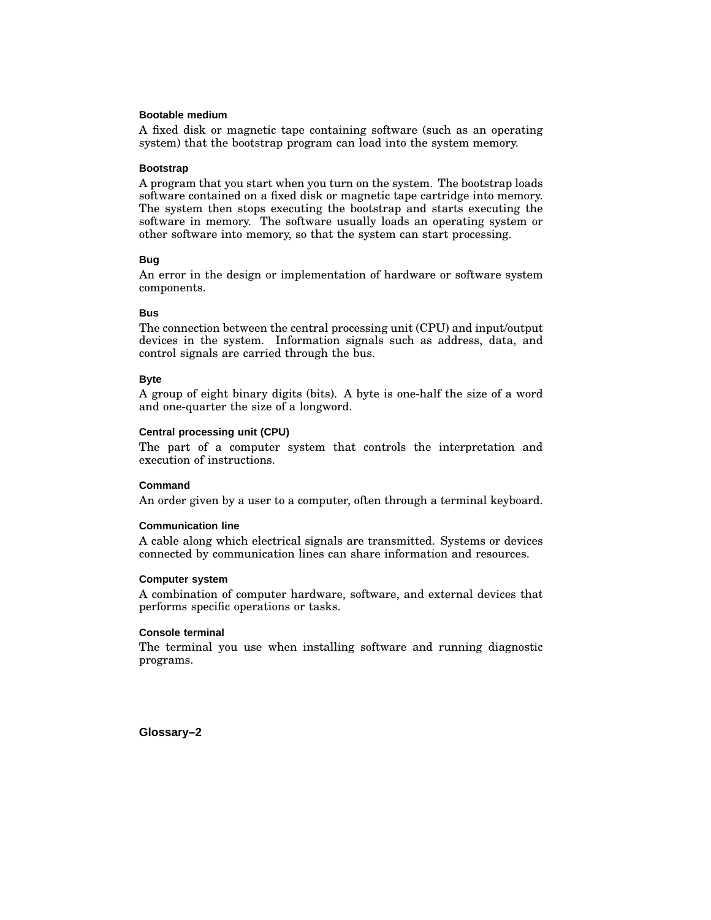### Bootable medium

A fixed disk or magnetic tape containing software (such as an operating system) that the bootstrap program can load into the system memory.

### Bootstrap

A program that you start when you turn on the system. The bootstrap loads software contained on a fixed disk or magnetic tape cartridge into memory. The system then stops executing the bootstrap and starts executing the software in memory. The software usually loads an operating system or other software into memory, so that the system can start processing.

### Bug

An error in the design or implementation of hardware or software system components.

### Bus

The connection between the central processing unit (CPU) and input/output devices in the system. Information signals such as address, data, and control signals are carried through the bus.

### Byte

A group of eight binary digits (bits). A byte is one-half the size of a word and one-quarter the size of a longword.

### Central processing unit (CPU)

The part of a computer system that controls the interpretation and execution of instructions.

### Command

An order given by a user to a computer, often through a terminal keyboard.

### Communication line

A cable along which electrical signals are transmitted. Systems or devices connected by communication lines can share information and resources.

### Computer system

A combination of computer hardware, software, and external devices that performs specific operations or tasks.

### Console terminal

The terminal you use when installing software and running diagnostic programs.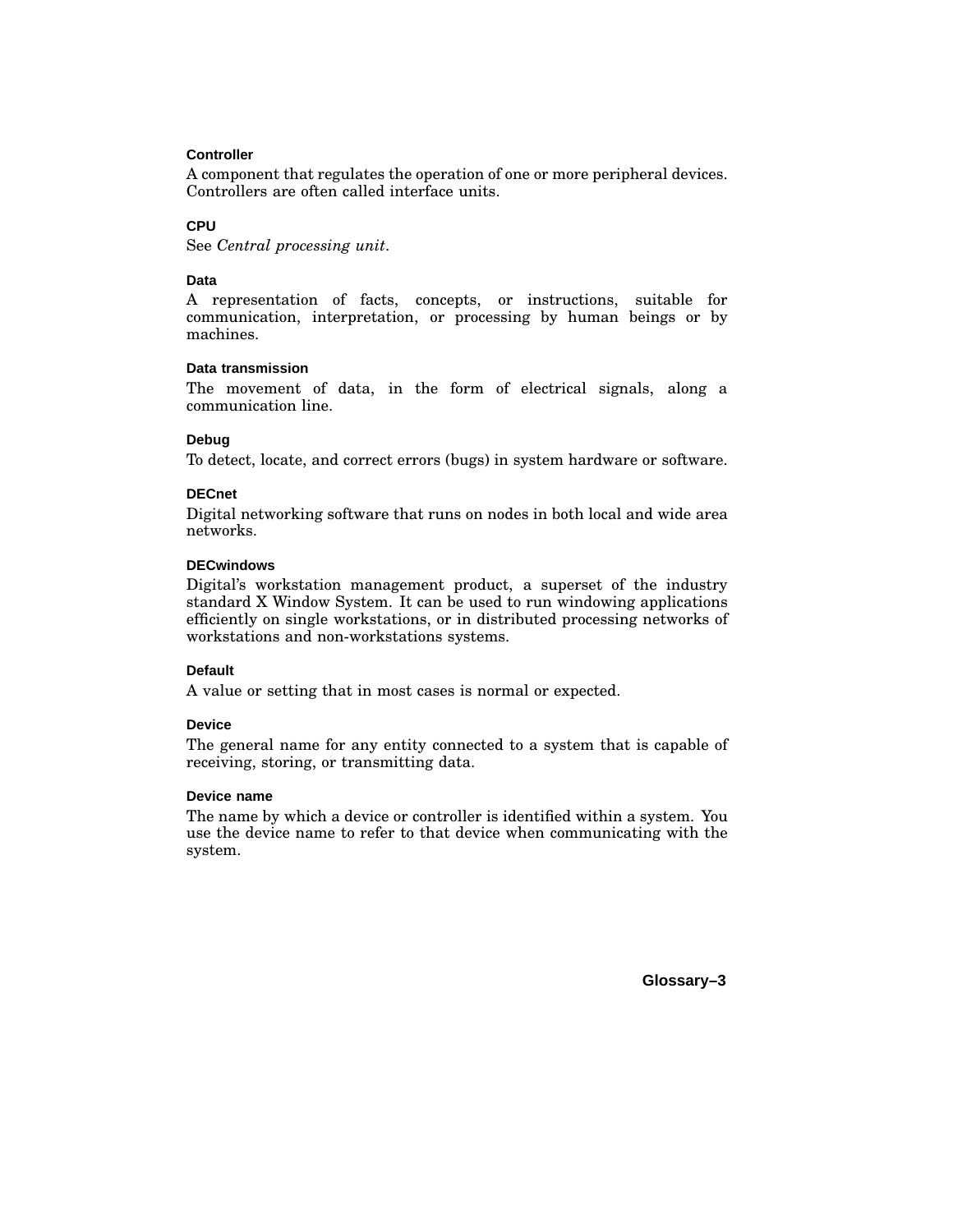#### Controller

A component that regulates the operation of one or more peripheral devices. Controllers are often called interface units.

#### CPU

See *Central processing unit*.

#### Data

A representation of facts, concepts, or instructions, suitable for communication, interpretation, or processing by human beings or by machines.

#### Data transmission

The movement of data, in the form of electrical signals, along a communication line.

#### Debug

To detect, locate, and correct errors (bugs) in system hardware or software.

#### DECnet

Digital networking software that runs on nodes in both local and wide area networks.

#### DECwindows

Digital's workstation management product, a superset of the industry standard X Window System. It can be used to run windowing applications efficiently on single workstations, or in distributed processing networks of workstations and non-workstations systems.

#### Default

A value or setting that in most cases is normal or expected.

#### Device

The general name for any entity connected to a system that is capable of receiving, storing, or transmitting data.

#### Device name

The name by which a device or controller is identified within a system. You use the device name to refer to that device when communicating with the system.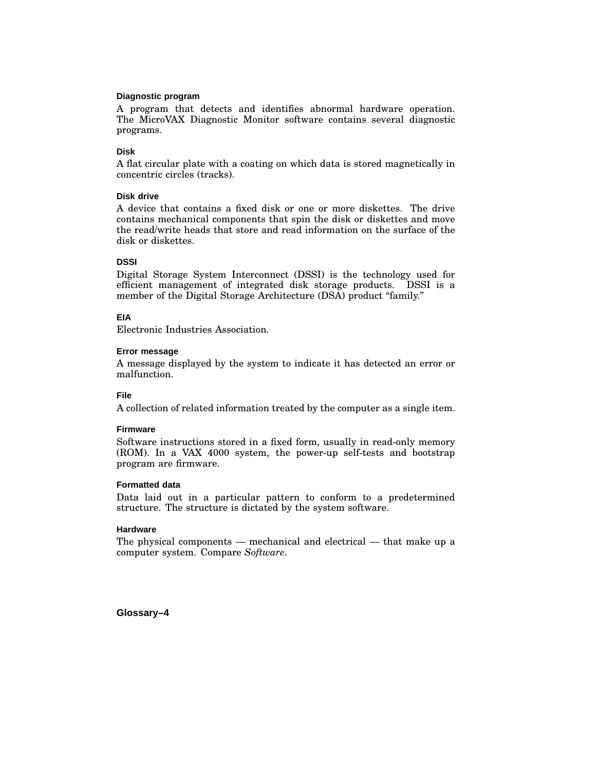#### Diagnostic program

A program that detects and identifies abnormal hardware operation. The MicroVAX Diagnostic Monitor software contains several diagnostic programs.

#### Disk

A flat circular plate with a coating on which data is stored magnetically in concentric circles (tracks).

#### Disk drive

A device that contains a fixed disk or one or more diskettes. The drive contains mechanical components that spin the disk or diskettes and move the read/write heads that store and read information on the surface of the disk or diskettes.

#### DSSI

Digital Storage System Interconnect (DSSI) is the technology used for efficient management of integrated disk storage products. DSSI is a member of the Digital Storage Architecture (DSA) product “family.”

#### EIA

Electronic Industries Association.

#### Error message

A message displayed by the system to indicate it has detected an error or malfunction.

#### File

A collection of related information treated by the computer as a single item.

#### Firmware

Software instructions stored in a fixed form, usually in read-only memory (ROM). In a VAX 4000 system, the power-up self-tests and bootstrap program are firmware.

#### Formatted data

Data laid out in a particular pattern to conform to a predetermined structure. The structure is dictated by the system software.

#### Hardware

The physical components — mechanical and electrical — that make up a computer system. Compare *Software*.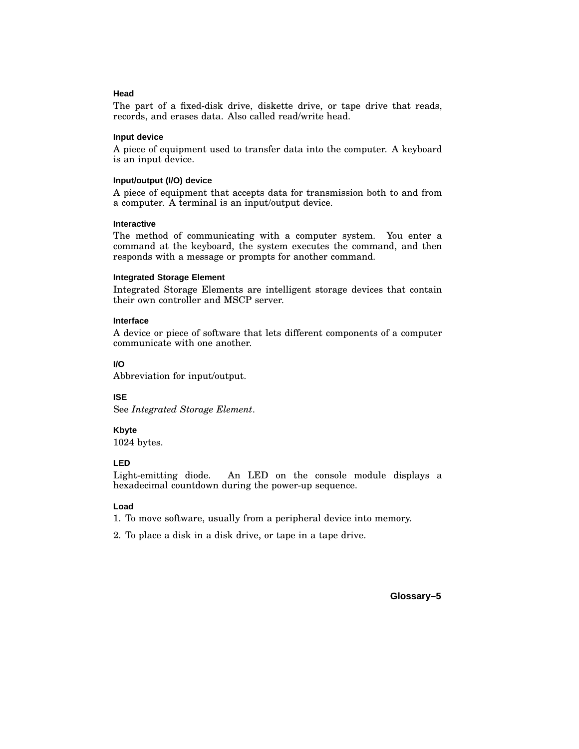#### Head

The part of a fixed-disk drive, diskette drive, or tape drive that reads, records, and erases data. Also called read/write head.

#### Input device

A piece of equipment used to transfer data into the computer. A keyboard is an input device.

#### Input/output (I/O) device

A piece of equipment that accepts data for transmission both to and from a computer. A terminal is an input/output device.

#### Interactive

The method of communicating with a computer system. You enter a command at the keyboard, the system executes the command, and then responds with a message or prompts for another command.

#### Integrated Storage Element

Integrated Storage Elements are intelligent storage devices that contain their own controller and MSCP server.

#### Interface

A device or piece of software that lets different components of a computer communicate with one another.

#### I/O

Abbreviation for input/output.

#### ISE

See *Integrated Storage Element*.

#### Kbyte

1024 bytes.

#### LED

Light-emitting diode. An LED on the console module displays a hexadecimal countdown during the power-up sequence.

#### Load

1. To move software, usually from a peripheral device into memory.
2. To place a disk in a disk drive, or tape in a tape drive.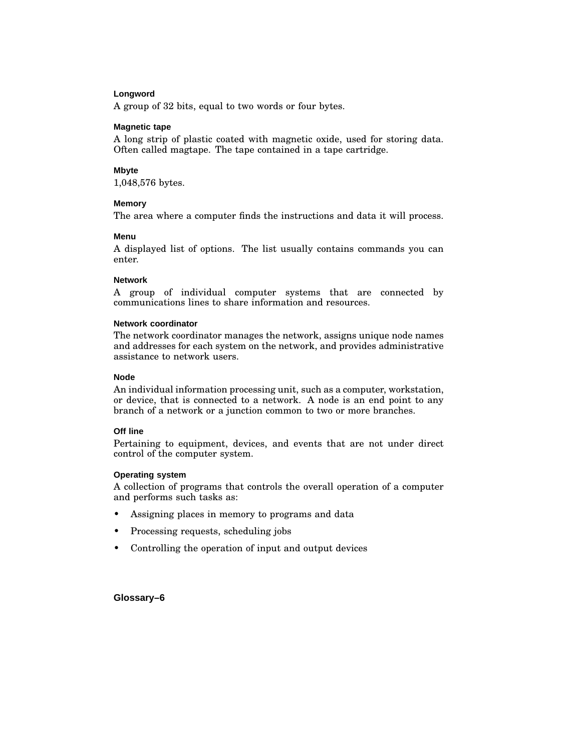#### Longword

A group of 32 bits, equal to two words or four bytes.

#### Magnetic tape

A long strip of plastic coated with magnetic oxide, used for storing data. Often called magtape. The tape contained in a tape cartridge.

#### Mbyte

1,048,576 bytes.

#### Memory

The area where a computer finds the instructions and data it will process.

#### Menu

A displayed list of options. The list usually contains commands you can enter.

#### Network

A group of individual computer systems that are connected by communications lines to share information and resources.

#### Network coordinator

The network coordinator manages the network, assigns unique node names and addresses for each system on the network, and provides administrative assistance to network users.

#### Node

An individual information processing unit, such as a computer, workstation, or device, that is connected to a network. A node is an end point to any branch of a network or a junction common to two or more branches.

#### Off line

Pertaining to equipment, devices, and events that are not under direct control of the computer system.

#### Operating system

A collection of programs that controls the overall operation of a computer and performs such tasks as:

- Assigning places in memory to programs and data
- Processing requests, scheduling jobs
- Controlling the operation of input and output devices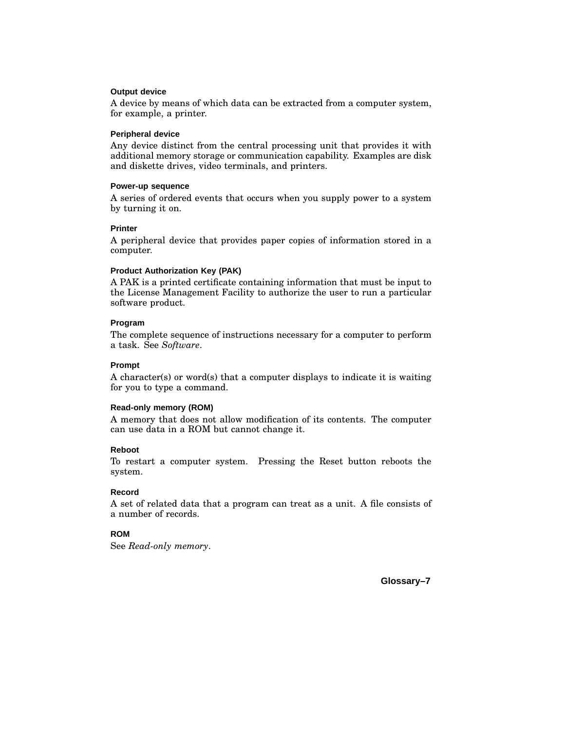#### Output device

A device by means of which data can be extracted from a computer system, for example, a printer.

#### Peripheral device

Any device distinct from the central processing unit that provides it with additional memory storage or communication capability. Examples are disk and diskette drives, video terminals, and printers.

#### Power-up sequence

A series of ordered events that occurs when you supply power to a system by turning it on.

#### Printer

A peripheral device that provides paper copies of information stored in a computer.

#### Product Authorization Key (PAK)

A PAK is a printed certificate containing information that must be input to the License Management Facility to authorize the user to run a particular software product.

#### Program

The complete sequence of instructions necessary for a computer to perform a task. See *Software*.

#### Prompt

A character(s) or word(s) that a computer displays to indicate it is waiting for you to type a command.

#### Read-only memory (ROM)

A memory that does not allow modification of its contents. The computer can use data in a ROM but cannot change it.

#### Reboot

To restart a computer system. Pressing the Reset button reboots the system.

#### Record

A set of related data that a program can treat as a unit. A file consists of a number of records.

#### ROM

See *Read-only memory*.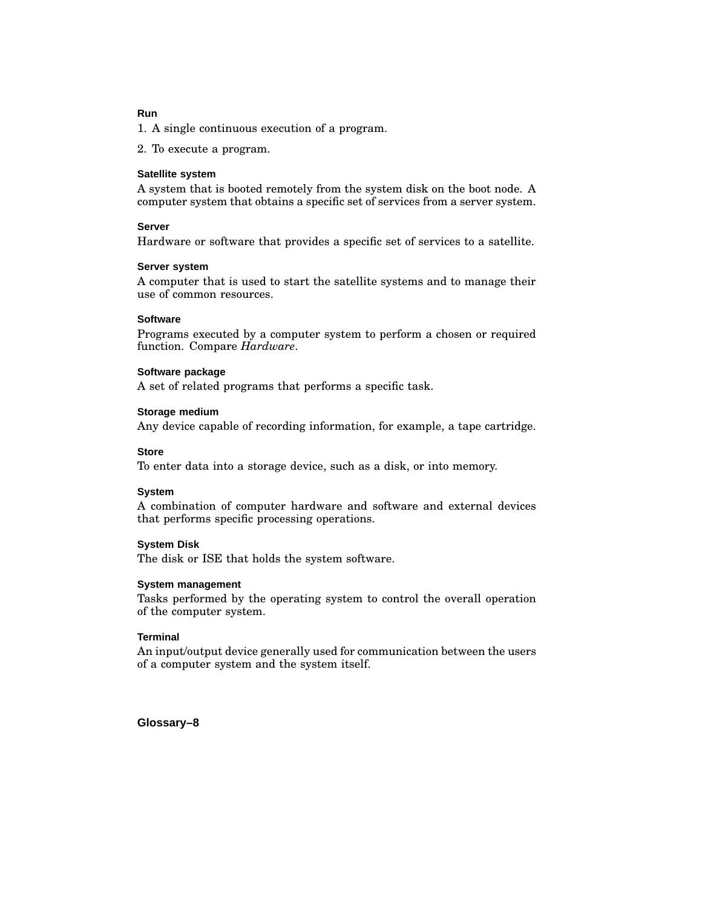### Run

1. A single continuous execution of a program.
2. To execute a program.

### Satellite system

A system that is booted remotely from the system disk on the boot node. A computer system that obtains a specific set of services from a server system.

### Server

Hardware or software that provides a specific set of services to a satellite.

### Server system

A computer that is used to start the satellite systems and to manage their use of common resources.

### Software

Programs executed by a computer system to perform a chosen or required function. Compare *Hardware*.

### Software package

A set of related programs that performs a specific task.

### Storage medium

Any device capable of recording information, for example, a tape cartridge.

### Store

To enter data into a storage device, such as a disk, or into memory.

### System

A combination of computer hardware and software and external devices that performs specific processing operations.

### System Disk

The disk or ISE that holds the system software.

### System management

Tasks performed by the operating system to control the overall operation of the computer system.

### Terminal

An input/output device generally used for communication between the users of a computer system and the system itself.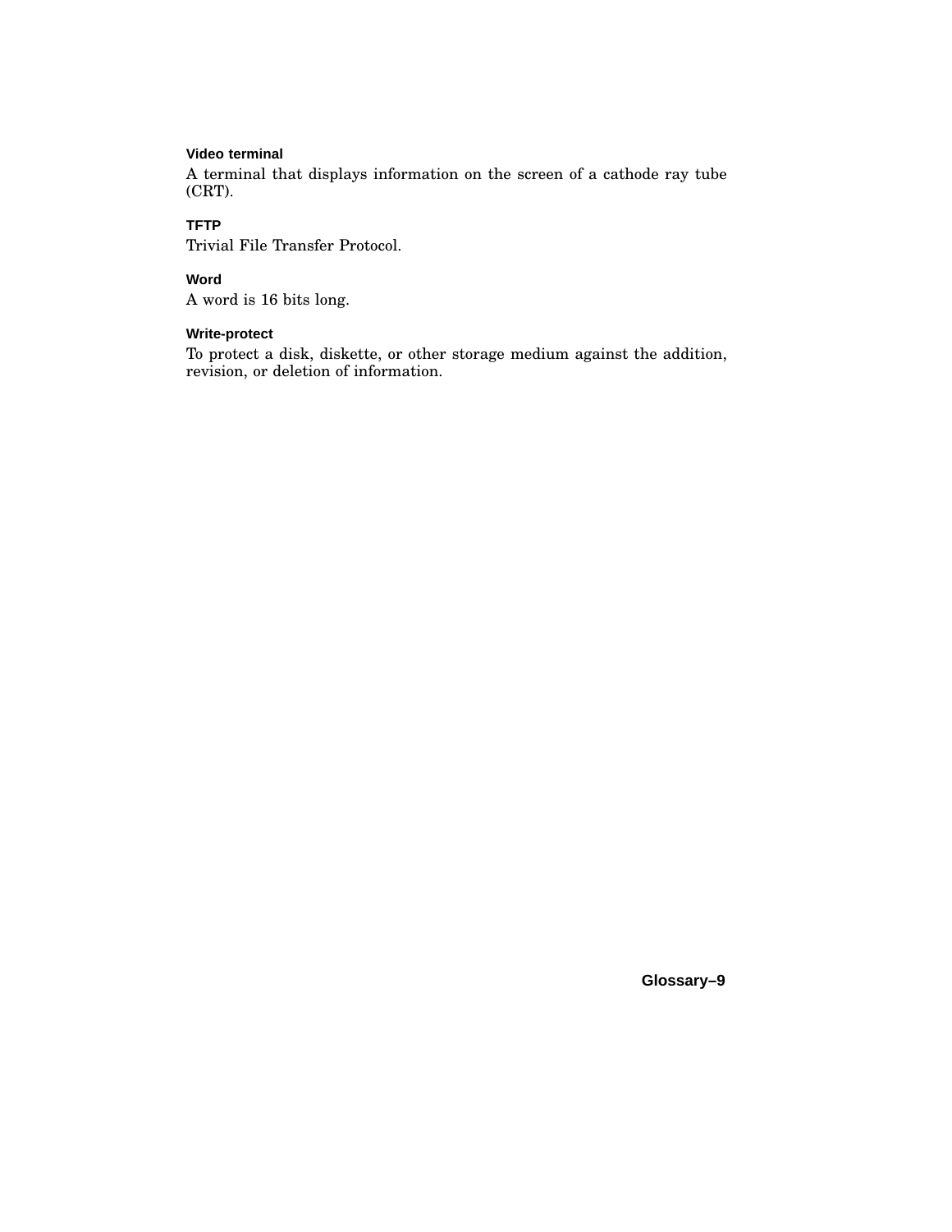#### Video terminal

A terminal that displays information on the screen of a cathode ray tube (CRT).

#### TFTP

Trivial File Transfer Protocol.

#### Word

A word is 16 bits long.

#### Write-protect

To protect a disk, diskette, or other storage medium against the addition, revision, or deletion of information.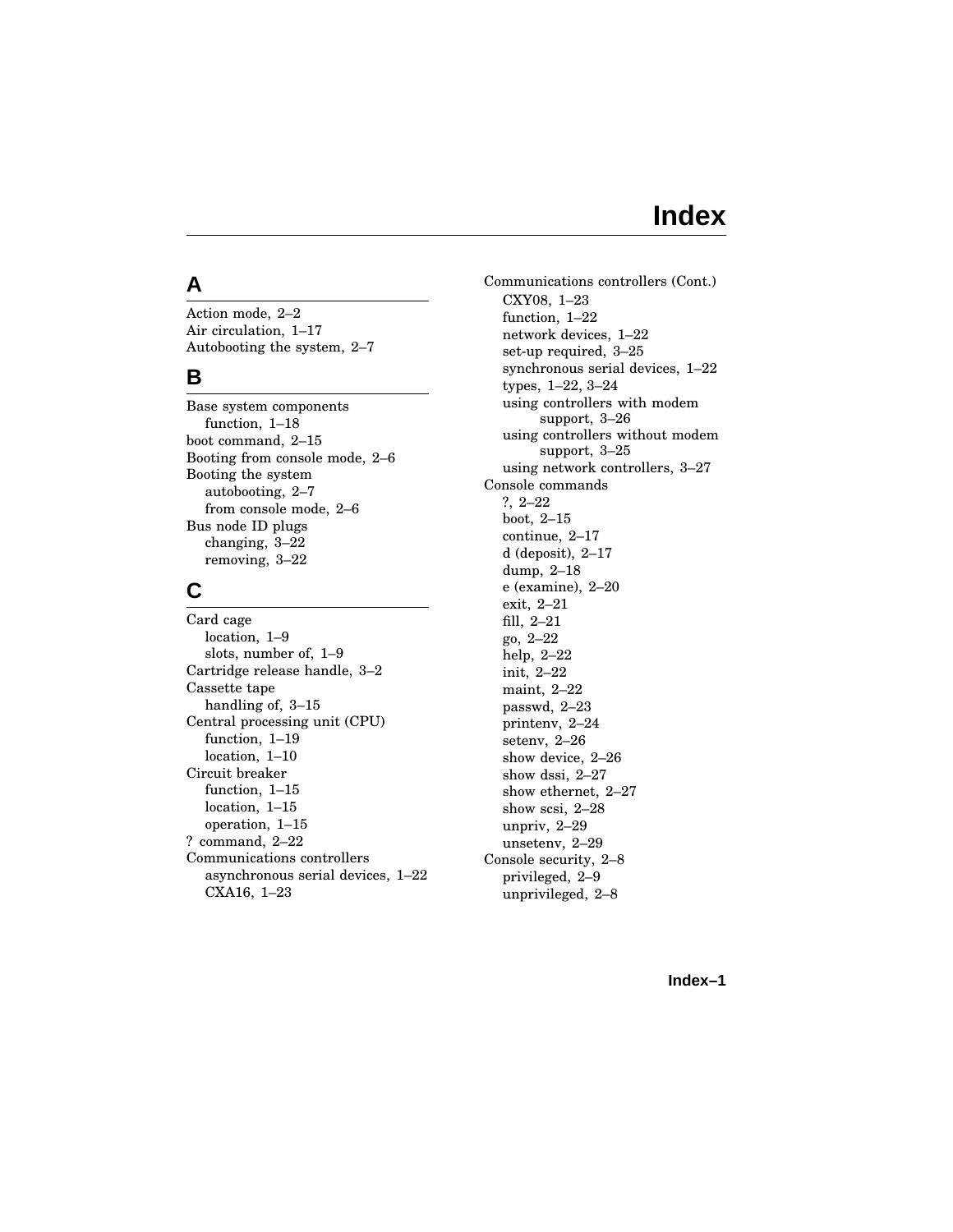# Index

## A

Action mode, 2–2
Air circulation, 1–17
Autobooting the system, 2–7

## B

Base system components
  function, 1–18
boot command, 2–15
Booting from console mode, 2–6
Booting the system
  autobooting, 2–7
  from console mode, 2–6
Bus node ID plugs
  changing, 3–22
  removing, 3–22

## C

Card cage
  location, 1–9
  slots, number of, 1–9
Cartridge release handle, 3–2
Cassette tape
  handling of, 3–15
Central processing unit (CPU)
  function, 1–19
  location, 1–10
Circuit breaker
  function, 1–15
  location, 1–15
  operation, 1–15
? command, 2–22
Communications controllers
  asynchronous serial devices, 1–22
  CXA16, 1–23
  CXY08, 1–23
  function, 1–22
  network devices, 1–22
  set-up required, 3–25
  synchronous serial devices, 1–22
  types, 1–22, 3–24
  using controllers with modem support, 3–26
  using controllers without modem support, 3–25
  using network controllers, 3–27
Console commands
  ?, 2–22
  boot, 2–15
  continue, 2–17
  d (deposit), 2–17
  dump, 2–18
  e (examine), 2–20
  exit, 2–21
  fill, 2–21
  go, 2–22
  help, 2–22
  init, 2–22
  maint, 2–22
  passwd, 2–23
  printenv, 2–24
  setenv, 2–26
  show device, 2–26
  show dssi, 2–27
  show ethernet, 2–27
  show scsi, 2–28
  unpriv, 2–29
  unsetenv, 2–29
Console security, 2–8
  privileged, 2–9
  unprivileged, 2–8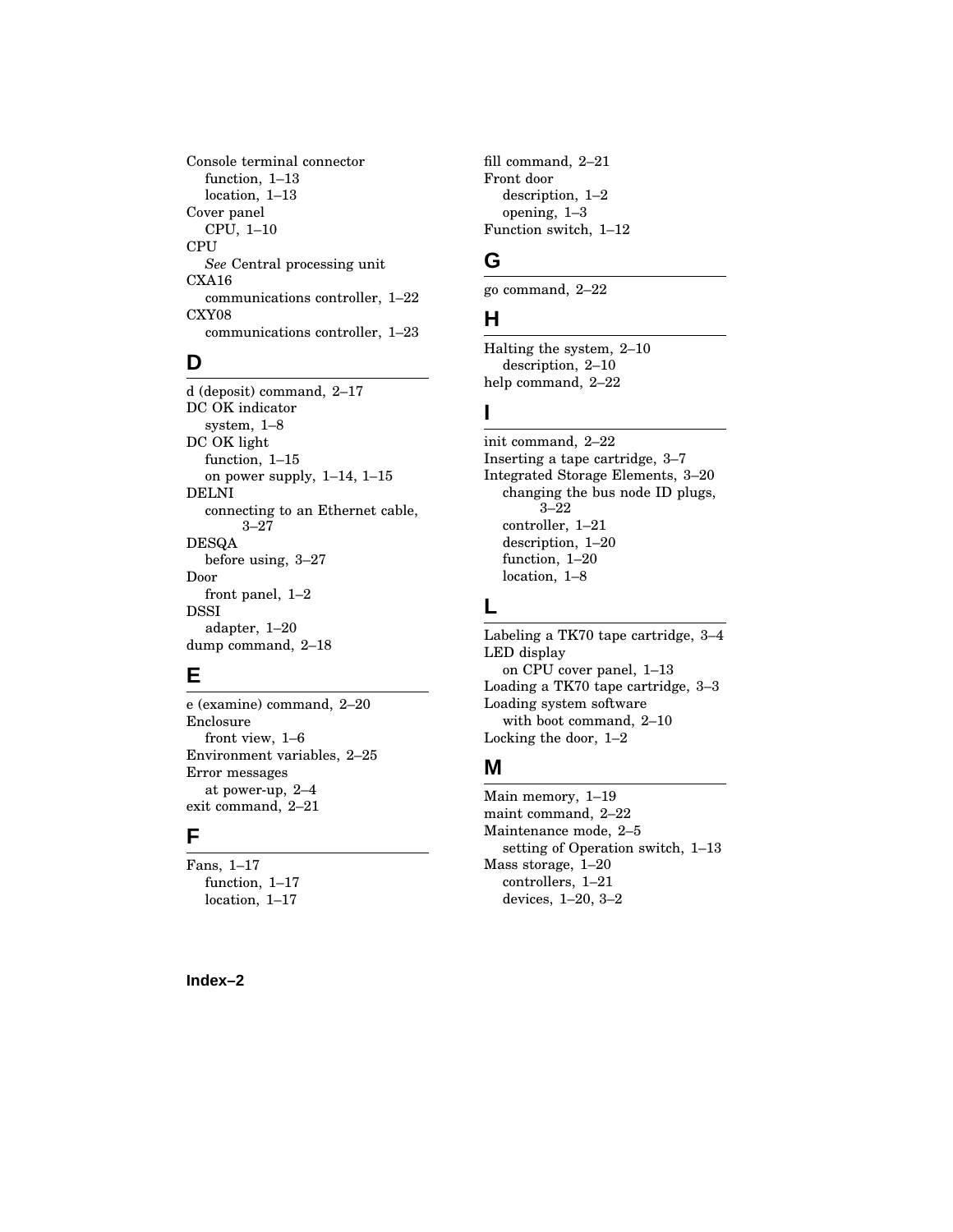Console terminal connector
  function, 1–13
  location, 1–13
Cover panel
  CPU, 1–10
CPU
  *See* Central processing unit
CXA16
  communications controller, 1–22
CXY08
  communications controller, 1–23

## D

d (deposit) command, 2–17
DC OK indicator
  system, 1–8
DC OK light
  function, 1–15
  on power supply, 1–14, 1–15
DELNI
  connecting to an Ethernet cable, 3–27
DESQA
  before using, 3–27
Door
  front panel, 1–2
DSSI
  adapter, 1–20
dump command, 2–18

## E

e (examine) command, 2–20
Enclosure
  front view, 1–6
Environment variables, 2–25
Error messages
  at power-up, 2–4
exit command, 2–21

## F

Fans, 1–17
  function, 1–17
  location, 1–17
fill command, 2–21
Front door
  description, 1–2
  opening, 1–3
Function switch, 1–12

## G

go command, 2–22

## H

Halting the system, 2–10
  description, 2–10
help command, 2–22

## I

init command, 2–22
Inserting a tape cartridge, 3–7
Integrated Storage Elements, 3–20
  changing the bus node ID plugs, 3–22
  controller, 1–21
  description, 1–20
  function, 1–20
  location, 1–8

## L

Labeling a TK70 tape cartridge, 3–4
LED display
  on CPU cover panel, 1–13
Loading a TK70 tape cartridge, 3–3
Loading system software
  with boot command, 2–10
Locking the door, 1–2

## M

Main memory, 1–19
maint command, 2–22
Maintenance mode, 2–5
  setting of Operation switch, 1–13
Mass storage, 1–20
  controllers, 1–21
  devices, 1–20, 3–2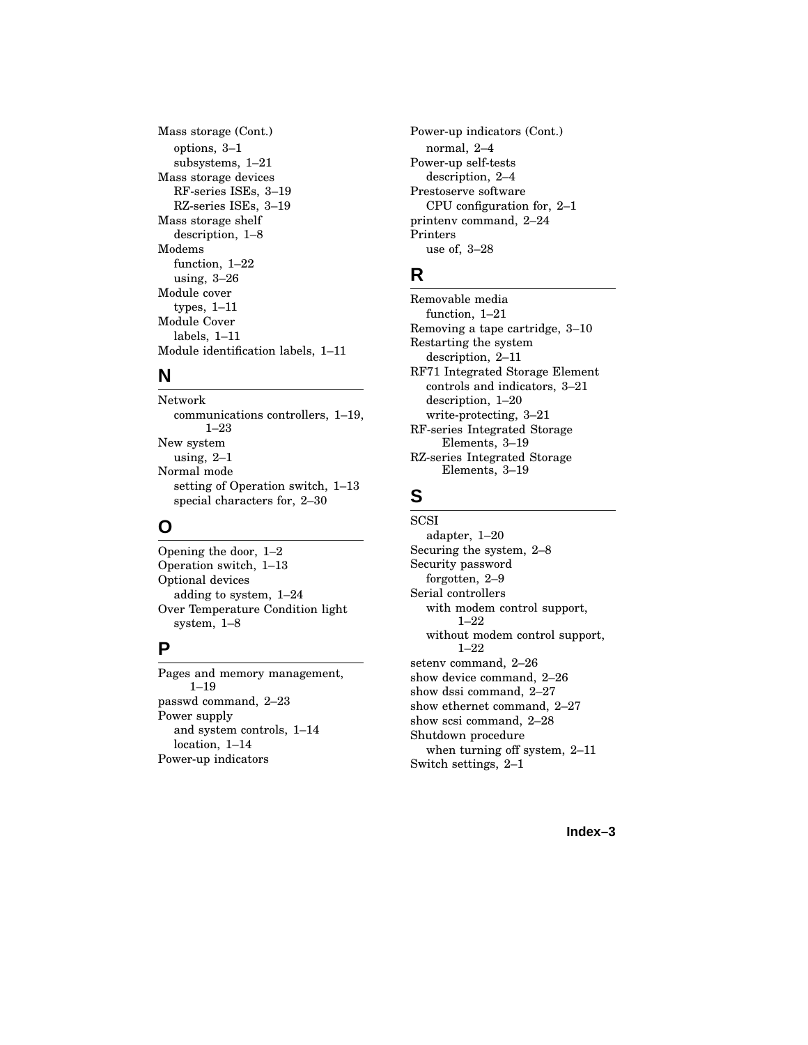Mass storage (Cont.)
- options, 3–1
- subsystems, 1–21

Mass storage devices
- RF-series ISEs, 3–19
- RZ-series ISEs, 3–19

Mass storage shelf
- description, 1–8

Modems
- function, 1–22
- using, 3–26

Module cover
- types, 1–11

Module Cover
- labels, 1–11

Module identification labels, 1–11

## N

Network
- communications controllers, 1–19, 1–23

New system
- using, 2–1

Normal mode
- setting of Operation switch, 1–13
- special characters for, 2–30

## O

Opening the door, 1–2

Operation switch, 1–13

Optional devices
- adding to system, 1–24

Over Temperature Condition light
- system, 1–8

## P

Pages and memory management, 1–19

passwd command, 2–23

Power supply
- and system controls, 1–14
- location, 1–14

Power-up indicators

Power-up indicators (Cont.)
- normal, 2–4

Power-up self-tests
- description, 2–4

Prestoserve software
- CPU configuration for, 2–1

printenv command, 2–24

Printers
- use of, 3–28

## R

Removable media
- function, 1–21

Removing a tape cartridge, 3–10

Restarting the system
- description, 2–11

RF71 Integrated Storage Element
- controls and indicators, 3–21
- description, 1–20
- write-protecting, 3–21

RF-series Integrated Storage Elements, 3–19

RZ-series Integrated Storage Elements, 3–19

## S

SCSI
- adapter, 1–20

Securing the system, 2–8

Security password
- forgotten, 2–9

Serial controllers
- with modem control support, 1–22
- without modem control support, 1–22

setenv command, 2–26

show device command, 2–26

show dssi command, 2–27

show ethernet command, 2–27

show scsi command, 2–28

Shutdown procedure
- when turning off system, 2–11

Switch settings, 2–1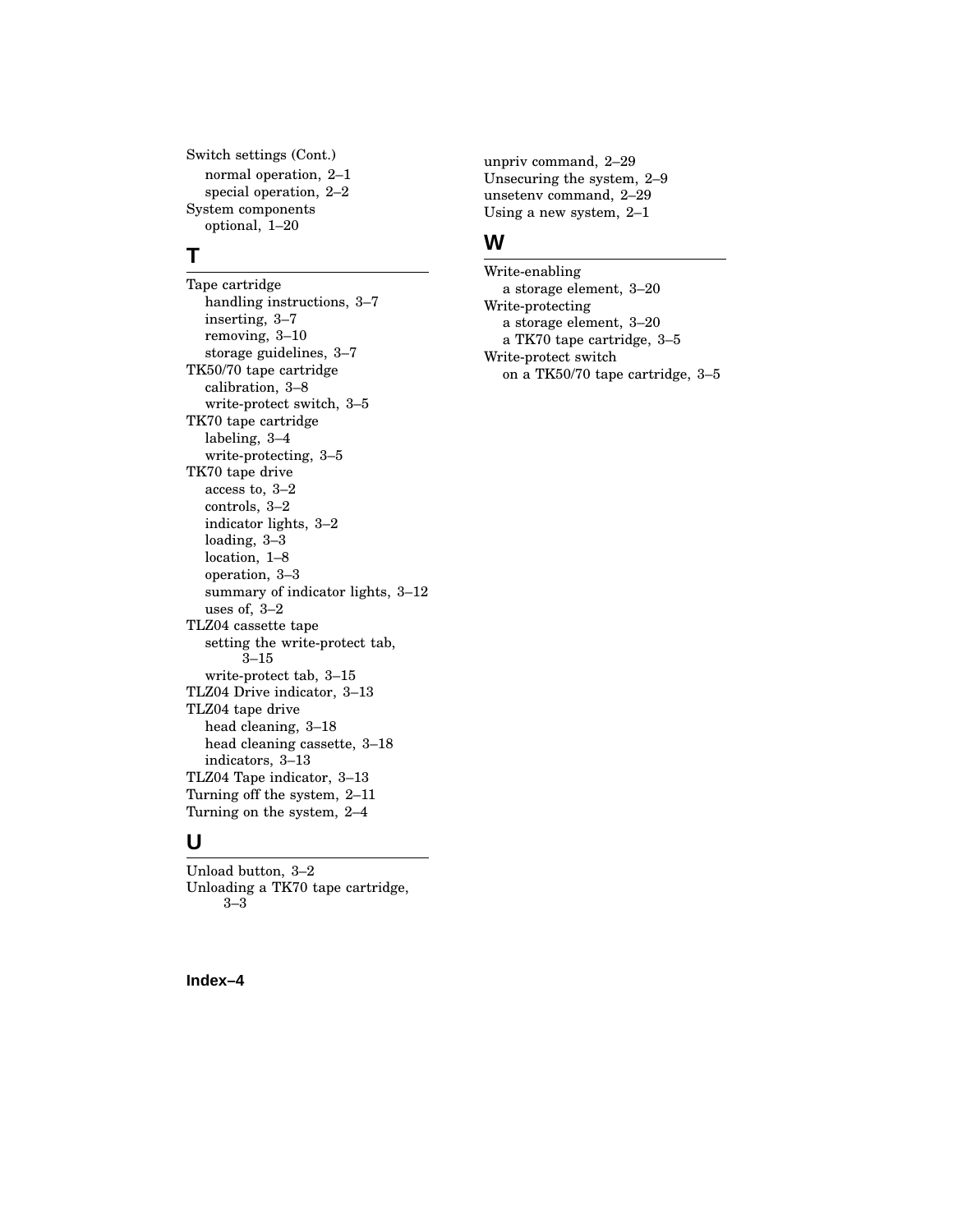Switch settings (Cont.)
  normal operation, 2–1
  special operation, 2–2
System components
  optional, 1–20

## T

Tape cartridge
  handling instructions, 3–7
  inserting, 3–7
  removing, 3–10
  storage guidelines, 3–7
TK50/70 tape cartridge
  calibration, 3–8
  write-protect switch, 3–5
TK70 tape cartridge
  labeling, 3–4
  write-protecting, 3–5
TK70 tape drive
  access to, 3–2
  controls, 3–2
  indicator lights, 3–2
  loading, 3–3
  location, 1–8
  operation, 3–3
  summary of indicator lights, 3–12
  uses of, 3–2
TLZ04 cassette tape
  setting the write-protect tab, 3–15
  write-protect tab, 3–15
TLZ04 Drive indicator, 3–13
TLZ04 tape drive
  head cleaning, 3–18
  head cleaning cassette, 3–18
  indicators, 3–13
TLZ04 Tape indicator, 3–13
Turning off the system, 2–11
Turning on the system, 2–4

## U

Unload button, 3–2
Unloading a TK70 tape cartridge, 3–3
unpriv command, 2–29
Unsecuring the system, 2–9
unsetenv command, 2–29
Using a new system, 2–1

## W

Write-enabling
  a storage element, 3–20
Write-protecting
  a storage element, 3–20
  a TK70 tape cartridge, 3–5
Write-protect switch
  on a TK50/70 tape cartridge, 3–5